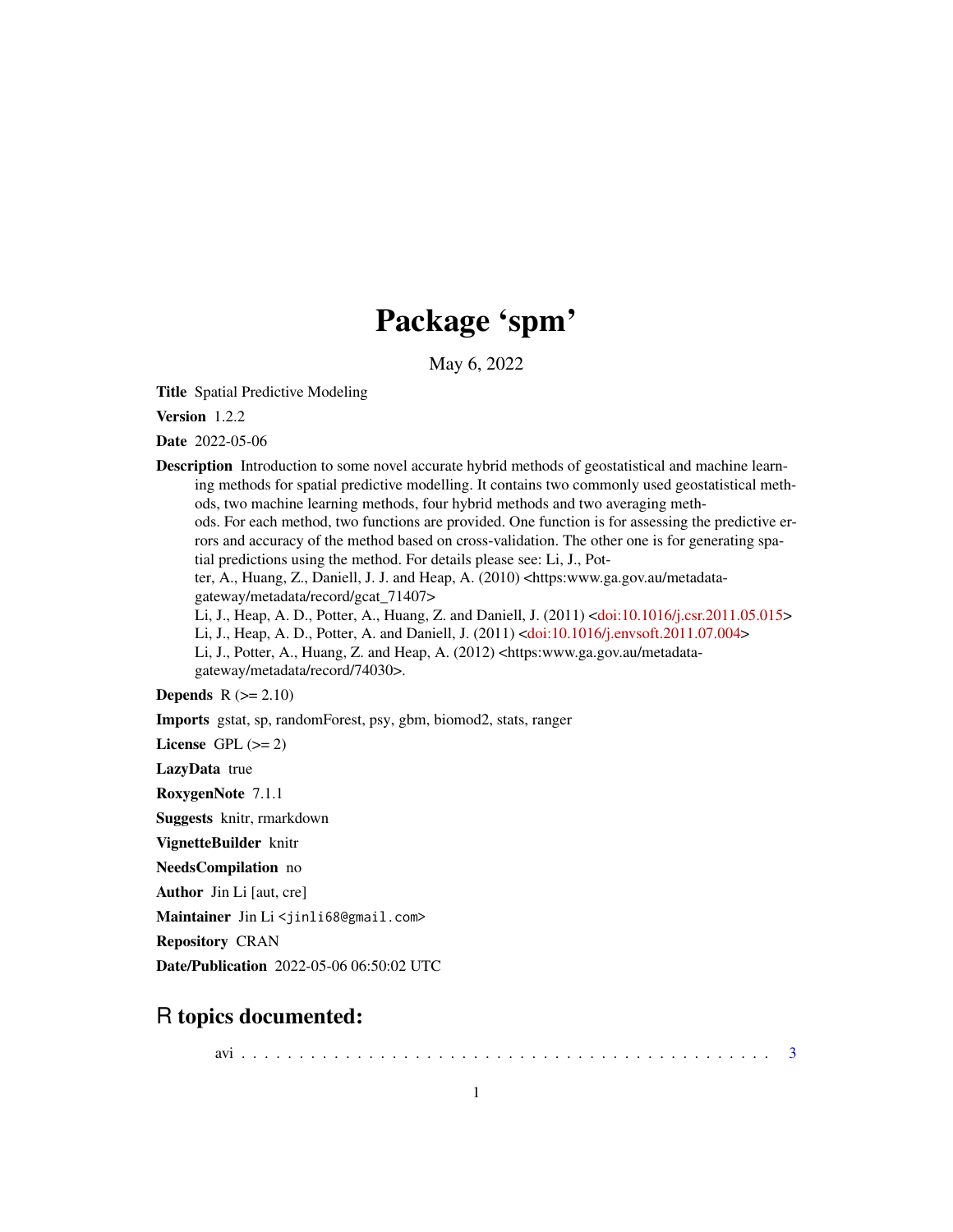# Package 'spm'

May 6, 2022

**Title** Spatial Predictive Modeling

**Version** 1.2.2

**Date** 2022-05-06

**Description** Introduction to some novel accurate hybrid methods of geostatistical and machine learning methods for spatial predictive modelling. It contains two commonly used geostatistical methods, two machine learning methods, four hybrid methods and two averaging methods. For each method, two functions are provided. One function is for assessing the predictive errors and accuracy of the method based on cross-validation. The other one is for generating spatial predictions using the method. For details please see: Li, J., Potter, A., Huang, Z., Daniell, J. J. and Heap, A. (2010) <https:www.ga.gov.au/metadata-gateway/metadata/record/gcat_71407>
Li, J., Heap, A. D., Potter, A., Huang, Z. and Daniell, J. (2011) <doi:10.1016/j.csr.2011.05.015>
Li, J., Heap, A. D., Potter, A. and Daniell, J. (2011) <doi:10.1016/j.envsoft.2011.07.004>
Li, J., Potter, A., Huang, Z. and Heap, A. (2012) <https:www.ga.gov.au/metadata-gateway/metadata/record/74030>.

**Depends** R (>= 2.10)

**Imports** gstat, sp, randomForest, psy, gbm, biomod2, stats, ranger

**License** GPL (>= 2)

**LazyData** true

**RoxygenNote** 7.1.1

**Suggests** knitr, rmarkdown

**VignetteBuilder** knitr

**NeedsCompilation** no

**Author** Jin Li [aut, cre]

**Maintainer** Jin Li <jinli68@gmail.com>

**Repository** CRAN

**Date/Publication** 2022-05-06 06:50:02 UTC

## R topics documented:

avi . . . . . . . . . . . . . . . . . . . . . . . . . . . . . . . . . . . . . . . . . . . 3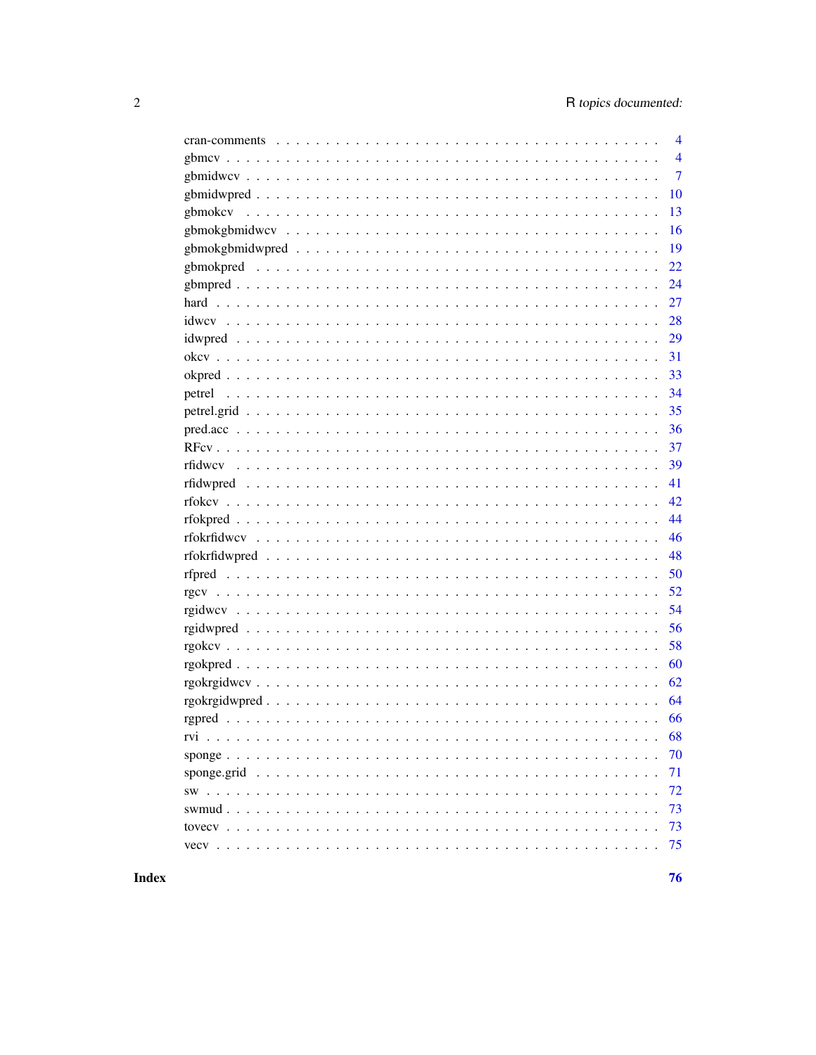| | |
|---|---|
| cran-comments | 4 |
| gbmcv | 4 |
| gbmidwcv | 7 |
| gbmidwpred | 10 |
| gbmokcv | 13 |
| gbmokgbmidwcv | 16 |
| gbmokgbmidwpred | 19 |
| gbmokpred | 22 |
| gbmpred | 24 |
| hard | 27 |
| idwcv | 28 |
| idwpred | 29 |
| okcv | 31 |
| okpred | 33 |
| petrel | 34 |
| petrel.grid | 35 |
| pred.acc | 36 |
| RFcv | 37 |
| rfidwcv | 39 |
| rfidwpred | 41 |
| rfokcv | 42 |
| rfokpred | 44 |
| rfokrfidwcv | 46 |
| rfokrfidwpred | 48 |
| rfpred | 50 |
| rgcv | 52 |
| rgidwcv | 54 |
| rgidwpred | 56 |
| rgokcv | 58 |
| rgokpred | 60 |
| rgokrgidwcv | 62 |
| rgokrgidwpred | 64 |
| rgpred | 66 |
| rvi | 68 |
| sponge | 70 |
| sponge.grid | 71 |
| sw | 72 |
| swmud | 73 |
| tovecv | 73 |
| vecv | 75 |

**Index** **76**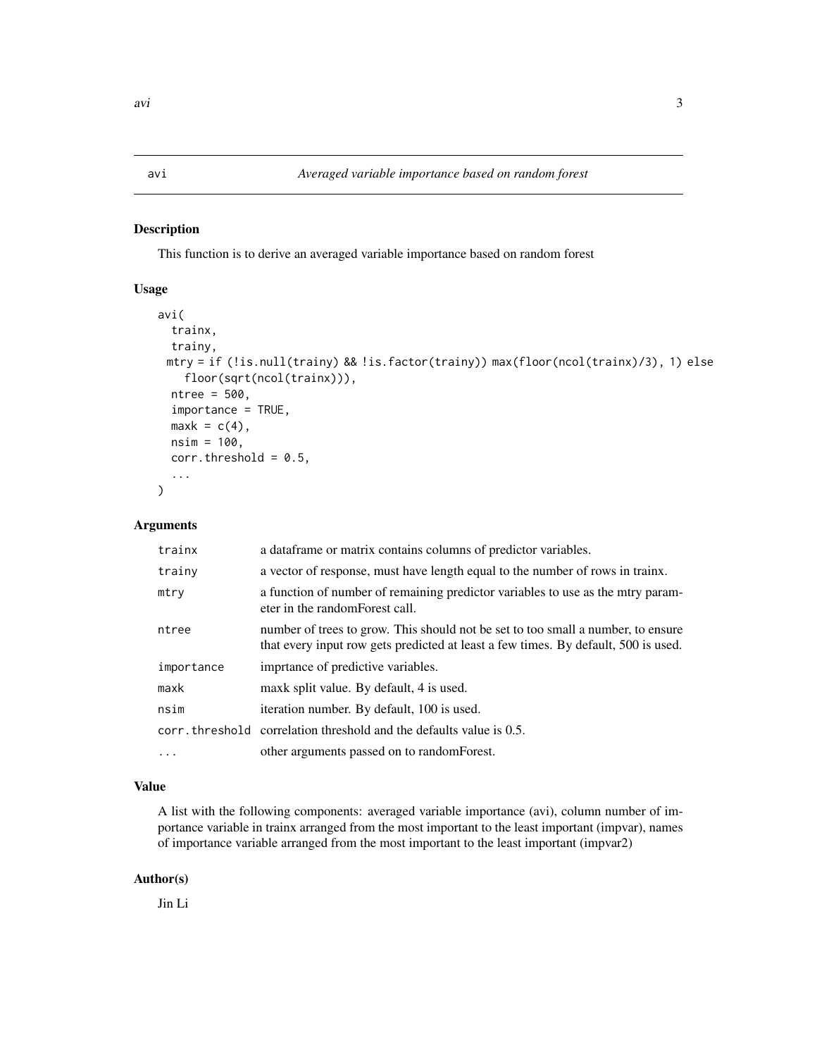# avi — *Averaged variable importance based on random forest*

## Description

This function is to derive an averaged variable importance based on random forest

## Usage

```
avi(
  trainx,
  trainy,
  mtry = if (!is.null(trainy) && !is.factor(trainy)) max(floor(ncol(trainx)/3), 1) else
    floor(sqrt(ncol(trainx))),
  ntree = 500,
  importance = TRUE,
  maxk = c(4),
  nsim = 100,
  corr.threshold = 0.5,
  ...
)
```

## Arguments

| | |
|---|---|
| `trainx` | a dataframe or matrix contains columns of predictor variables. |
| `trainy` | a vector of response, must have length equal to the number of rows in trainx. |
| `mtry` | a function of number of remaining predictor variables to use as the mtry parameter in the randomForest call. |
| `ntree` | number of trees to grow. This should not be set to too small a number, to ensure that every input row gets predicted at least a few times. By default, 500 is used. |
| `importance` | imprtance of predictive variables. |
| `maxk` | maxk split value. By default, 4 is used. |
| `nsim` | iteration number. By default, 100 is used. |
| `corr.threshold` | correlation threshold and the defaults value is 0.5. |
| `...` | other arguments passed on to randomForest. |

## Value

A list with the following components: averaged variable importance (avi), column number of importance variable in trainx arranged from the most important to the least important (impvar), names of importance variable arranged from the most important to the least important (impvar2)

## Author(s)

Jin Li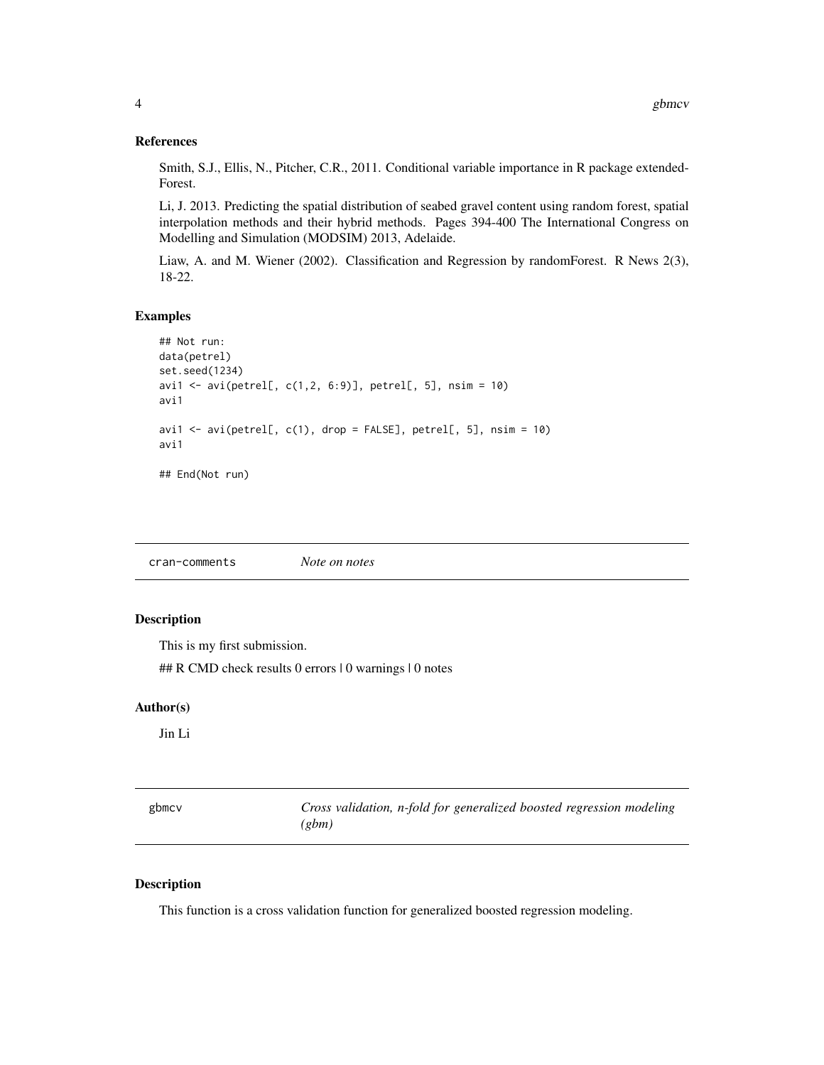### References

Smith, S.J., Ellis, N., Pitcher, C.R., 2011. Conditional variable importance in R package extended-Forest.

Li, J. 2013. Predicting the spatial distribution of seabed gravel content using random forest, spatial interpolation methods and their hybrid methods. Pages 394-400 The International Congress on Modelling and Simulation (MODSIM) 2013, Adelaide.

Liaw, A. and M. Wiener (2002). Classification and Regression by randomForest. R News 2(3), 18-22.

### Examples

```
## Not run:
data(petrel)
set.seed(1234)
avi1 <- avi(petrel[, c(1,2, 6:9)], petrel[, 5], nsim = 10)
avi1

avi1 <- avi(petrel[, c(1), drop = FALSE], petrel[, 5], nsim = 10)
avi1

## End(Not run)
```

---

## cran-comments    *Note on notes*

### Description

This is my first submission.

## R CMD check results 0 errors | 0 warnings | 0 notes

### Author(s)

Jin Li

---

## gbmcv    *Cross validation, n-fold for generalized boosted regression modeling (gbm)*

### Description

This function is a cross validation function for generalized boosted regression modeling.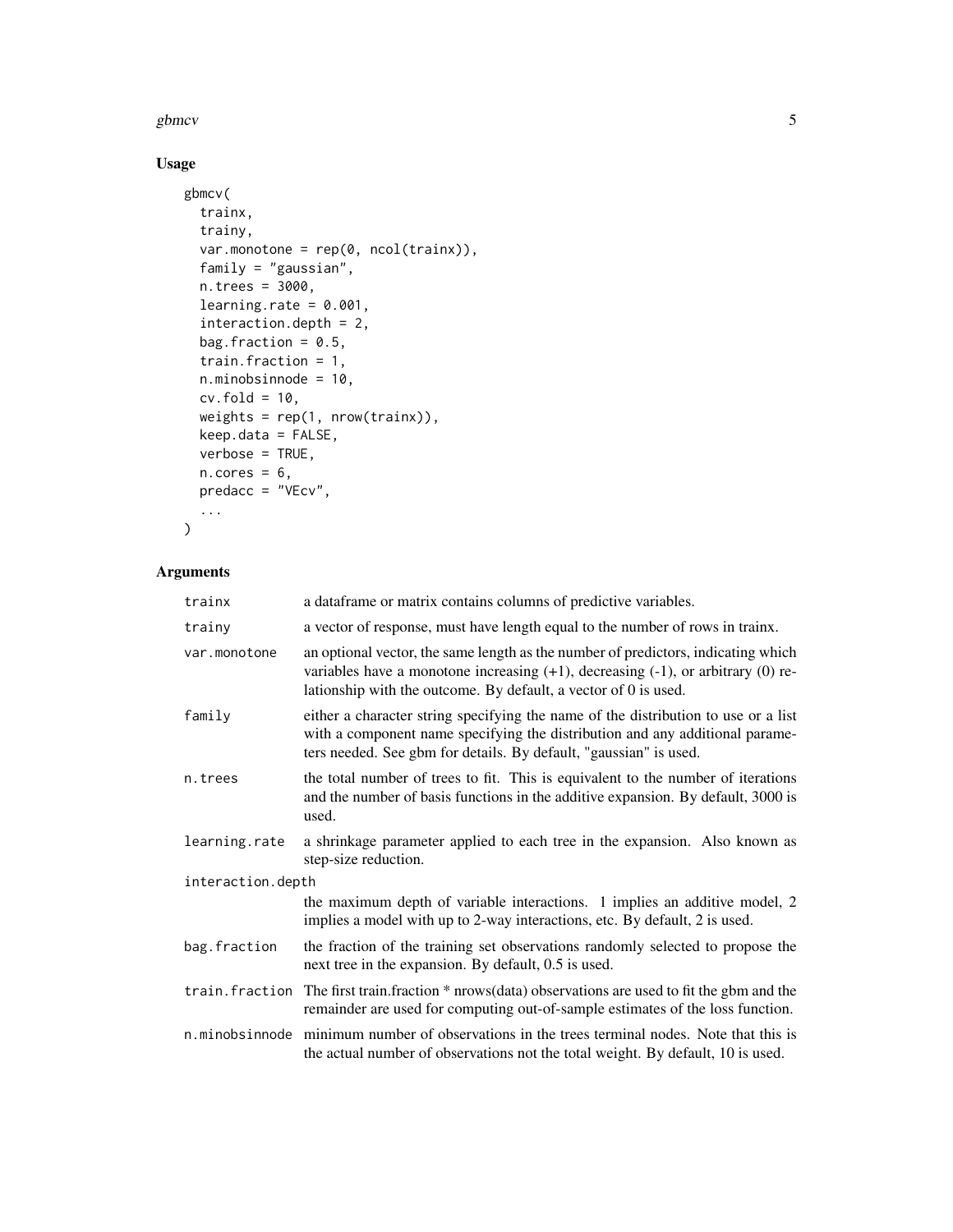## Usage

```
gbmcv(
  trainx,
  trainy,
  var.monotone = rep(0, ncol(trainx)),
  family = "gaussian",
  n.trees = 3000,
  learning.rate = 0.001,
  interaction.depth = 2,
  bag.fraction = 0.5,
  train.fraction = 1,
  n.minobsinnode = 10,
  cv.fold = 10,
  weights = rep(1, nrow(trainx)),
  keep.data = FALSE,
  verbose = TRUE,
  n.cores = 6,
  predacc = "VEcv",
  ...
)
```

## Arguments

| | |
|---|---|
| trainx | a dataframe or matrix contains columns of predictive variables. |
| trainy | a vector of response, must have length equal to the number of rows in trainx. |
| var.monotone | an optional vector, the same length as the number of predictors, indicating which variables have a monotone increasing (+1), decreasing (-1), or arbitrary (0) relationship with the outcome. By default, a vector of 0 is used. |
| family | either a character string specifying the name of the distribution to use or a list with a component name specifying the distribution and any additional parameters needed. See gbm for details. By default, "gaussian" is used. |
| n.trees | the total number of trees to fit. This is equivalent to the number of iterations and the number of basis functions in the additive expansion. By default, 3000 is used. |
| learning.rate | a shrinkage parameter applied to each tree in the expansion. Also known as step-size reduction. |
| interaction.depth | the maximum depth of variable interactions. 1 implies an additive model, 2 implies a model with up to 2-way interactions, etc. By default, 2 is used. |
| bag.fraction | the fraction of the training set observations randomly selected to propose the next tree in the expansion. By default, 0.5 is used. |
| train.fraction | The first train.fraction * nrows(data) observations are used to fit the gbm and the remainder are used for computing out-of-sample estimates of the loss function. |
| n.minobsinnode | minimum number of observations in the trees terminal nodes. Note that this is the actual number of observations not the total weight. By default, 10 is used. |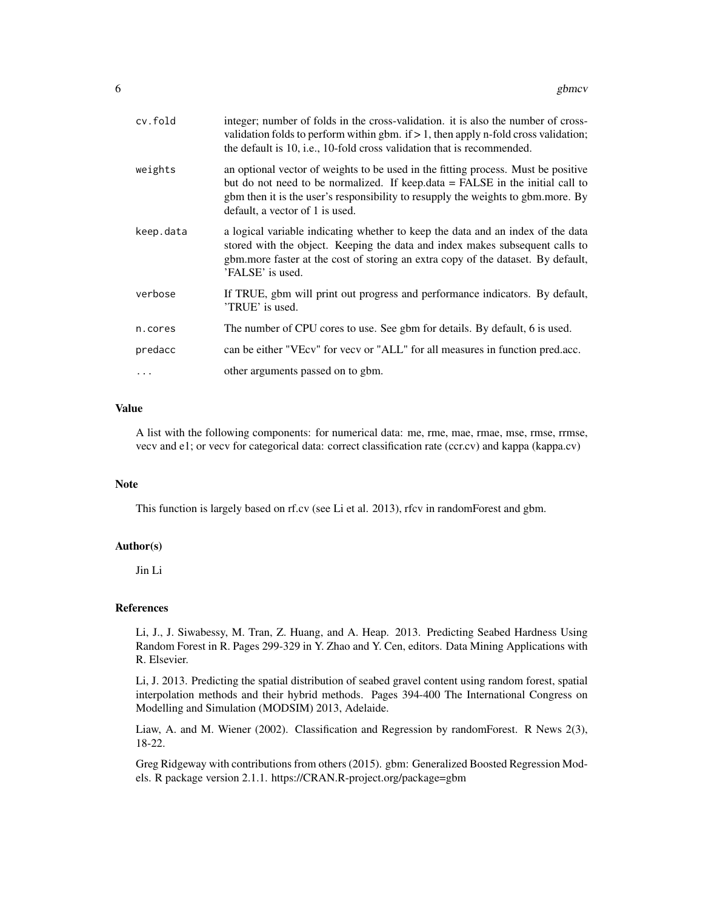| | |
|---|---|
| cv.fold | integer; number of folds in the cross-validation. it is also the number of cross-validation folds to perform within gbm. if > 1, then apply n-fold cross validation; the default is 10, i.e., 10-fold cross validation that is recommended. |
| weights | an optional vector of weights to be used in the fitting process. Must be positive but do not need to be normalized. If keep.data = FALSE in the initial call to gbm then it is the user's responsibility to resupply the weights to gbm.more. By default, a vector of 1 is used. |
| keep.data | a logical variable indicating whether to keep the data and an index of the data stored with the object. Keeping the data and index makes subsequent calls to gbm.more faster at the cost of storing an extra copy of the dataset. By default, 'FALSE' is used. |
| verbose | If TRUE, gbm will print out progress and performance indicators. By default, 'TRUE' is used. |
| n.cores | The number of CPU cores to use. See gbm for details. By default, 6 is used. |
| predacc | can be either "VEcv" for vecv or "ALL" for all measures in function pred.acc. |
| ... | other arguments passed on to gbm. |

## Value

A list with the following components: for numerical data: me, rme, mae, rmae, mse, rmse, rrmse, vecv and e1; or vecv for categorical data: correct classification rate (ccr.cv) and kappa (kappa.cv)

## Note

This function is largely based on rf.cv (see Li et al. 2013), rfcv in randomForest and gbm.

## Author(s)

Jin Li

## References

Li, J., J. Siwabessy, M. Tran, Z. Huang, and A. Heap. 2013. Predicting Seabed Hardness Using Random Forest in R. Pages 299-329 in Y. Zhao and Y. Cen, editors. Data Mining Applications with R. Elsevier.

Li, J. 2013. Predicting the spatial distribution of seabed gravel content using random forest, spatial interpolation methods and their hybrid methods. Pages 394-400 The International Congress on Modelling and Simulation (MODSIM) 2013, Adelaide.

Liaw, A. and M. Wiener (2002). Classification and Regression by randomForest. R News 2(3), 18-22.

Greg Ridgeway with contributions from others (2015). gbm: Generalized Boosted Regression Models. R package version 2.1.1. https://CRAN.R-project.org/package=gbm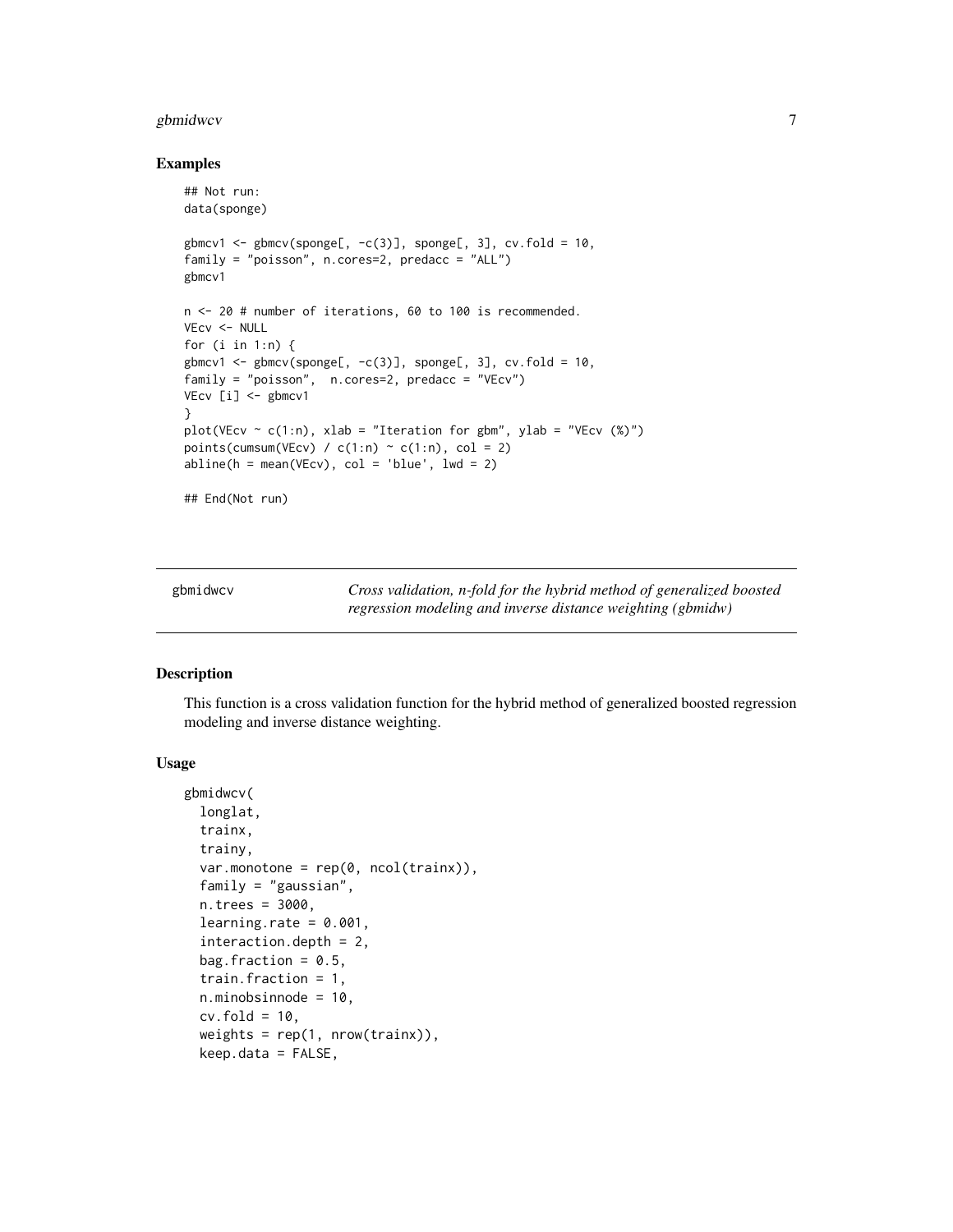### Examples

```
## Not run:
data(sponge)

gbmcv1 <- gbmcv(sponge[, -c(3)], sponge[, 3], cv.fold = 10,
family = "poisson", n.cores=2, predacc = "ALL")
gbmcv1

n <- 20 # number of iterations, 60 to 100 is recommended.
VEcv <- NULL
for (i in 1:n) {
gbmcv1 <- gbmcv(sponge[, -c(3)], sponge[, 3], cv.fold = 10,
family = "poisson",  n.cores=2, predacc = "VEcv")
VEcv [i] <- gbmcv1
}
plot(VEcv ~ c(1:n), xlab = "Iteration for gbm", ylab = "VEcv (%)")
points(cumsum(VEcv) / c(1:n) ~ c(1:n), col = 2)
abline(h = mean(VEcv), col = 'blue', lwd = 2)

## End(Not run)
```

---

## gbmidwcv

*Cross validation, n-fold for the hybrid method of generalized boosted regression modeling and inverse distance weighting (gbmidw)*

---

### Description

This function is a cross validation function for the hybrid method of generalized boosted regression modeling and inverse distance weighting.

### Usage

```
gbmidwcv(
  longlat,
  trainx,
  trainy,
  var.monotone = rep(0, ncol(trainx)),
  family = "gaussian",
  n.trees = 3000,
  learning.rate = 0.001,
  interaction.depth = 2,
  bag.fraction = 0.5,
  train.fraction = 1,
  n.minobsinnode = 10,
  cv.fold = 10,
  weights = rep(1, nrow(trainx)),
  keep.data = FALSE,
```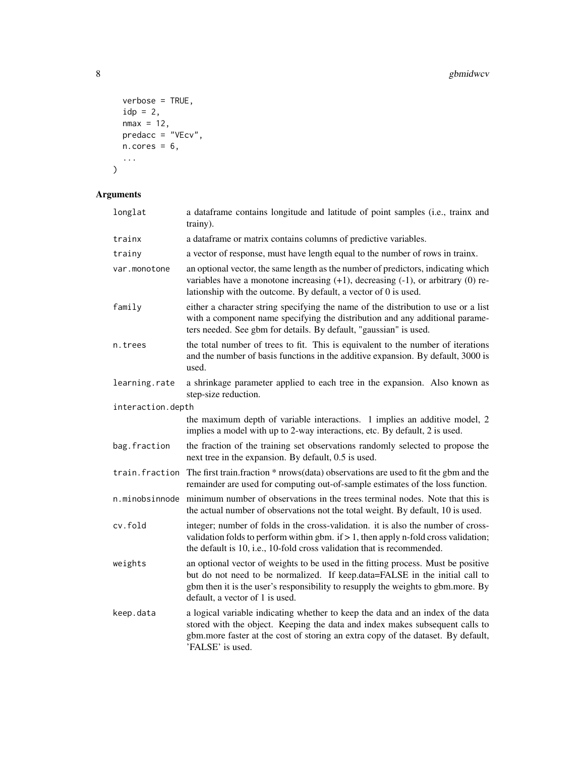```
  verbose = TRUE,
  idp = 2,
  nmax = 12,
  predacc = "VEcv",
  n.cores = 6,
  ...
)
```

## Arguments

| Argument | Description |
|---|---|
| longlat | a dataframe contains longitude and latitude of point samples (i.e., trainx and trainy). |
| trainx | a dataframe or matrix contains columns of predictive variables. |
| trainy | a vector of response, must have length equal to the number of rows in trainx. |
| var.monotone | an optional vector, the same length as the number of predictors, indicating which variables have a monotone increasing (+1), decreasing (-1), or arbitrary (0) relationship with the outcome. By default, a vector of 0 is used. |
| family | either a character string specifying the name of the distribution to use or a list with a component name specifying the distribution and any additional parameters needed. See gbm for details. By default, "gaussian" is used. |
| n.trees | the total number of trees to fit. This is equivalent to the number of iterations and the number of basis functions in the additive expansion. By default, 3000 is used. |
| learning.rate | a shrinkage parameter applied to each tree in the expansion. Also known as step-size reduction. |
| interaction.depth | the maximum depth of variable interactions. 1 implies an additive model, 2 implies a model with up to 2-way interactions, etc. By default, 2 is used. |
| bag.fraction | the fraction of the training set observations randomly selected to propose the next tree in the expansion. By default, 0.5 is used. |
| train.fraction | The first train.fraction * nrows(data) observations are used to fit the gbm and the remainder are used for computing out-of-sample estimates of the loss function. |
| n.minobsinnode | minimum number of observations in the trees terminal nodes. Note that this is the actual number of observations not the total weight. By default, 10 is used. |
| cv.fold | integer; number of folds in the cross-validation. it is also the number of cross-validation folds to perform within gbm. if > 1, then apply n-fold cross validation; the default is 10, i.e., 10-fold cross validation that is recommended. |
| weights | an optional vector of weights to be used in the fitting process. Must be positive but do not need to be normalized. If keep.data=FALSE in the initial call to gbm then it is the user's responsibility to resupply the weights to gbm.more. By default, a vector of 1 is used. |
| keep.data | a logical variable indicating whether to keep the data and an index of the data stored with the object. Keeping the data and index makes subsequent calls to gbm.more faster at the cost of storing an extra copy of the dataset. By default, 'FALSE' is used. |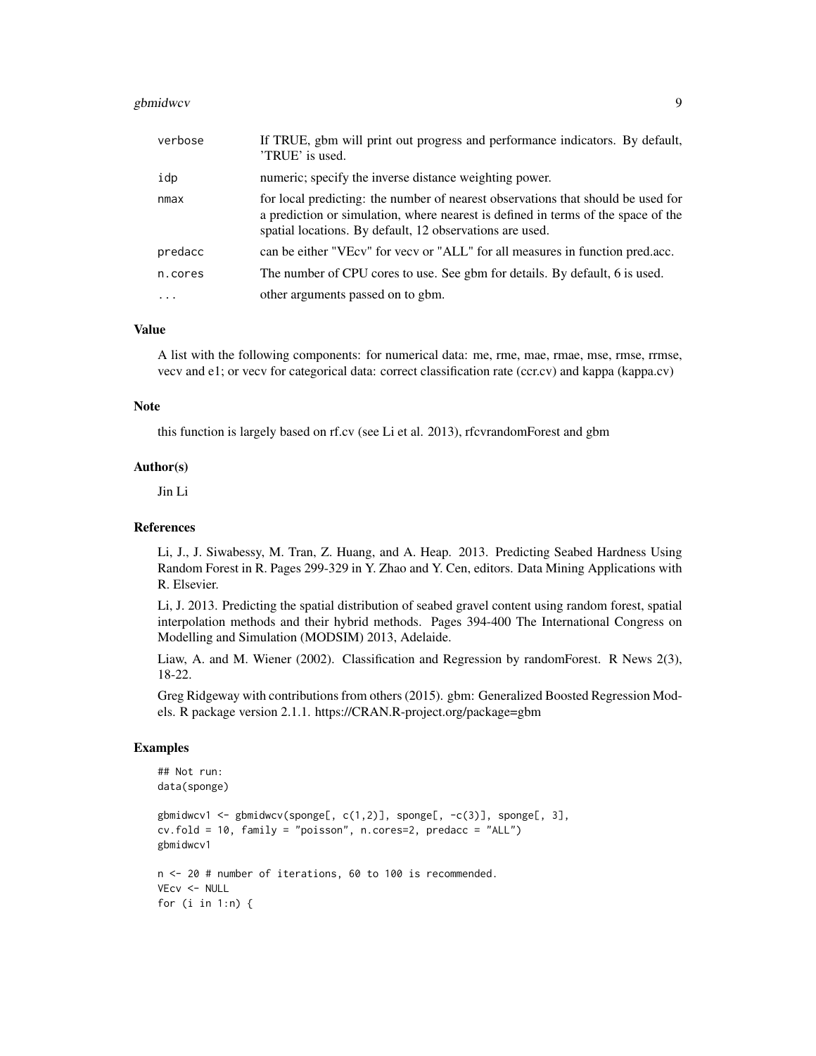| | |
|---|---|
| verbose | If TRUE, gbm will print out progress and performance indicators. By default, 'TRUE' is used. |
| idp | numeric; specify the inverse distance weighting power. |
| nmax | for local predicting: the number of nearest observations that should be used for a prediction or simulation, where nearest is defined in terms of the space of the spatial locations. By default, 12 observations are used. |
| predacc | can be either "VEcv" for vecv or "ALL" for all measures in function pred.acc. |
| n.cores | The number of CPU cores to use. See gbm for details. By default, 6 is used. |
| ... | other arguments passed on to gbm. |

### Value

A list with the following components: for numerical data: me, rme, mae, rmae, mse, rmse, rrmse, vecv and e1; or vecv for categorical data: correct classification rate (ccr.cv) and kappa (kappa.cv)

### Note

this function is largely based on rf.cv (see Li et al. 2013), rfcvrandomForest and gbm

### Author(s)

Jin Li

### References

Li, J., J. Siwabessy, M. Tran, Z. Huang, and A. Heap. 2013. Predicting Seabed Hardness Using Random Forest in R. Pages 299-329 in Y. Zhao and Y. Cen, editors. Data Mining Applications with R. Elsevier.

Li, J. 2013. Predicting the spatial distribution of seabed gravel content using random forest, spatial interpolation methods and their hybrid methods. Pages 394-400 The International Congress on Modelling and Simulation (MODSIM) 2013, Adelaide.

Liaw, A. and M. Wiener (2002). Classification and Regression by randomForest. R News 2(3), 18-22.

Greg Ridgeway with contributions from others (2015). gbm: Generalized Boosted Regression Models. R package version 2.1.1. https://CRAN.R-project.org/package=gbm

### Examples

```
## Not run:
data(sponge)

gbmidwcv1 <- gbmidwcv(sponge[, c(1,2)], sponge[, -c(3)], sponge[, 3],
cv.fold = 10, family = "poisson", n.cores=2, predacc = "ALL")
gbmidwcv1

n <- 20 # number of iterations, 60 to 100 is recommended.
VEcv <- NULL
for (i in 1:n) {
```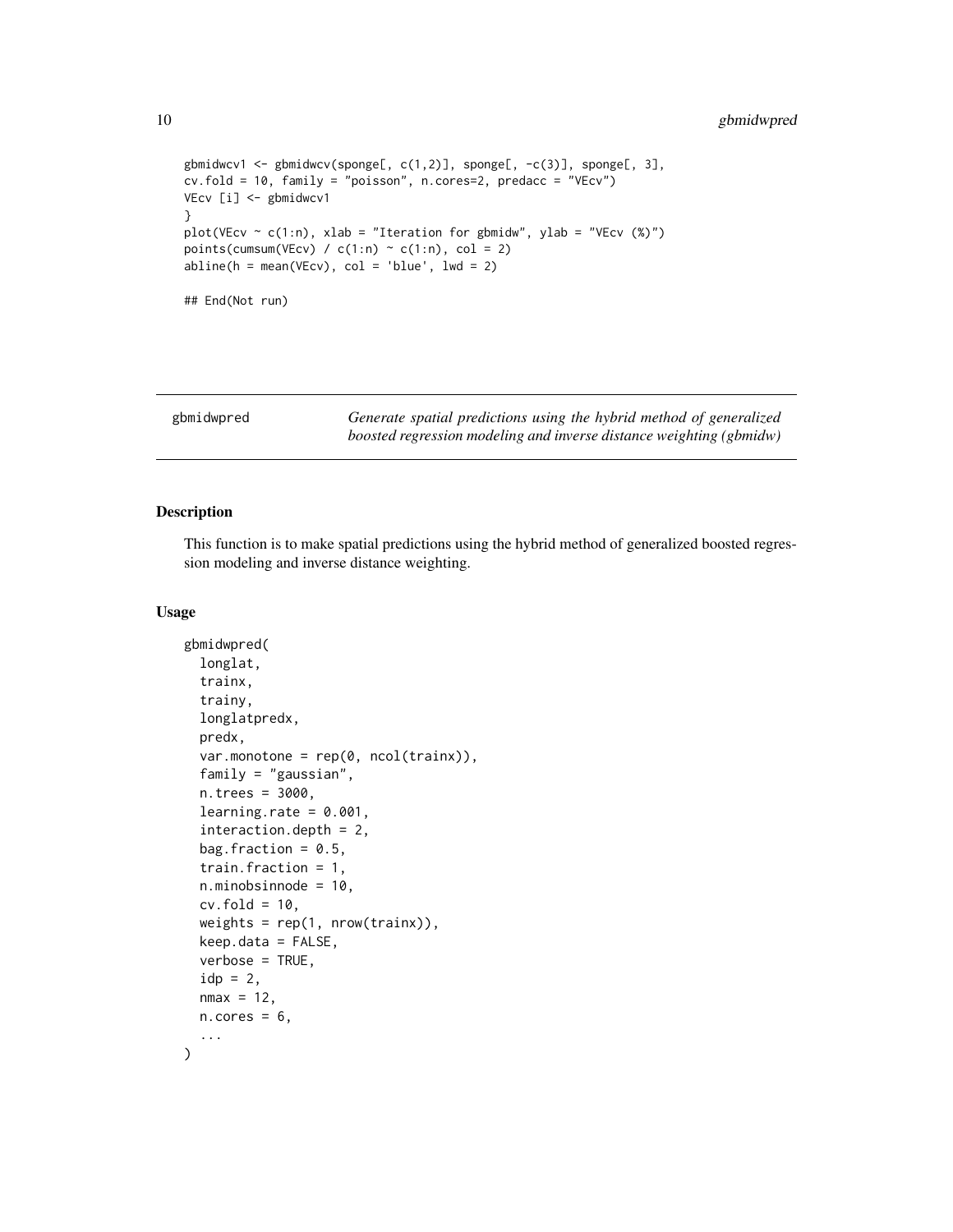```
gbmidwcv1 <- gbmidwcv(sponge[, c(1,2)], sponge[, -c(3)], sponge[, 3],
cv.fold = 10, family = "poisson", n.cores=2, predacc = "VEcv")
VEcv [i] <- gbmidwcv1
}
plot(VEcv ~ c(1:n), xlab = "Iteration for gbmidw", ylab = "VEcv (%)")
points(cumsum(VEcv) / c(1:n) ~ c(1:n), col = 2)
abline(h = mean(VEcv), col = 'blue', lwd = 2)

## End(Not run)
```

---

gbmidwpred — *Generate spatial predictions using the hybrid method of generalized boosted regression modeling and inverse distance weighting (gbmidw)*

---

### Description

This function is to make spatial predictions using the hybrid method of generalized boosted regression modeling and inverse distance weighting.

### Usage

```
gbmidwpred(
  longlat,
  trainx,
  trainy,
  longlatpredx,
  predx,
  var.monotone = rep(0, ncol(trainx)),
  family = "gaussian",
  n.trees = 3000,
  learning.rate = 0.001,
  interaction.depth = 2,
  bag.fraction = 0.5,
  train.fraction = 1,
  n.minobsinnode = 10,
  cv.fold = 10,
  weights = rep(1, nrow(trainx)),
  keep.data = FALSE,
  verbose = TRUE,
  idp = 2,
  nmax = 12,
  n.cores = 6,
  ...
)
```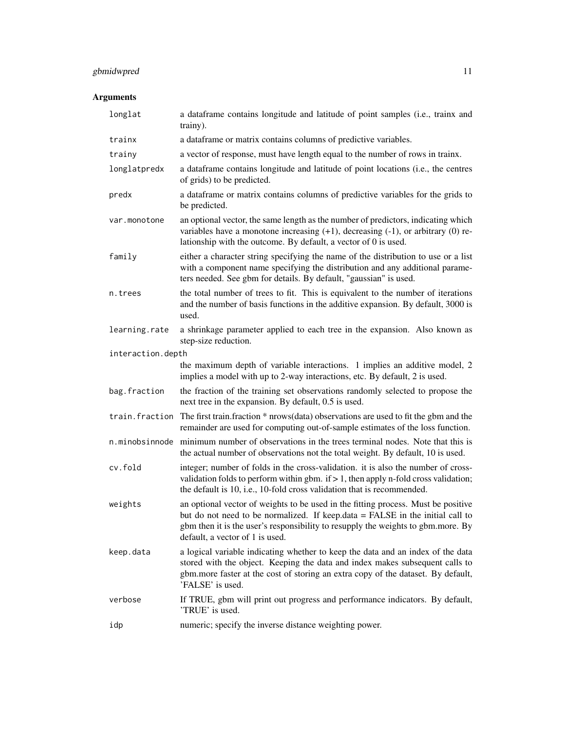## Arguments

| | |
|---|---|
| `longlat` | a dataframe contains longitude and latitude of point samples (i.e., trainx and trainy). |
| `trainx` | a dataframe or matrix contains columns of predictive variables. |
| `trainy` | a vector of response, must have length equal to the number of rows in trainx. |
| `longlatpredx` | a dataframe contains longitude and latitude of point locations (i.e., the centres of grids) to be predicted. |
| `predx` | a dataframe or matrix contains columns of predictive variables for the grids to be predicted. |
| `var.monotone` | an optional vector, the same length as the number of predictors, indicating which variables have a monotone increasing (+1), decreasing (-1), or arbitrary (0) relationship with the outcome. By default, a vector of 0 is used. |
| `family` | either a character string specifying the name of the distribution to use or a list with a component name specifying the distribution and any additional parameters needed. See gbm for details. By default, "gaussian" is used. |
| `n.trees` | the total number of trees to fit. This is equivalent to the number of iterations and the number of basis functions in the additive expansion. By default, 3000 is used. |
| `learning.rate` | a shrinkage parameter applied to each tree in the expansion. Also known as step-size reduction. |
| `interaction.depth` | the maximum depth of variable interactions. 1 implies an additive model, 2 implies a model with up to 2-way interactions, etc. By default, 2 is used. |
| `bag.fraction` | the fraction of the training set observations randomly selected to propose the next tree in the expansion. By default, 0.5 is used. |
| `train.fraction` | The first train.fraction * nrows(data) observations are used to fit the gbm and the remainder are used for computing out-of-sample estimates of the loss function. |
| `n.minobsinnode` | minimum number of observations in the trees terminal nodes. Note that this is the actual number of observations not the total weight. By default, 10 is used. |
| `cv.fold` | integer; number of folds in the cross-validation. it is also the number of cross-validation folds to perform within gbm. if > 1, then apply n-fold cross validation; the default is 10, i.e., 10-fold cross validation that is recommended. |
| `weights` | an optional vector of weights to be used in the fitting process. Must be positive but do not need to be normalized. If keep.data = FALSE in the initial call to gbm then it is the user's responsibility to resupply the weights to gbm.more. By default, a vector of 1 is used. |
| `keep.data` | a logical variable indicating whether to keep the data and an index of the data stored with the object. Keeping the data and index makes subsequent calls to gbm.more faster at the cost of storing an extra copy of the dataset. By default, 'FALSE' is used. |
| `verbose` | If TRUE, gbm will print out progress and performance indicators. By default, 'TRUE' is used. |
| `idp` | numeric; specify the inverse distance weighting power. |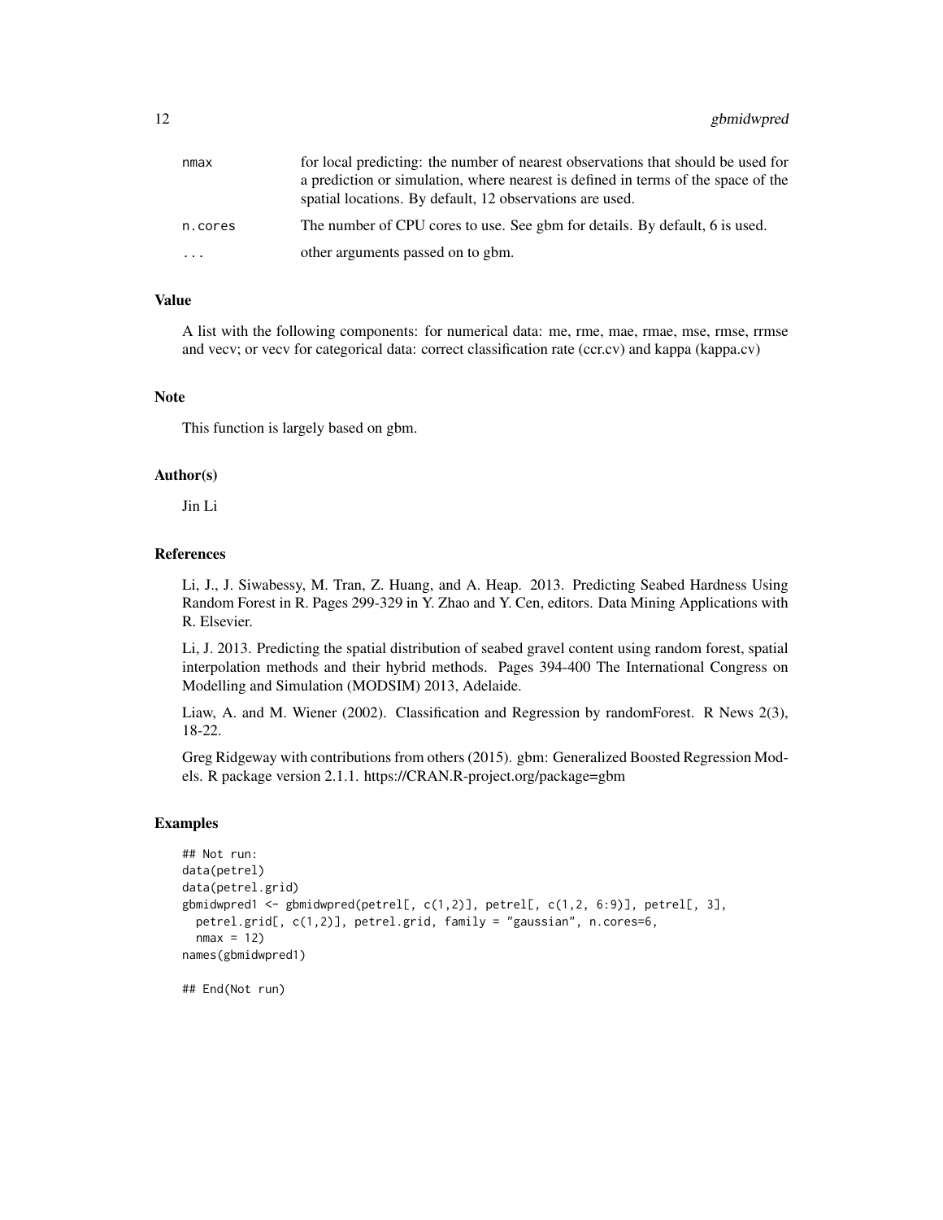| | |
|---|---|
| nmax | for local predicting: the number of nearest observations that should be used for a prediction or simulation, where nearest is defined in terms of the space of the spatial locations. By default, 12 observations are used. |
| n.cores | The number of CPU cores to use. See gbm for details. By default, 6 is used. |
| ... | other arguments passed on to gbm. |

## Value

A list with the following components: for numerical data: me, rme, mae, rmae, mse, rmse, rrmse and vecv; or vecv for categorical data: correct classification rate (ccr.cv) and kappa (kappa.cv)

## Note

This function is largely based on gbm.

## Author(s)

Jin Li

## References

Li, J., J. Siwabessy, M. Tran, Z. Huang, and A. Heap. 2013. Predicting Seabed Hardness Using Random Forest in R. Pages 299-329 in Y. Zhao and Y. Cen, editors. Data Mining Applications with R. Elsevier.

Li, J. 2013. Predicting the spatial distribution of seabed gravel content using random forest, spatial interpolation methods and their hybrid methods. Pages 394-400 The International Congress on Modelling and Simulation (MODSIM) 2013, Adelaide.

Liaw, A. and M. Wiener (2002). Classification and Regression by randomForest. R News 2(3), 18-22.

Greg Ridgeway with contributions from others (2015). gbm: Generalized Boosted Regression Models. R package version 2.1.1. https://CRAN.R-project.org/package=gbm

## Examples

```
## Not run:
data(petrel)
data(petrel.grid)
gbmidwpred1 <- gbmidwpred(petrel[, c(1,2)], petrel[, c(1,2, 6:9)], petrel[, 3],
  petrel.grid[, c(1,2)], petrel.grid, family = "gaussian", n.cores=6,
  nmax = 12)
names(gbmidwpred1)

## End(Not run)
```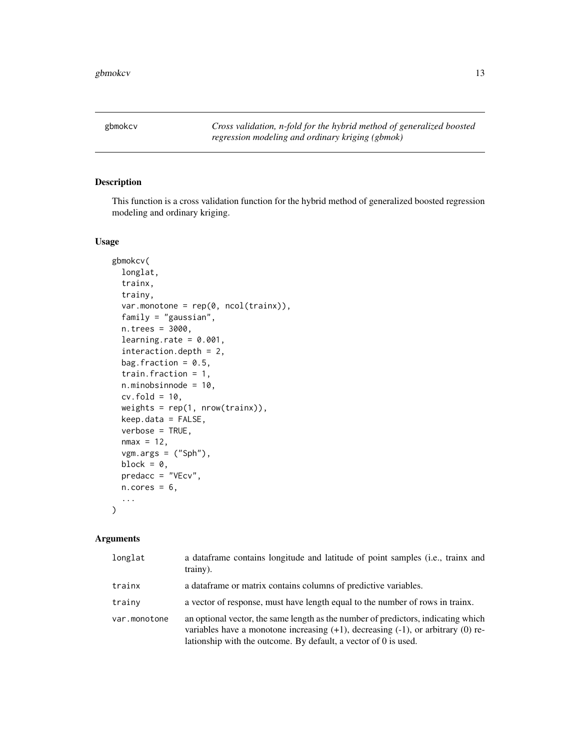gbmokcv — *Cross validation, n-fold for the hybrid method of generalized boosted regression modeling and ordinary kriging (gbmok)*

## Description

This function is a cross validation function for the hybrid method of generalized boosted regression modeling and ordinary kriging.

## Usage

```
gbmokcv(
  longlat,
  trainx,
  trainy,
  var.monotone = rep(0, ncol(trainx)),
  family = "gaussian",
  n.trees = 3000,
  learning.rate = 0.001,
  interaction.depth = 2,
  bag.fraction = 0.5,
  train.fraction = 1,
  n.minobsinnode = 10,
  cv.fold = 10,
  weights = rep(1, nrow(trainx)),
  keep.data = FALSE,
  verbose = TRUE,
  nmax = 12,
  vgm.args = ("Sph"),
  block = 0,
  predacc = "VEcv",
  n.cores = 6,
  ...
)
```

## Arguments

| | |
|---|---|
| longlat | a dataframe contains longitude and latitude of point samples (i.e., trainx and trainy). |
| trainx | a dataframe or matrix contains columns of predictive variables. |
| trainy | a vector of response, must have length equal to the number of rows in trainx. |
| var.monotone | an optional vector, the same length as the number of predictors, indicating which variables have a monotone increasing (+1), decreasing (-1), or arbitrary (0) relationship with the outcome. By default, a vector of 0 is used. |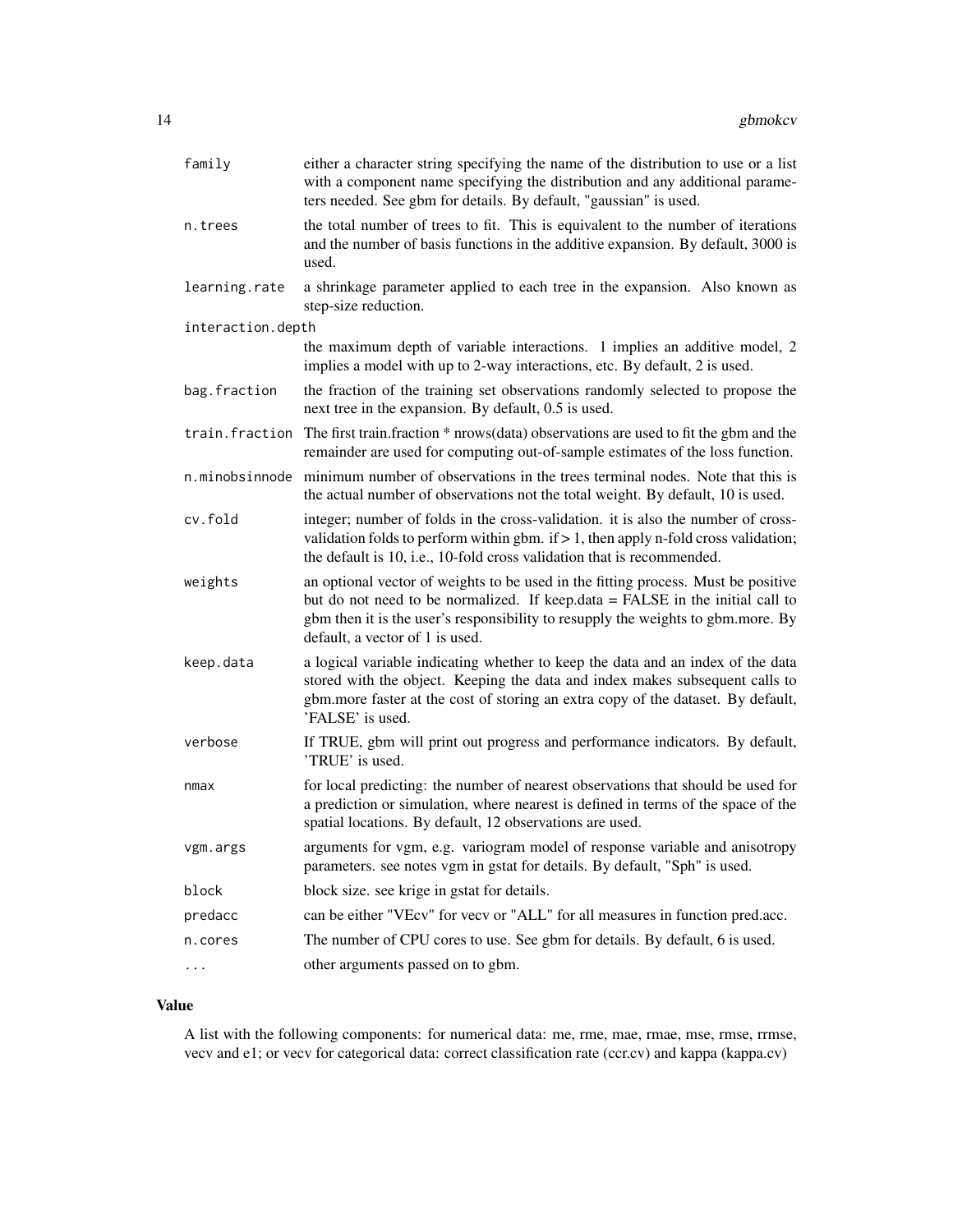| | |
|---|---|
| family | either a character string specifying the name of the distribution to use or a list with a component name specifying the distribution and any additional parameters needed. See gbm for details. By default, "gaussian" is used. |
| n.trees | the total number of trees to fit. This is equivalent to the number of iterations and the number of basis functions in the additive expansion. By default, 3000 is used. |
| learning.rate | a shrinkage parameter applied to each tree in the expansion. Also known as step-size reduction. |
| interaction.depth | the maximum depth of variable interactions. 1 implies an additive model, 2 implies a model with up to 2-way interactions, etc. By default, 2 is used. |
| bag.fraction | the fraction of the training set observations randomly selected to propose the next tree in the expansion. By default, 0.5 is used. |
| train.fraction | The first train.fraction * nrows(data) observations are used to fit the gbm and the remainder are used for computing out-of-sample estimates of the loss function. |
| n.minobsinnode | minimum number of observations in the trees terminal nodes. Note that this is the actual number of observations not the total weight. By default, 10 is used. |
| cv.fold | integer; number of folds in the cross-validation. it is also the number of cross-validation folds to perform within gbm. if > 1, then apply n-fold cross validation; the default is 10, i.e., 10-fold cross validation that is recommended. |
| weights | an optional vector of weights to be used in the fitting process. Must be positive but do not need to be normalized. If keep.data = FALSE in the initial call to gbm then it is the user's responsibility to resupply the weights to gbm.more. By default, a vector of 1 is used. |
| keep.data | a logical variable indicating whether to keep the data and an index of the data stored with the object. Keeping the data and index makes subsequent calls to gbm.more faster at the cost of storing an extra copy of the dataset. By default, 'FALSE' is used. |
| verbose | If TRUE, gbm will print out progress and performance indicators. By default, 'TRUE' is used. |
| nmax | for local predicting: the number of nearest observations that should be used for a prediction or simulation, where nearest is defined in terms of the space of the spatial locations. By default, 12 observations are used. |
| vgm.args | arguments for vgm, e.g. variogram model of response variable and anisotropy parameters. see notes vgm in gstat for details. By default, "Sph" is used. |
| block | block size. see krige in gstat for details. |
| predacc | can be either "VEcv" for vecv or "ALL" for all measures in function pred.acc. |
| n.cores | The number of CPU cores to use. See gbm for details. By default, 6 is used. |
| ... | other arguments passed on to gbm. |

## Value

A list with the following components: for numerical data: me, rme, mae, rmae, mse, rmse, rrmse, vecv and e1; or vecv for categorical data: correct classification rate (ccr.cv) and kappa (kappa.cv)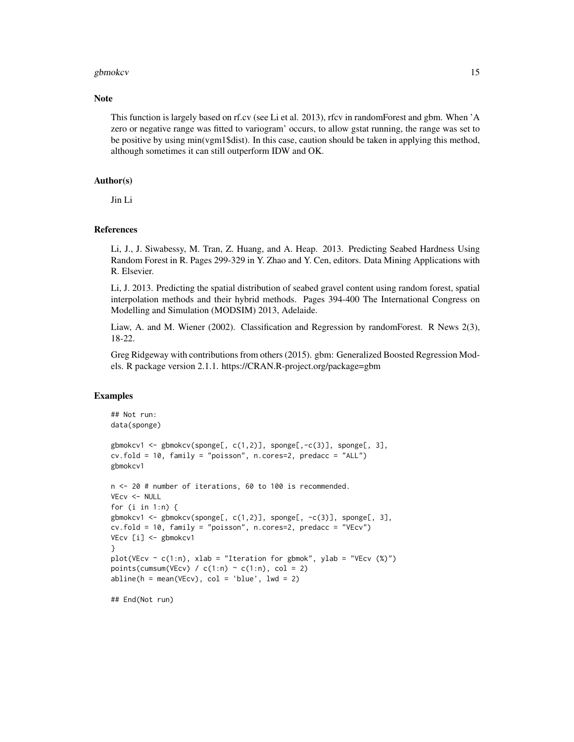## Note

This function is largely based on rf.cv (see Li et al. 2013), rfcv in randomForest and gbm. When 'A zero or negative range was fitted to variogram' occurs, to allow gstat running, the range was set to be positive by using min(vgm1$dist). In this case, caution should be taken in applying this method, although sometimes it can still outperform IDW and OK.

## Author(s)

Jin Li

## References

Li, J., J. Siwabessy, M. Tran, Z. Huang, and A. Heap. 2013. Predicting Seabed Hardness Using Random Forest in R. Pages 299-329 in Y. Zhao and Y. Cen, editors. Data Mining Applications with R. Elsevier.

Li, J. 2013. Predicting the spatial distribution of seabed gravel content using random forest, spatial interpolation methods and their hybrid methods. Pages 394-400 The International Congress on Modelling and Simulation (MODSIM) 2013, Adelaide.

Liaw, A. and M. Wiener (2002). Classification and Regression by randomForest. R News 2(3), 18-22.

Greg Ridgeway with contributions from others (2015). gbm: Generalized Boosted Regression Models. R package version 2.1.1. https://CRAN.R-project.org/package=gbm

## Examples

```
## Not run:
data(sponge)

gbmokcv1 <- gbmokcv(sponge[, c(1,2)], sponge[,-c(3)], sponge[, 3],
cv.fold = 10, family = "poisson", n.cores=2, predacc = "ALL")
gbmokcv1

n <- 20 # number of iterations, 60 to 100 is recommended.
VEcv <- NULL
for (i in 1:n) {
gbmokcv1 <- gbmokcv(sponge[, c(1,2)], sponge[, -c(3)], sponge[, 3],
cv.fold = 10, family = "poisson", n.cores=2, predacc = "VEcv")
VEcv [i] <- gbmokcv1
}
plot(VEcv ~ c(1:n), xlab = "Iteration for gbmok", ylab = "VEcv (%)")
points(cumsum(VEcv) / c(1:n) ~ c(1:n), col = 2)
abline(h = mean(VEcv), col = 'blue', lwd = 2)

## End(Not run)
```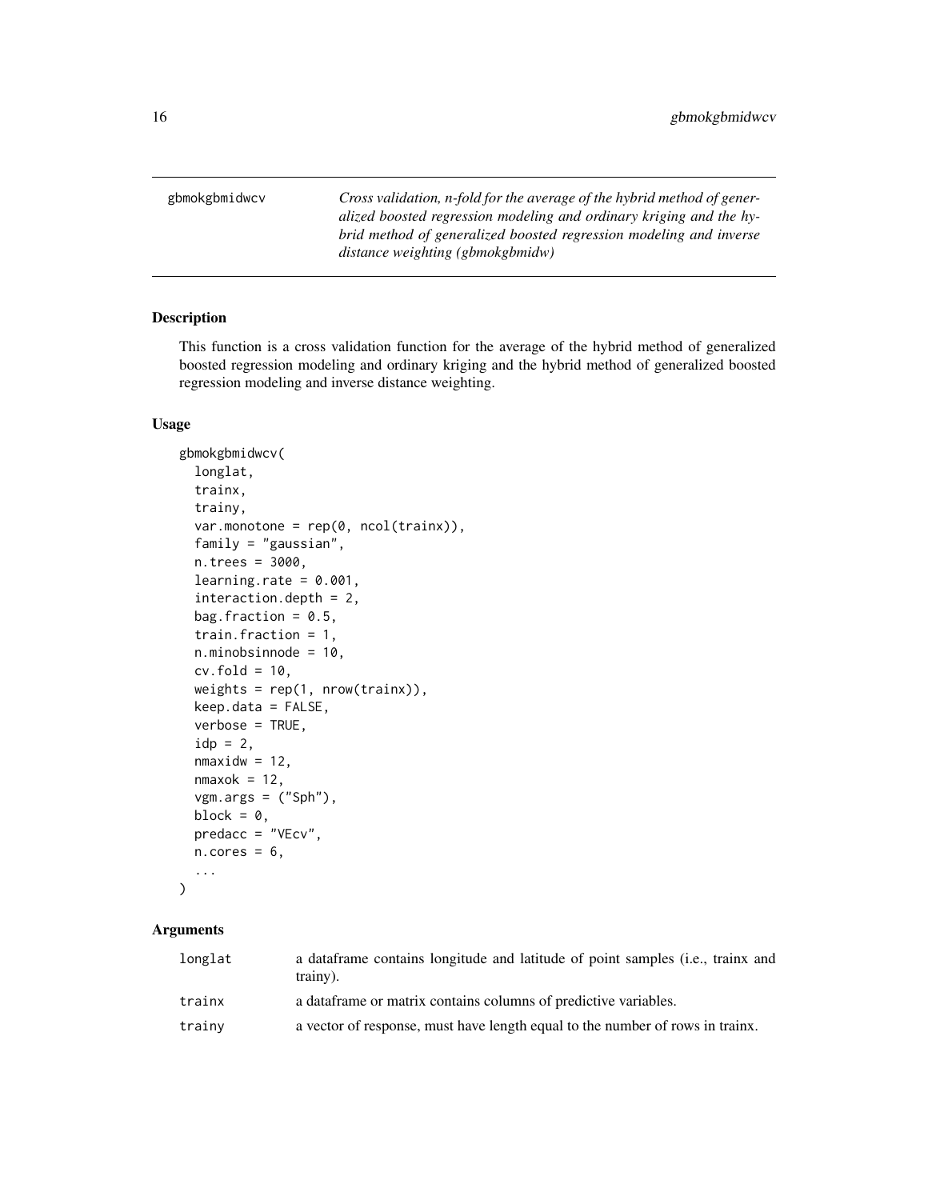gbmokgbmidwcv *Cross validation, n-fold for the average of the hybrid method of generalized boosted regression modeling and ordinary kriging and the hybrid method of generalized boosted regression modeling and inverse distance weighting (gbmokgbmidw)*

## Description

This function is a cross validation function for the average of the hybrid method of generalized boosted regression modeling and ordinary kriging and the hybrid method of generalized boosted regression modeling and inverse distance weighting.

## Usage

```
gbmokgbmidwcv(
  longlat,
  trainx,
  trainy,
  var.monotone = rep(0, ncol(trainx)),
  family = "gaussian",
  n.trees = 3000,
  learning.rate = 0.001,
  interaction.depth = 2,
  bag.fraction = 0.5,
  train.fraction = 1,
  n.minobsinnode = 10,
  cv.fold = 10,
  weights = rep(1, nrow(trainx)),
  keep.data = FALSE,
  verbose = TRUE,
  idp = 2,
  nmaxidw = 12,
  nmaxok = 12,
  vgm.args = ("Sph"),
  block = 0,
  predacc = "VEcv",
  n.cores = 6,
  ...
)
```

## Arguments

| | |
|---|---|
| longlat | a dataframe contains longitude and latitude of point samples (i.e., trainx and trainy). |
| trainx | a dataframe or matrix contains columns of predictive variables. |
| trainy | a vector of response, must have length equal to the number of rows in trainx. |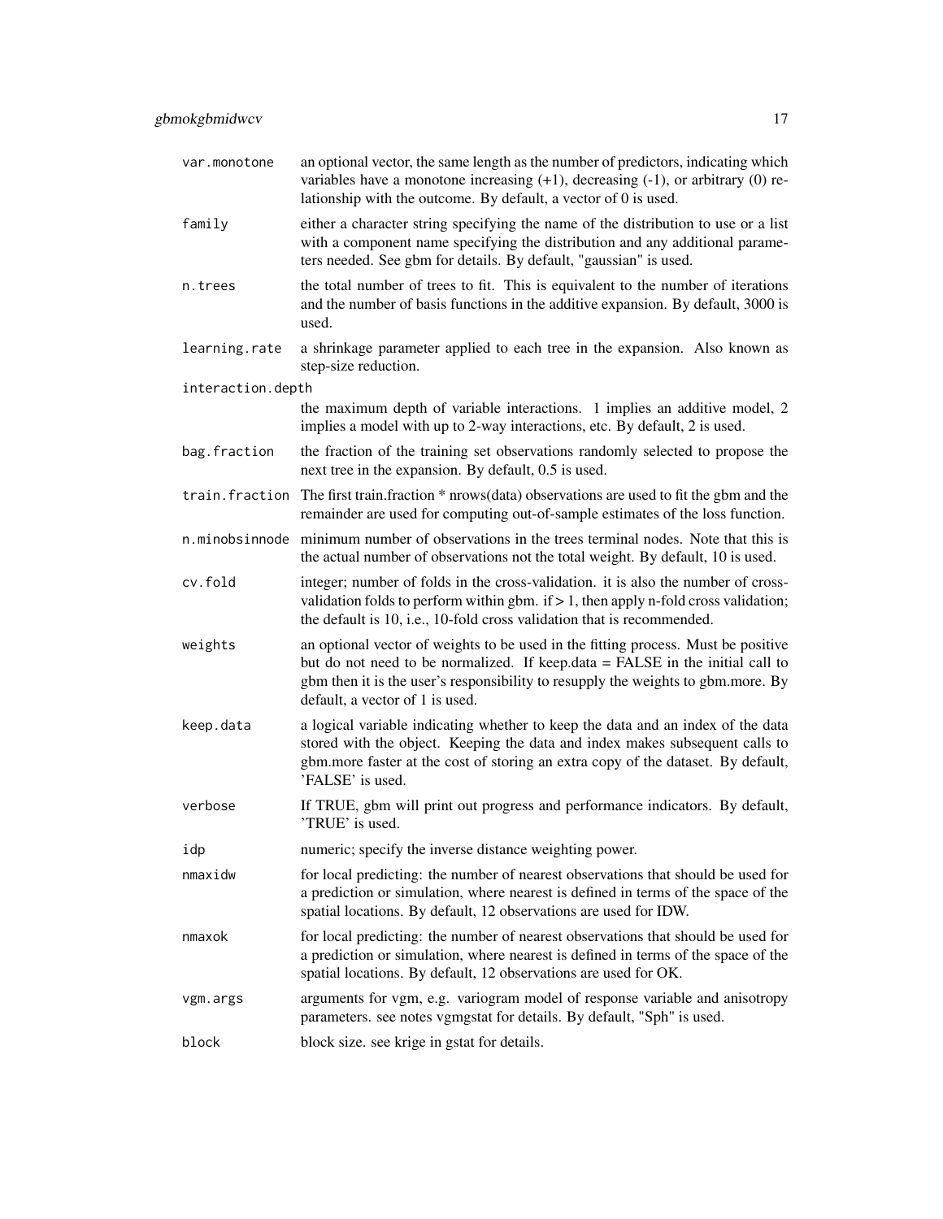| | |
|---|---|
| var.monotone | an optional vector, the same length as the number of predictors, indicating which variables have a monotone increasing (+1), decreasing (-1), or arbitrary (0) relationship with the outcome. By default, a vector of 0 is used. |
| family | either a character string specifying the name of the distribution to use or a list with a component name specifying the distribution and any additional parameters needed. See gbm for details. By default, "gaussian" is used. |
| n.trees | the total number of trees to fit. This is equivalent to the number of iterations and the number of basis functions in the additive expansion. By default, 3000 is used. |
| learning.rate | a shrinkage parameter applied to each tree in the expansion. Also known as step-size reduction. |
| interaction.depth | the maximum depth of variable interactions. 1 implies an additive model, 2 implies a model with up to 2-way interactions, etc. By default, 2 is used. |
| bag.fraction | the fraction of the training set observations randomly selected to propose the next tree in the expansion. By default, 0.5 is used. |
| train.fraction | The first train.fraction * nrows(data) observations are used to fit the gbm and the remainder are used for computing out-of-sample estimates of the loss function. |
| n.minobsinnode | minimum number of observations in the trees terminal nodes. Note that this is the actual number of observations not the total weight. By default, 10 is used. |
| cv.fold | integer; number of folds in the cross-validation. it is also the number of cross-validation folds to perform within gbm. if > 1, then apply n-fold cross validation; the default is 10, i.e., 10-fold cross validation that is recommended. |
| weights | an optional vector of weights to be used in the fitting process. Must be positive but do not need to be normalized. If keep.data = FALSE in the initial call to gbm then it is the user's responsibility to resupply the weights to gbm.more. By default, a vector of 1 is used. |
| keep.data | a logical variable indicating whether to keep the data and an index of the data stored with the object. Keeping the data and index makes subsequent calls to gbm.more faster at the cost of storing an extra copy of the dataset. By default, 'FALSE' is used. |
| verbose | If TRUE, gbm will print out progress and performance indicators. By default, 'TRUE' is used. |
| idp | numeric; specify the inverse distance weighting power. |
| nmaxidw | for local predicting: the number of nearest observations that should be used for a prediction or simulation, where nearest is defined in terms of the space of the spatial locations. By default, 12 observations are used for IDW. |
| nmaxok | for local predicting: the number of nearest observations that should be used for a prediction or simulation, where nearest is defined in terms of the space of the spatial locations. By default, 12 observations are used for OK. |
| vgm.args | arguments for vgm, e.g. variogram model of response variable and anisotropy parameters. see notes vgmgstat for details. By default, "Sph" is used. |
| block | block size. see krige in gstat for details. |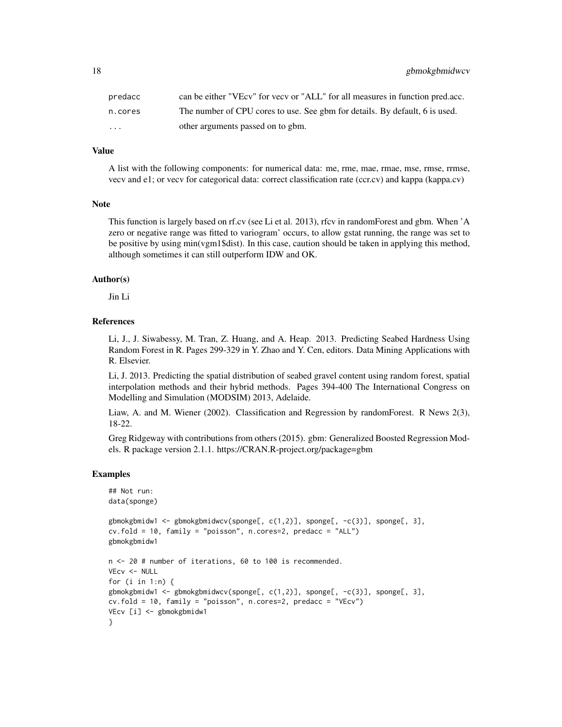| | |
|---|---|
| predacc | can be either "VEcv" for vecv or "ALL" for all measures in function pred.acc. |
| n.cores | The number of CPU cores to use. See gbm for details. By default, 6 is used. |
| ... | other arguments passed on to gbm. |

### Value

A list with the following components: for numerical data: me, rme, mae, rmae, mse, rmse, rrmse, vecv and e1; or vecv for categorical data: correct classification rate (ccr.cv) and kappa (kappa.cv)

### Note

This function is largely based on rf.cv (see Li et al. 2013), rfcv in randomForest and gbm. When 'A zero or negative range was fitted to variogram' occurs, to allow gstat running, the range was set to be positive by using min(vgm1$dist). In this case, caution should be taken in applying this method, although sometimes it can still outperform IDW and OK.

### Author(s)

Jin Li

### References

Li, J., J. Siwabessy, M. Tran, Z. Huang, and A. Heap. 2013. Predicting Seabed Hardness Using Random Forest in R. Pages 299-329 in Y. Zhao and Y. Cen, editors. Data Mining Applications with R. Elsevier.

Li, J. 2013. Predicting the spatial distribution of seabed gravel content using random forest, spatial interpolation methods and their hybrid methods. Pages 394-400 The International Congress on Modelling and Simulation (MODSIM) 2013, Adelaide.

Liaw, A. and M. Wiener (2002). Classification and Regression by randomForest. R News 2(3), 18-22.

Greg Ridgeway with contributions from others (2015). gbm: Generalized Boosted Regression Models. R package version 2.1.1. https://CRAN.R-project.org/package=gbm

### Examples

```
## Not run:
data(sponge)

gbmokgbmidw1 <- gbmokgbmidwcv(sponge[, c(1,2)], sponge[, -c(3)], sponge[, 3],
cv.fold = 10, family = "poisson", n.cores=2, predacc = "ALL")
gbmokgbmidw1

n <- 20 # number of iterations, 60 to 100 is recommended.
VEcv <- NULL
for (i in 1:n) {
gbmokgbmidw1 <- gbmokgbmidwcv(sponge[, c(1,2)], sponge[, -c(3)], sponge[, 3],
cv.fold = 10, family = "poisson", n.cores=2, predacc = "VEcv")
VEcv [i] <- gbmokgbmidw1
}
```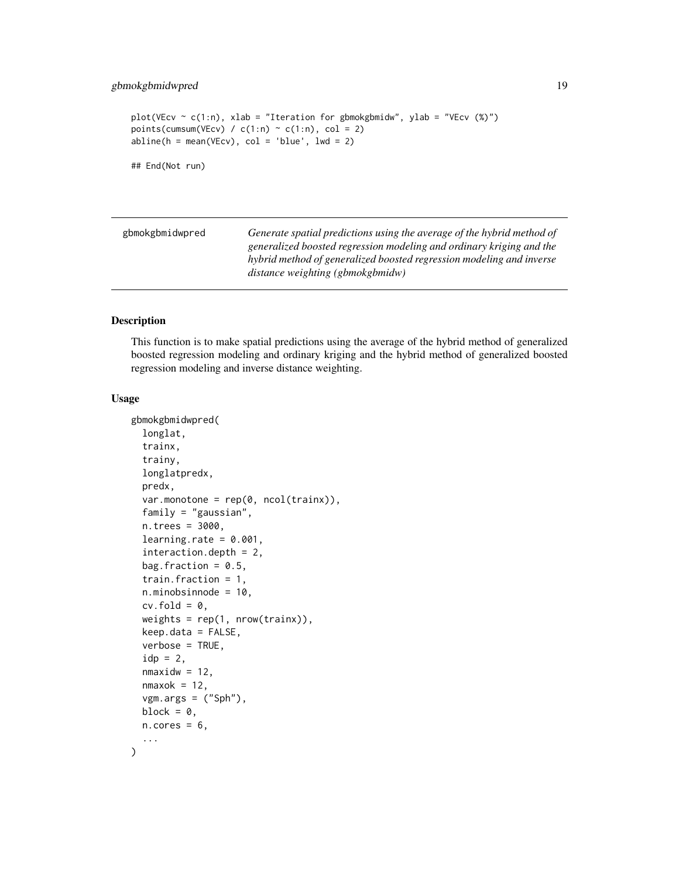```
plot(VEcv ~ c(1:n), xlab = "Iteration for gbmokgbmidw", ylab = "VEcv (%)")
points(cumsum(VEcv) / c(1:n) ~ c(1:n), col = 2)
abline(h = mean(VEcv), col = 'blue', lwd = 2)

## End(Not run)
```

---

gbmokgbmidwpred — *Generate spatial predictions using the average of the hybrid method of generalized boosted regression modeling and ordinary kriging and the hybrid method of generalized boosted regression modeling and inverse distance weighting (gbmokgbmidw)*

---

### Description

This function is to make spatial predictions using the average of the hybrid method of generalized boosted regression modeling and ordinary kriging and the hybrid method of generalized boosted regression modeling and inverse distance weighting.

### Usage

```
gbmokgbmidwpred(
  longlat,
  trainx,
  trainy,
  longlatpredx,
  predx,
  var.monotone = rep(0, ncol(trainx)),
  family = "gaussian",
  n.trees = 3000,
  learning.rate = 0.001,
  interaction.depth = 2,
  bag.fraction = 0.5,
  train.fraction = 1,
  n.minobsinnode = 10,
  cv.fold = 0,
  weights = rep(1, nrow(trainx)),
  keep.data = FALSE,
  verbose = TRUE,
  idp = 2,
  nmaxidw = 12,
  nmaxok = 12,
  vgm.args = ("Sph"),
  block = 0,
  n.cores = 6,
  ...
)
```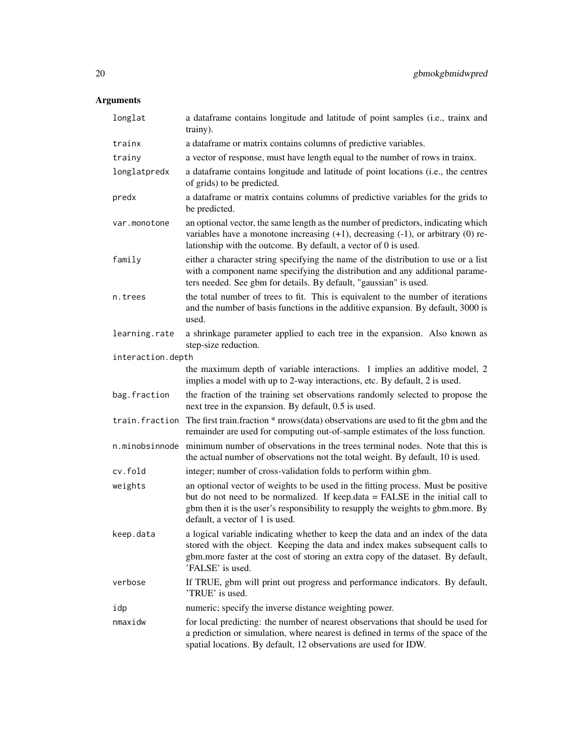## Arguments

| | |
|---|---|
| longlat | a dataframe contains longitude and latitude of point samples (i.e., trainx and trainy). |
| trainx | a dataframe or matrix contains columns of predictive variables. |
| trainy | a vector of response, must have length equal to the number of rows in trainx. |
| longlatpredx | a dataframe contains longitude and latitude of point locations (i.e., the centres of grids) to be predicted. |
| predx | a dataframe or matrix contains columns of predictive variables for the grids to be predicted. |
| var.monotone | an optional vector, the same length as the number of predictors, indicating which variables have a monotone increasing (+1), decreasing (-1), or arbitrary (0) relationship with the outcome. By default, a vector of 0 is used. |
| family | either a character string specifying the name of the distribution to use or a list with a component name specifying the distribution and any additional parameters needed. See gbm for details. By default, "gaussian" is used. |
| n.trees | the total number of trees to fit. This is equivalent to the number of iterations and the number of basis functions in the additive expansion. By default, 3000 is used. |
| learning.rate | a shrinkage parameter applied to each tree in the expansion. Also known as step-size reduction. |
| interaction.depth | the maximum depth of variable interactions. 1 implies an additive model, 2 implies a model with up to 2-way interactions, etc. By default, 2 is used. |
| bag.fraction | the fraction of the training set observations randomly selected to propose the next tree in the expansion. By default, 0.5 is used. |
| train.fraction | The first train.fraction * nrows(data) observations are used to fit the gbm and the remainder are used for computing out-of-sample estimates of the loss function. |
| n.minobsinnode | minimum number of observations in the trees terminal nodes. Note that this is the actual number of observations not the total weight. By default, 10 is used. |
| cv.fold | integer; number of cross-validation folds to perform within gbm. |
| weights | an optional vector of weights to be used in the fitting process. Must be positive but do not need to be normalized. If keep.data = FALSE in the initial call to gbm then it is the user's responsibility to resupply the weights to gbm.more. By default, a vector of 1 is used. |
| keep.data | a logical variable indicating whether to keep the data and an index of the data stored with the object. Keeping the data and index makes subsequent calls to gbm.more faster at the cost of storing an extra copy of the dataset. By default, 'FALSE' is used. |
| verbose | If TRUE, gbm will print out progress and performance indicators. By default, 'TRUE' is used. |
| idp | numeric; specify the inverse distance weighting power. |
| nmaxidw | for local predicting: the number of nearest observations that should be used for a prediction or simulation, where nearest is defined in terms of the space of the spatial locations. By default, 12 observations are used for IDW. |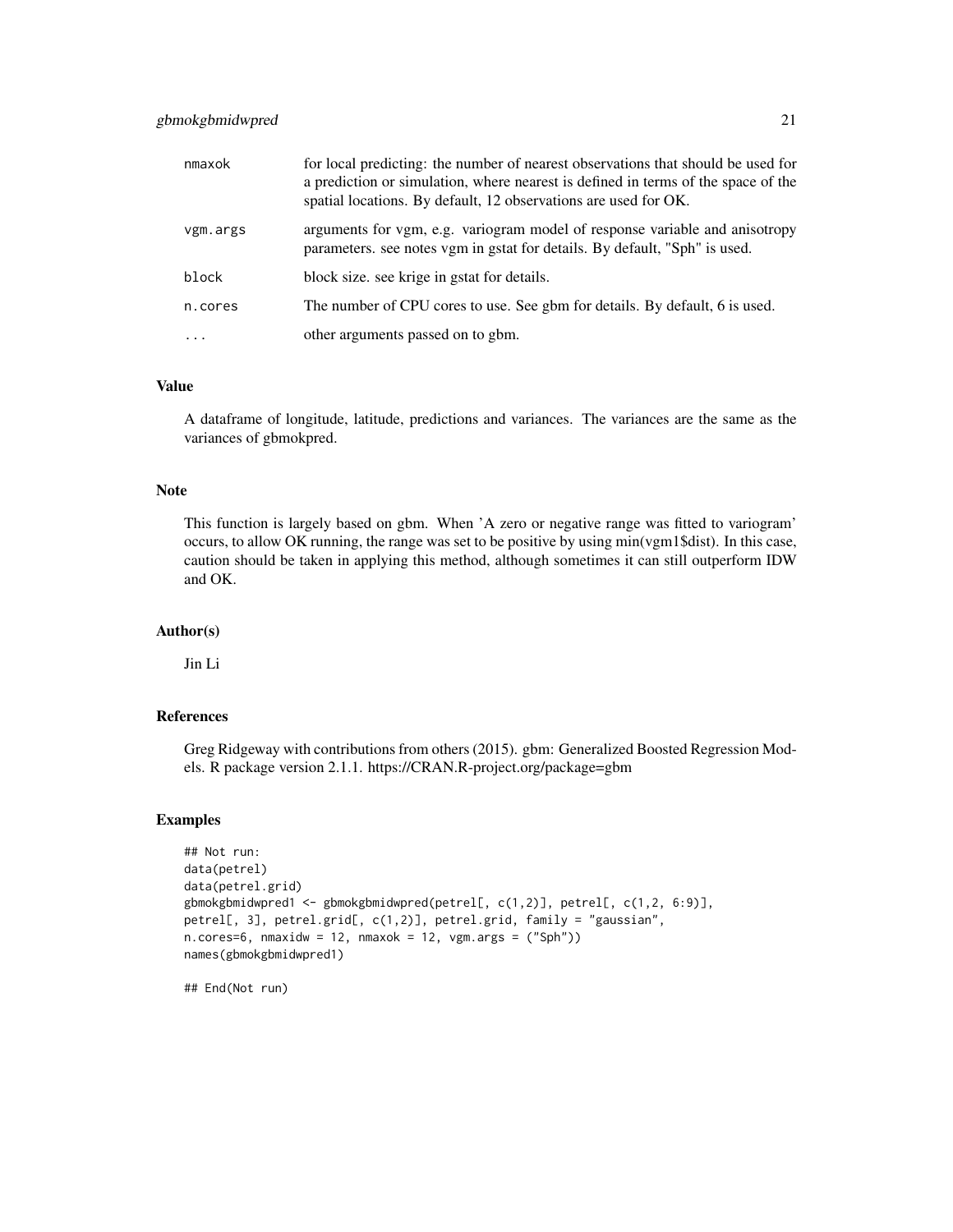| | |
|---|---|
| nmaxok | for local predicting: the number of nearest observations that should be used for a prediction or simulation, where nearest is defined in terms of the space of the spatial locations. By default, 12 observations are used for OK. |
| vgm.args | arguments for vgm, e.g. variogram model of response variable and anisotropy parameters. see notes vgm in gstat for details. By default, "Sph" is used. |
| block | block size. see krige in gstat for details. |
| n.cores | The number of CPU cores to use. See gbm for details. By default, 6 is used. |
| ... | other arguments passed on to gbm. |

## Value

A dataframe of longitude, latitude, predictions and variances. The variances are the same as the variances of gbmokpred.

## Note

This function is largely based on gbm. When 'A zero or negative range was fitted to variogram' occurs, to allow OK running, the range was set to be positive by using min(vgm1$dist). In this case, caution should be taken in applying this method, although sometimes it can still outperform IDW and OK.

## Author(s)

Jin Li

## References

Greg Ridgeway with contributions from others (2015). gbm: Generalized Boosted Regression Models. R package version 2.1.1. https://CRAN.R-project.org/package=gbm

## Examples

```
## Not run:
data(petrel)
data(petrel.grid)
gbmokgbmidwpred1 <- gbmokgbmidwpred(petrel[, c(1,2)], petrel[, c(1,2, 6:9)],
petrel[, 3], petrel.grid[, c(1,2)], petrel.grid, family = "gaussian",
n.cores=6, nmaxidw = 12, nmaxok = 12, vgm.args = ("Sph"))
names(gbmokgbmidwpred1)

## End(Not run)
```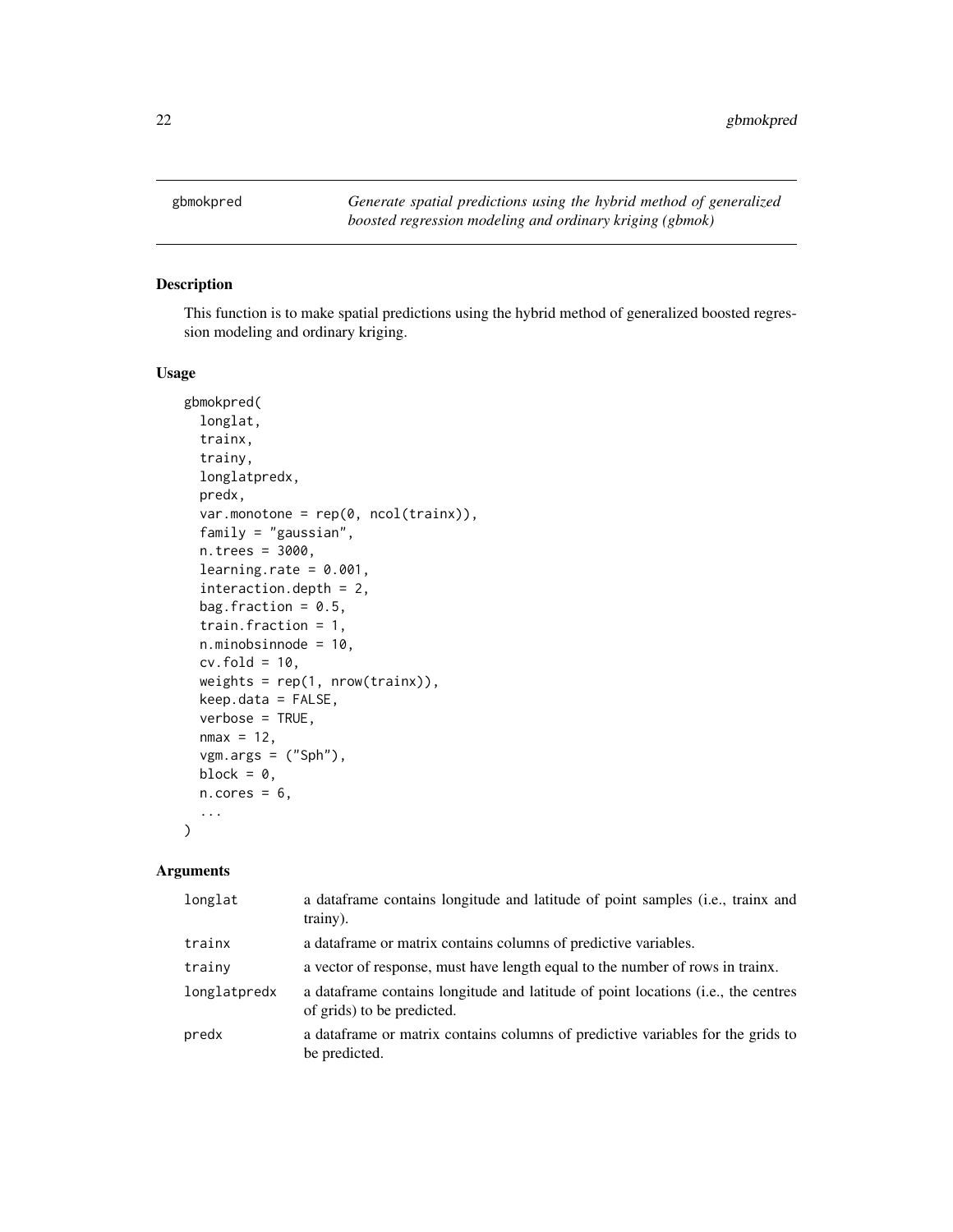# gbmokpred — *Generate spatial predictions using the hybrid method of generalized boosted regression modeling and ordinary kriging (gbmok)*

## Description

This function is to make spatial predictions using the hybrid method of generalized boosted regression modeling and ordinary kriging.

## Usage

```
gbmokpred(
  longlat,
  trainx,
  trainy,
  longlatpredx,
  predx,
  var.monotone = rep(0, ncol(trainx)),
  family = "gaussian",
  n.trees = 3000,
  learning.rate = 0.001,
  interaction.depth = 2,
  bag.fraction = 0.5,
  train.fraction = 1,
  n.minobsinnode = 10,
  cv.fold = 10,
  weights = rep(1, nrow(trainx)),
  keep.data = FALSE,
  verbose = TRUE,
  nmax = 12,
  vgm.args = ("Sph"),
  block = 0,
  n.cores = 6,
  ...
)
```

## Arguments

| Argument | Description |
|---|---|
| `longlat` | a dataframe contains longitude and latitude of point samples (i.e., trainx and trainy). |
| `trainx` | a dataframe or matrix contains columns of predictive variables. |
| `trainy` | a vector of response, must have length equal to the number of rows in trainx. |
| `longlatpredx` | a dataframe contains longitude and latitude of point locations (i.e., the centres of grids) to be predicted. |
| `predx` | a dataframe or matrix contains columns of predictive variables for the grids to be predicted. |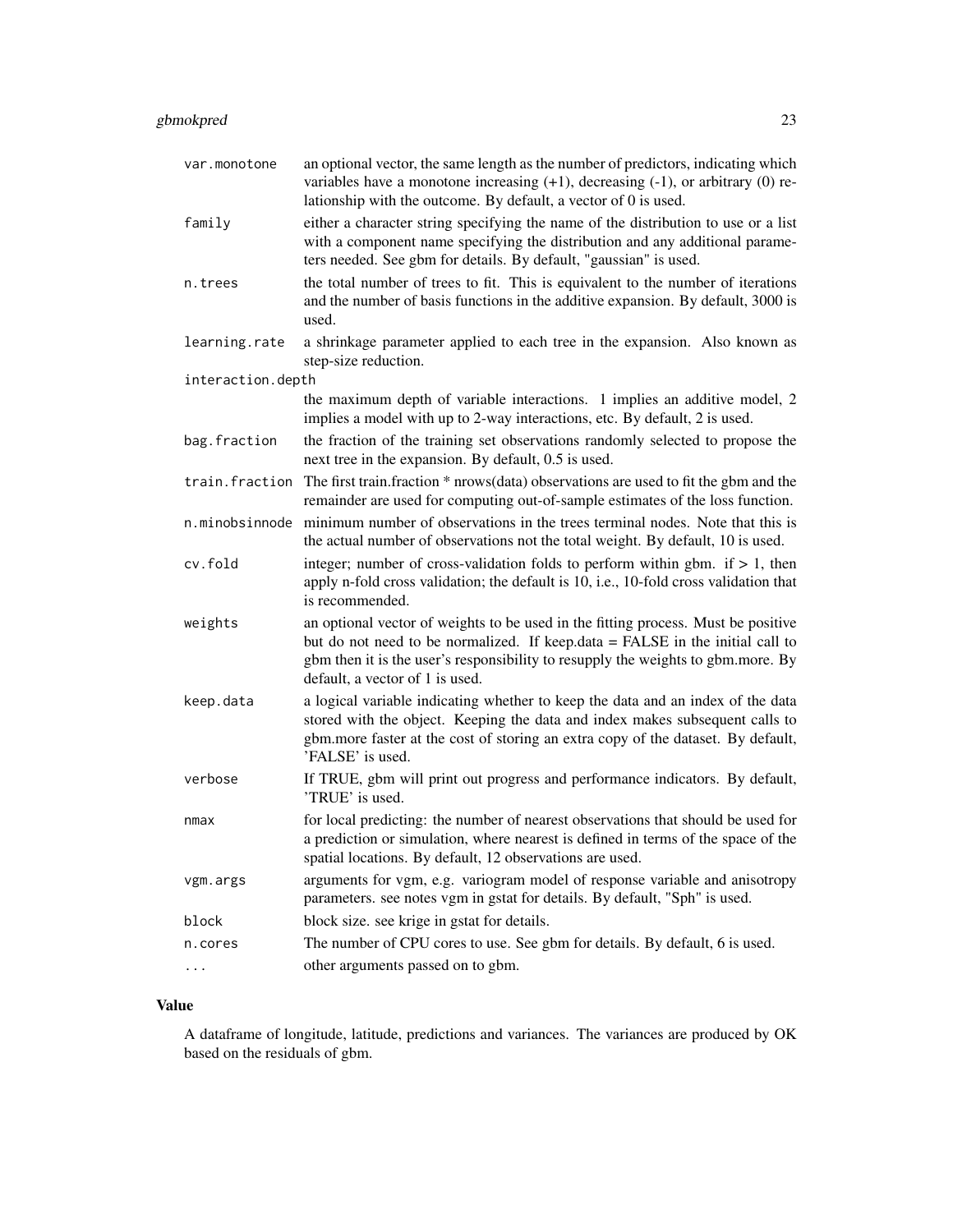| | |
|---|---|
| `var.monotone` | an optional vector, the same length as the number of predictors, indicating which variables have a monotone increasing (+1), decreasing (-1), or arbitrary (0) relationship with the outcome. By default, a vector of 0 is used. |
| `family` | either a character string specifying the name of the distribution to use or a list with a component name specifying the distribution and any additional parameters needed. See gbm for details. By default, "gaussian" is used. |
| `n.trees` | the total number of trees to fit. This is equivalent to the number of iterations and the number of basis functions in the additive expansion. By default, 3000 is used. |
| `learning.rate` | a shrinkage parameter applied to each tree in the expansion. Also known as step-size reduction. |
| `interaction.depth` | the maximum depth of variable interactions. 1 implies an additive model, 2 implies a model with up to 2-way interactions, etc. By default, 2 is used. |
| `bag.fraction` | the fraction of the training set observations randomly selected to propose the next tree in the expansion. By default, 0.5 is used. |
| `train.fraction` | The first train.fraction * nrows(data) observations are used to fit the gbm and the remainder are used for computing out-of-sample estimates of the loss function. |
| `n.minobsinnode` | minimum number of observations in the trees terminal nodes. Note that this is the actual number of observations not the total weight. By default, 10 is used. |
| `cv.fold` | integer; number of cross-validation folds to perform within gbm. if > 1, then apply n-fold cross validation; the default is 10, i.e., 10-fold cross validation that is recommended. |
| `weights` | an optional vector of weights to be used in the fitting process. Must be positive but do not need to be normalized. If keep.data = FALSE in the initial call to gbm then it is the user's responsibility to resupply the weights to gbm.more. By default, a vector of 1 is used. |
| `keep.data` | a logical variable indicating whether to keep the data and an index of the data stored with the object. Keeping the data and index makes subsequent calls to gbm.more faster at the cost of storing an extra copy of the dataset. By default, 'FALSE' is used. |
| `verbose` | If TRUE, gbm will print out progress and performance indicators. By default, 'TRUE' is used. |
| `nmax` | for local predicting: the number of nearest observations that should be used for a prediction or simulation, where nearest is defined in terms of the space of the spatial locations. By default, 12 observations are used. |
| `vgm.args` | arguments for vgm, e.g. variogram model of response variable and anisotropy parameters. see notes vgm in gstat for details. By default, "Sph" is used. |
| `block` | block size. see krige in gstat for details. |
| `n.cores` | The number of CPU cores to use. See gbm for details. By default, 6 is used. |
| `...` | other arguments passed on to gbm. |

## Value

A dataframe of longitude, latitude, predictions and variances. The variances are produced by OK based on the residuals of gbm.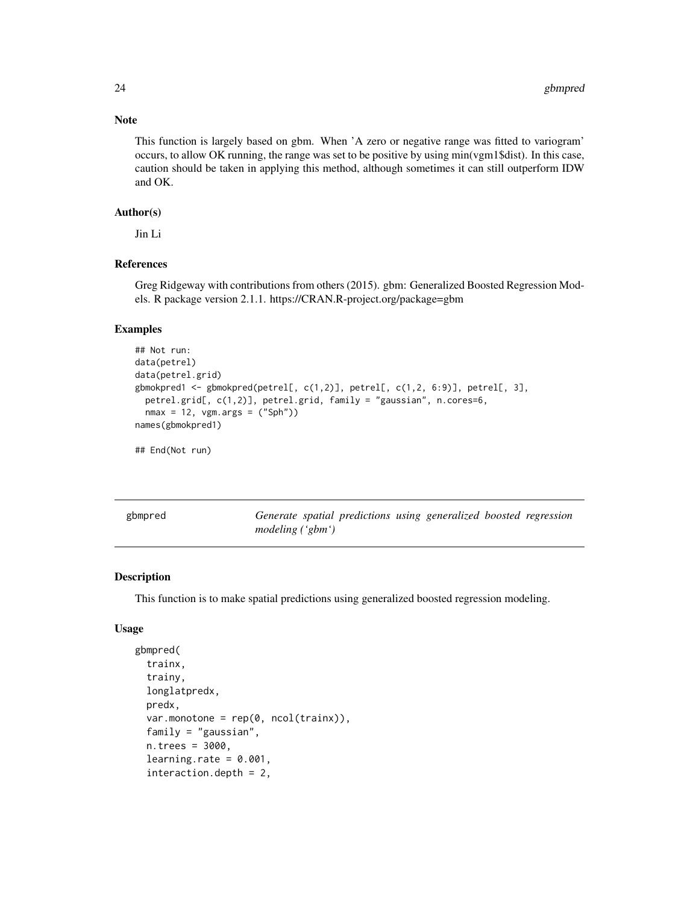### Note

This function is largely based on gbm. When 'A zero or negative range was fitted to variogram' occurs, to allow OK running, the range was set to be positive by using min(vgm1$dist). In this case, caution should be taken in applying this method, although sometimes it can still outperform IDW and OK.

### Author(s)

Jin Li

### References

Greg Ridgeway with contributions from others (2015). gbm: Generalized Boosted Regression Models. R package version 2.1.1. https://CRAN.R-project.org/package=gbm

### Examples

```
## Not run:
data(petrel)
data(petrel.grid)
gbmokpred1 <- gbmokpred(petrel[, c(1,2)], petrel[, c(1,2, 6:9)], petrel[, 3],
  petrel.grid[, c(1,2)], petrel.grid, family = "gaussian", n.cores=6,
  nmax = 12, vgm.args = ("Sph"))
names(gbmokpred1)

## End(Not run)
```

---

## gbmpred — *Generate spatial predictions using generalized boosted regression modeling ('gbm')*

### Description

This function is to make spatial predictions using generalized boosted regression modeling.

### Usage

```
gbmpred(
  trainx,
  trainy,
  longlatpredx,
  predx,
  var.monotone = rep(0, ncol(trainx)),
  family = "gaussian",
  n.trees = 3000,
  learning.rate = 0.001,
  interaction.depth = 2,
```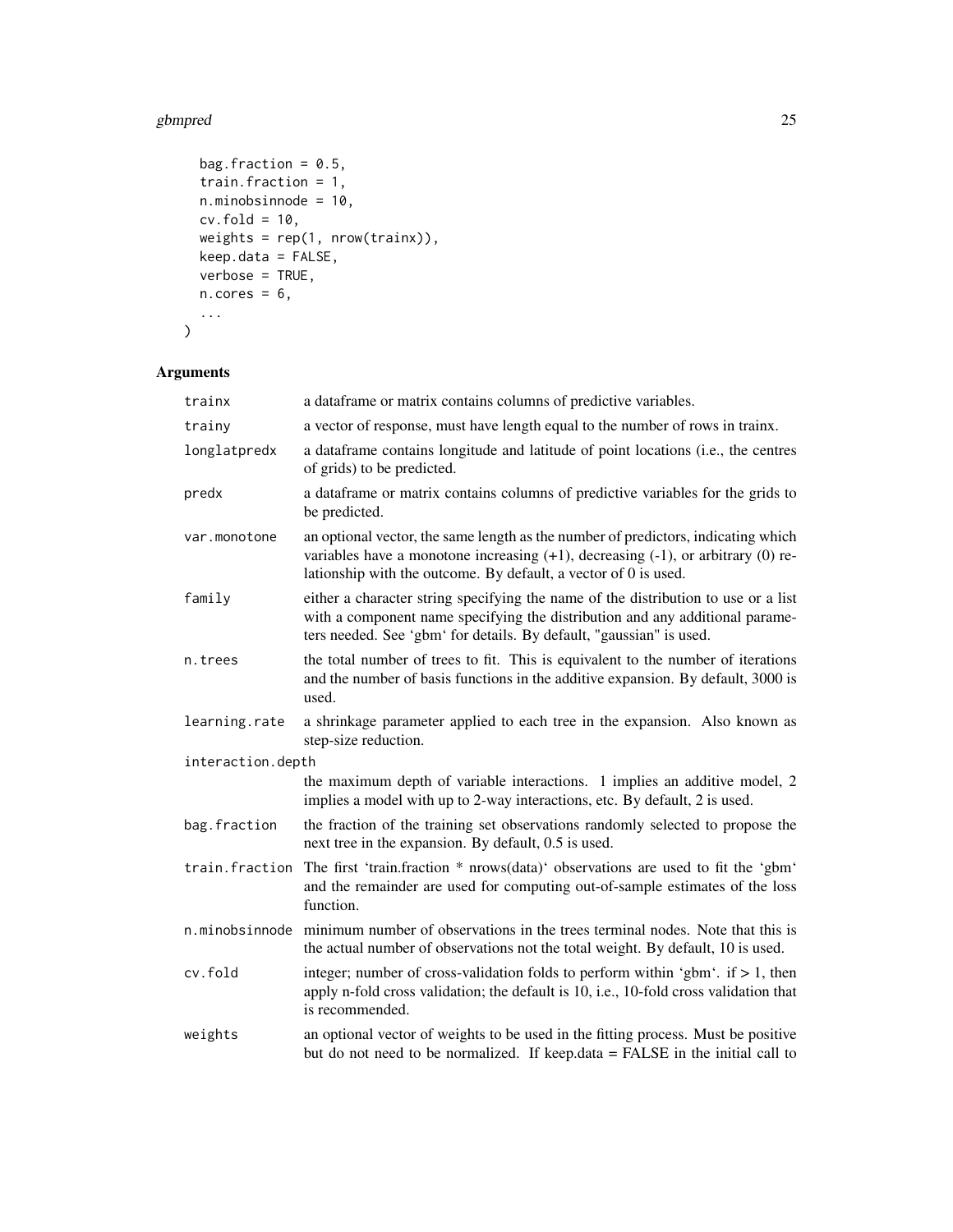```
  bag.fraction = 0.5,
  train.fraction = 1,
  n.minobsinnode = 10,
  cv.fold = 10,
  weights = rep(1, nrow(trainx)),
  keep.data = FALSE,
  verbose = TRUE,
  n.cores = 6,
  ...
)
```

## Arguments

| | |
|---|---|
| trainx | a dataframe or matrix contains columns of predictive variables. |
| trainy | a vector of response, must have length equal to the number of rows in trainx. |
| longlatpredx | a dataframe contains longitude and latitude of point locations (i.e., the centres of grids) to be predicted. |
| predx | a dataframe or matrix contains columns of predictive variables for the grids to be predicted. |
| var.monotone | an optional vector, the same length as the number of predictors, indicating which variables have a monotone increasing (+1), decreasing (-1), or arbitrary (0) relationship with the outcome. By default, a vector of 0 is used. |
| family | either a character string specifying the name of the distribution to use or a list with a component name specifying the distribution and any additional parameters needed. See 'gbm' for details. By default, "gaussian" is used. |
| n.trees | the total number of trees to fit. This is equivalent to the number of iterations and the number of basis functions in the additive expansion. By default, 3000 is used. |
| learning.rate | a shrinkage parameter applied to each tree in the expansion. Also known as step-size reduction. |
| interaction.depth | the maximum depth of variable interactions. 1 implies an additive model, 2 implies a model with up to 2-way interactions, etc. By default, 2 is used. |
| bag.fraction | the fraction of the training set observations randomly selected to propose the next tree in the expansion. By default, 0.5 is used. |
| train.fraction | The first 'train.fraction * nrows(data)' observations are used to fit the 'gbm' and the remainder are used for computing out-of-sample estimates of the loss function. |
| n.minobsinnode | minimum number of observations in the trees terminal nodes. Note that this is the actual number of observations not the total weight. By default, 10 is used. |
| cv.fold | integer; number of cross-validation folds to perform within 'gbm'. if > 1, then apply n-fold cross validation; the default is 10, i.e., 10-fold cross validation that is recommended. |
| weights | an optional vector of weights to be used in the fitting process. Must be positive but do not need to be normalized. If keep.data = FALSE in the initial call to |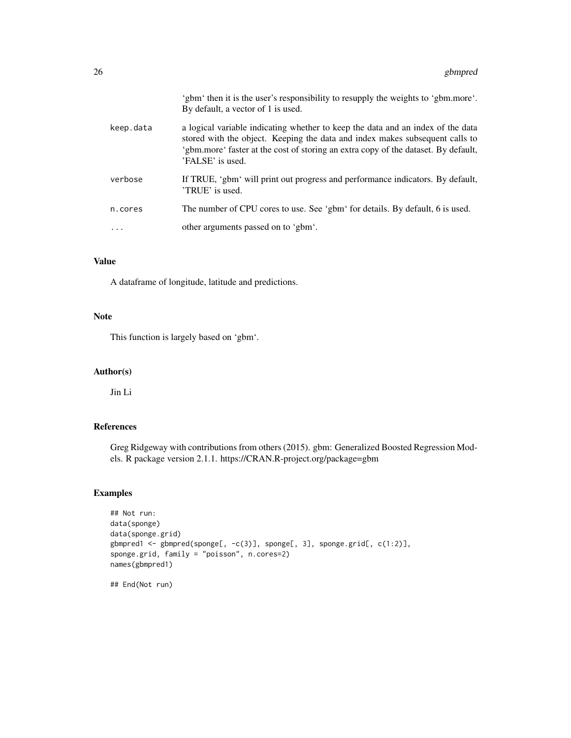|  |  |
| --- | --- |
|  | 'gbm' then it is the user's responsibility to resupply the weights to 'gbm.more'. By default, a vector of 1 is used. |
| keep.data | a logical variable indicating whether to keep the data and an index of the data stored with the object. Keeping the data and index makes subsequent calls to 'gbm.more' faster at the cost of storing an extra copy of the dataset. By default, 'FALSE' is used. |
| verbose | If TRUE, 'gbm' will print out progress and performance indicators. By default, 'TRUE' is used. |
| n.cores | The number of CPU cores to use. See 'gbm' for details. By default, 6 is used. |
| ... | other arguments passed on to 'gbm'. |

## Value

A dataframe of longitude, latitude and predictions.

## Note

This function is largely based on 'gbm'.

## Author(s)

Jin Li

## References

Greg Ridgeway with contributions from others (2015). gbm: Generalized Boosted Regression Models. R package version 2.1.1. https://CRAN.R-project.org/package=gbm

## Examples

```
## Not run:
data(sponge)
data(sponge.grid)
gbmpred1 <- gbmpred(sponge[, -c(3)], sponge[, 3], sponge.grid[, c(1:2)],
sponge.grid, family = "poisson", n.cores=2)
names(gbmpred1)

## End(Not run)
```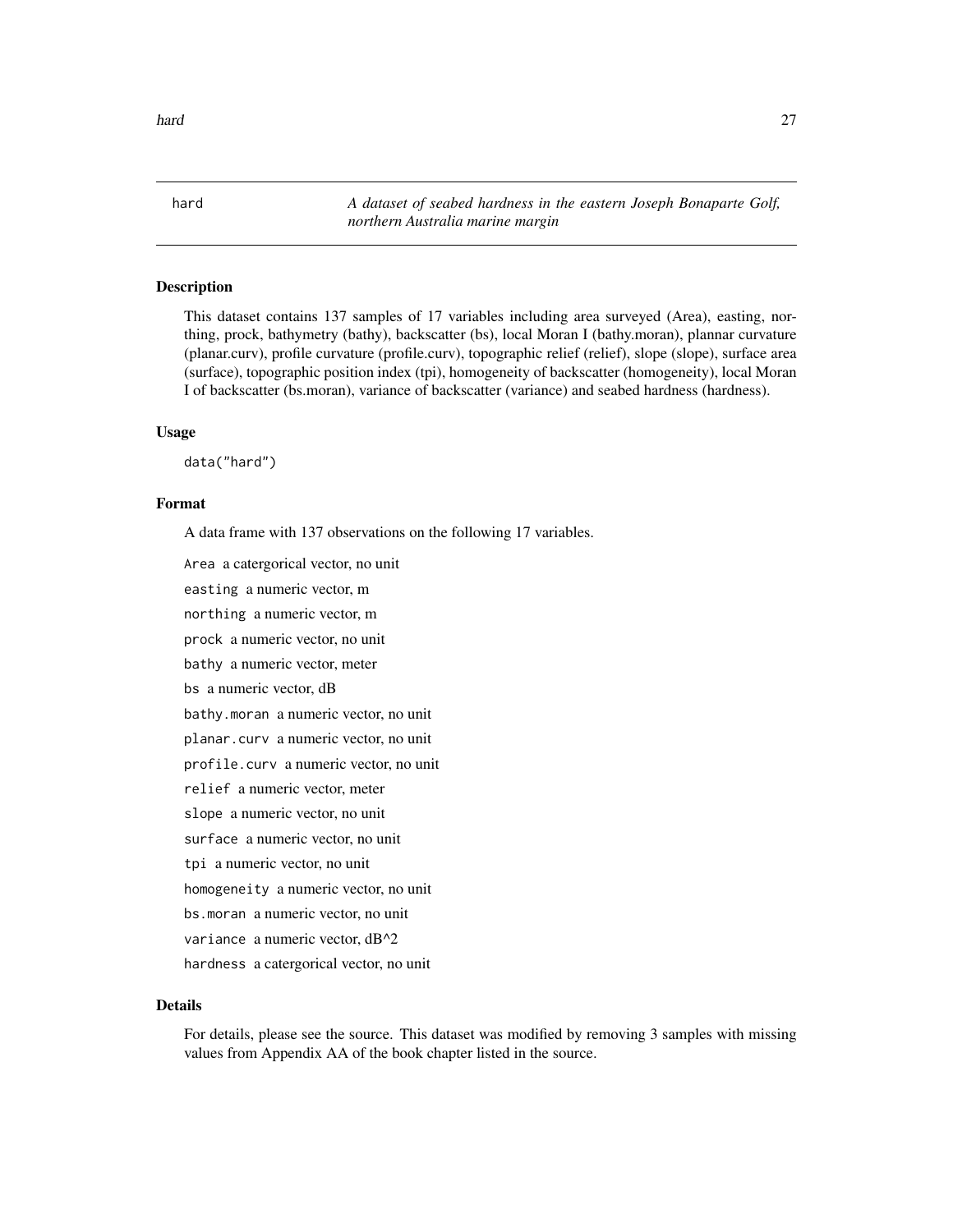hard    *A dataset of seabed hardness in the eastern Joseph Bonaparte Golf, northern Australia marine margin*

## Description

This dataset contains 137 samples of 17 variables including area surveyed (Area), easting, northing, prock, bathymetry (bathy), backscatter (bs), local Moran I (bathy.moran), plannar curvature (planar.curv), profile curvature (profile.curv), topographic relief (relief), slope (slope), surface area (surface), topographic position index (tpi), homogeneity of backscatter (homogeneity), local Moran I of backscatter (bs.moran), variance of backscatter (variance) and seabed hardness (hardness).

## Usage

```
data("hard")
```

## Format

A data frame with 137 observations on the following 17 variables.

`Area` a catergorical vector, no unit

`easting` a numeric vector, m

`northing` a numeric vector, m

`prock` a numeric vector, no unit

`bathy` a numeric vector, meter

`bs` a numeric vector, dB

`bathy.moran` a numeric vector, no unit

`planar.curv` a numeric vector, no unit

`profile.curv` a numeric vector, no unit

`relief` a numeric vector, meter

`slope` a numeric vector, no unit

`surface` a numeric vector, no unit

`tpi` a numeric vector, no unit

`homogeneity` a numeric vector, no unit

`bs.moran` a numeric vector, no unit

`variance` a numeric vector, dB^2

`hardness` a catergorical vector, no unit

## Details

For details, please see the source. This dataset was modified by removing 3 samples with missing values from Appendix AA of the book chapter listed in the source.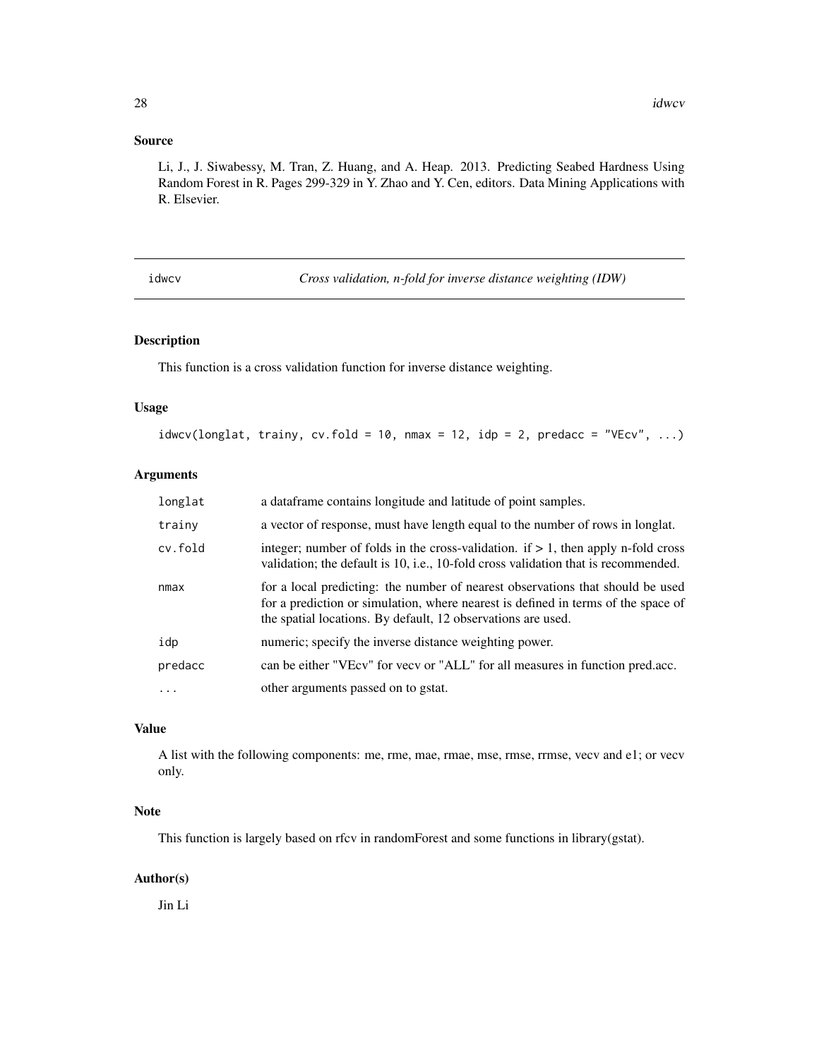## Source

Li, J., J. Siwabessy, M. Tran, Z. Huang, and A. Heap. 2013. Predicting Seabed Hardness Using Random Forest in R. Pages 299-329 in Y. Zhao and Y. Cen, editors. Data Mining Applications with R. Elsevier.

---

# idwcv — *Cross validation, n-fold for inverse distance weighting (IDW)*

---

## Description

This function is a cross validation function for inverse distance weighting.

## Usage

```
idwcv(longlat, trainy, cv.fold = 10, nmax = 12, idp = 2, predacc = "VEcv", ...)
```

## Arguments

| | |
|---|---|
| longlat | a dataframe contains longitude and latitude of point samples. |
| trainy | a vector of response, must have length equal to the number of rows in longlat. |
| cv.fold | integer; number of folds in the cross-validation. if > 1, then apply n-fold cross validation; the default is 10, i.e., 10-fold cross validation that is recommended. |
| nmax | for a local predicting: the number of nearest observations that should be used for a prediction or simulation, where nearest is defined in terms of the space of the spatial locations. By default, 12 observations are used. |
| idp | numeric; specify the inverse distance weighting power. |
| predacc | can be either "VEcv" for vecv or "ALL" for all measures in function pred.acc. |
| ... | other arguments passed on to gstat. |

## Value

A list with the following components: me, rme, mae, rmae, mse, rmse, rrmse, vecv and e1; or vecv only.

## Note

This function is largely based on rfcv in randomForest and some functions in library(gstat).

## Author(s)

Jin Li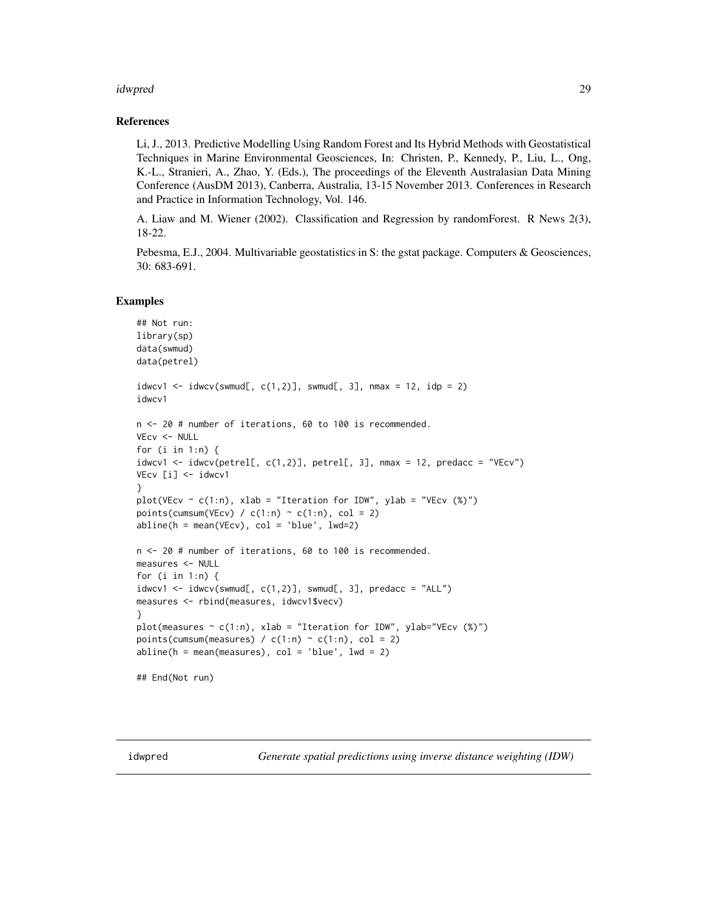## References

Li, J., 2013. Predictive Modelling Using Random Forest and Its Hybrid Methods with Geostatistical Techniques in Marine Environmental Geosciences, In: Christen, P., Kennedy, P., Liu, L., Ong, K.-L., Stranieri, A., Zhao, Y. (Eds.), The proceedings of the Eleventh Australasian Data Mining Conference (AusDM 2013), Canberra, Australia, 13-15 November 2013. Conferences in Research and Practice in Information Technology, Vol. 146.

A. Liaw and M. Wiener (2002). Classification and Regression by randomForest. R News 2(3), 18-22.

Pebesma, E.J., 2004. Multivariable geostatistics in S: the gstat package. Computers & Geosciences, 30: 683-691.

## Examples

```
## Not run:
library(sp)
data(swmud)
data(petrel)

idwcv1 <- idwcv(swmud[, c(1,2)], swmud[, 3], nmax = 12, idp = 2)
idwcv1

n <- 20 # number of iterations, 60 to 100 is recommended.
VEcv <- NULL
for (i in 1:n) {
idwcv1 <- idwcv(petrel[, c(1,2)], petrel[, 3], nmax = 12, predacc = "VEcv")
VEcv [i] <- idwcv1
}
plot(VEcv ~ c(1:n), xlab = "Iteration for IDW", ylab = "VEcv (%)")
points(cumsum(VEcv) / c(1:n) ~ c(1:n), col = 2)
abline(h = mean(VEcv), col = 'blue', lwd=2)

n <- 20 # number of iterations, 60 to 100 is recommended.
measures <- NULL
for (i in 1:n) {
idwcv1 <- idwcv(swmud[, c(1,2)], swmud[, 3], predacc = "ALL")
measures <- rbind(measures, idwcv1$vecv)
}
plot(measures ~ c(1:n), xlab = "Iteration for IDW", ylab="VEcv (%)")
points(cumsum(measures) / c(1:n) ~ c(1:n), col = 2)
abline(h = mean(measures), col = 'blue', lwd = 2)

## End(Not run)
```

---

idwpred *Generate spatial predictions using inverse distance weighting (IDW)*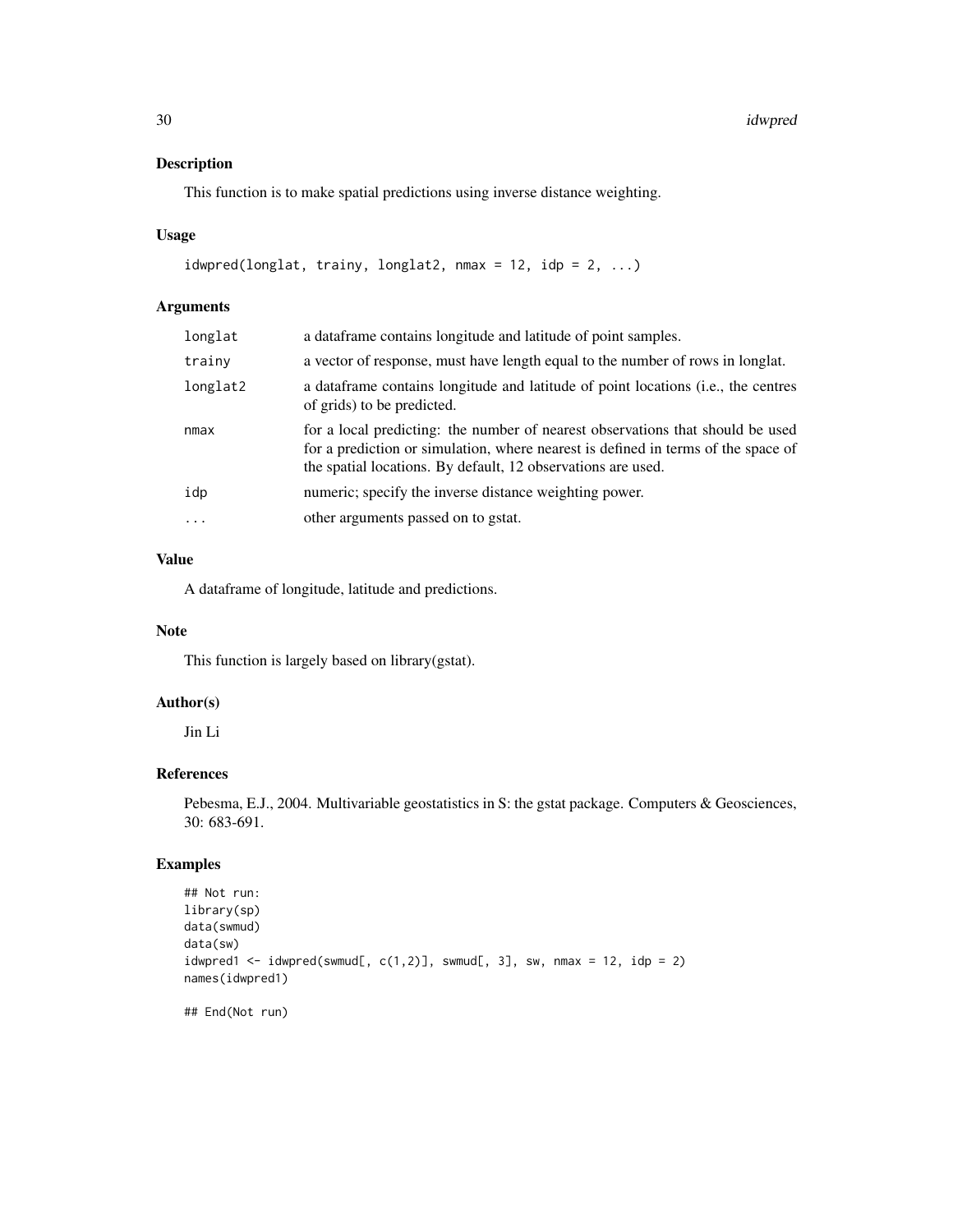## Description

This function is to make spatial predictions using inverse distance weighting.

## Usage

```
idwpred(longlat, trainy, longlat2, nmax = 12, idp = 2, ...)
```

## Arguments

| | |
|---|---|
| longlat | a dataframe contains longitude and latitude of point samples. |
| trainy | a vector of response, must have length equal to the number of rows in longlat. |
| longlat2 | a dataframe contains longitude and latitude of point locations (i.e., the centres of grids) to be predicted. |
| nmax | for a local predicting: the number of nearest observations that should be used for a prediction or simulation, where nearest is defined in terms of the space of the spatial locations. By default, 12 observations are used. |
| idp | numeric; specify the inverse distance weighting power. |
| ... | other arguments passed on to gstat. |

## Value

A dataframe of longitude, latitude and predictions.

## Note

This function is largely based on library(gstat).

## Author(s)

Jin Li

## References

Pebesma, E.J., 2004. Multivariable geostatistics in S: the gstat package. Computers & Geosciences, 30: 683-691.

## Examples

```
## Not run:
library(sp)
data(swmud)
data(sw)
idwpred1 <- idwpred(swmud[, c(1,2)], swmud[, 3], sw, nmax = 12, idp = 2)
names(idwpred1)

## End(Not run)
```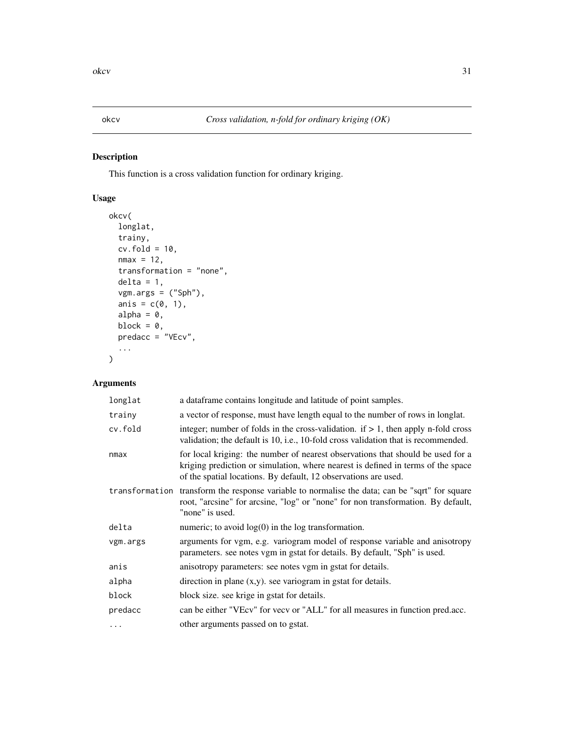# okcv — *Cross validation, n-fold for ordinary kriging (OK)*

## Description

This function is a cross validation function for ordinary kriging.

## Usage

```
okcv(
  longlat,
  trainy,
  cv.fold = 10,
  nmax = 12,
  transformation = "none",
  delta = 1,
  vgm.args = ("Sph"),
  anis = c(0, 1),
  alpha = 0,
  block = 0,
  predacc = "VEcv",
  ...
)
```

## Arguments

| | |
|---|---|
| `longlat` | a dataframe contains longitude and latitude of point samples. |
| `trainy` | a vector of response, must have length equal to the number of rows in longlat. |
| `cv.fold` | integer; number of folds in the cross-validation. if > 1, then apply n-fold cross validation; the default is 10, i.e., 10-fold cross validation that is recommended. |
| `nmax` | for local kriging: the number of nearest observations that should be used for a kriging prediction or simulation, where nearest is defined in terms of the space of the spatial locations. By default, 12 observations are used. |
| `transformation` | transform the response variable to normalise the data; can be "sqrt" for square root, "arcsine" for arcsine, "log" or "none" for non transformation. By default, "none" is used. |
| `delta` | numeric; to avoid log(0) in the log transformation. |
| `vgm.args` | arguments for vgm, e.g. variogram model of response variable and anisotropy parameters. see notes vgm in gstat for details. By default, "Sph" is used. |
| `anis` | anisotropy parameters: see notes vgm in gstat for details. |
| `alpha` | direction in plane (x,y). see variogram in gstat for details. |
| `block` | block size. see krige in gstat for details. |
| `predacc` | can be either "VEcv" for vecv or "ALL" for all measures in function pred.acc. |
| `...` | other arguments passed on to gstat. |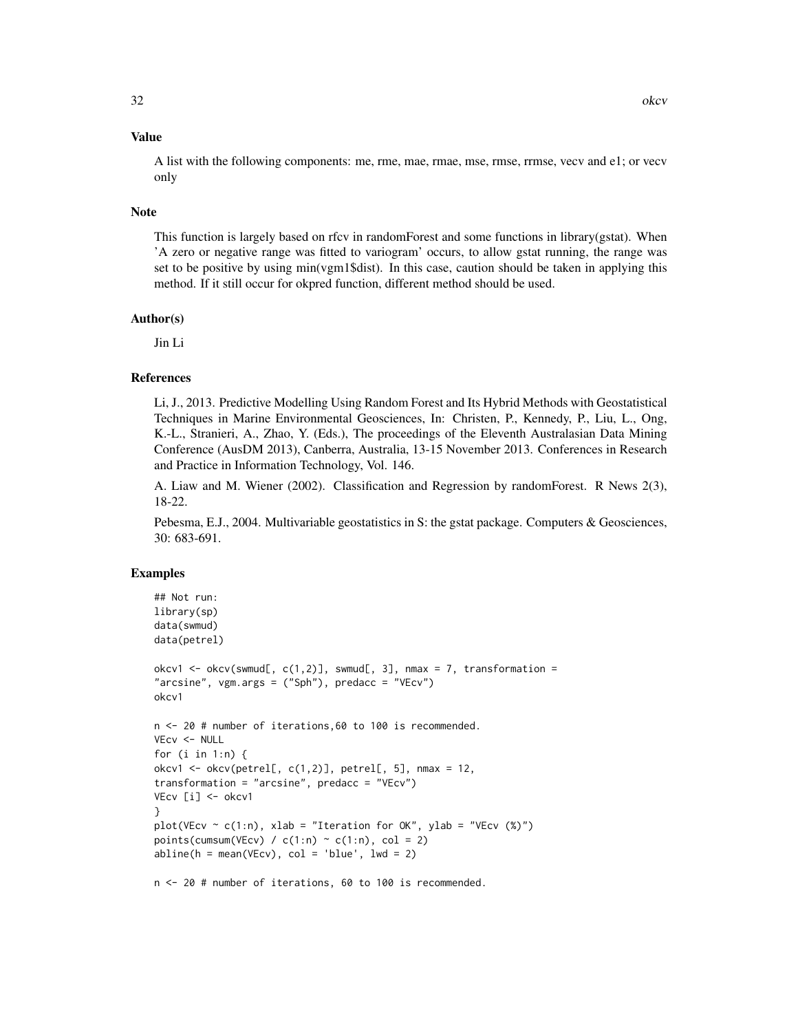## Value

A list with the following components: me, rme, mae, rmae, mse, rmse, rrmse, vecv and e1; or vecv only

## Note

This function is largely based on rfcv in randomForest and some functions in library(gstat). When 'A zero or negative range was fitted to variogram' occurs, to allow gstat running, the range was set to be positive by using min(vgm1$dist). In this case, caution should be taken in applying this method. If it still occur for okpred function, different method should be used.

## Author(s)

Jin Li

## References

Li, J., 2013. Predictive Modelling Using Random Forest and Its Hybrid Methods with Geostatistical Techniques in Marine Environmental Geosciences, In: Christen, P., Kennedy, P., Liu, L., Ong, K.-L., Stranieri, A., Zhao, Y. (Eds.), The proceedings of the Eleventh Australasian Data Mining Conference (AusDM 2013), Canberra, Australia, 13-15 November 2013. Conferences in Research and Practice in Information Technology, Vol. 146.

A. Liaw and M. Wiener (2002). Classification and Regression by randomForest. R News 2(3), 18-22.

Pebesma, E.J., 2004. Multivariable geostatistics in S: the gstat package. Computers & Geosciences, 30: 683-691.

## Examples

```
## Not run:
library(sp)
data(swmud)
data(petrel)

okcv1 <- okcv(swmud[, c(1,2)], swmud[, 3], nmax = 7, transformation =
"arcsine", vgm.args = ("Sph"), predacc = "VEcv")
okcv1

n <- 20 # number of iterations,60 to 100 is recommended.
VEcv <- NULL
for (i in 1:n) {
okcv1 <- okcv(petrel[, c(1,2)], petrel[, 5], nmax = 12,
transformation = "arcsine", predacc = "VEcv")
VEcv [i] <- okcv1
}
plot(VEcv ~ c(1:n), xlab = "Iteration for OK", ylab = "VEcv (%)")
points(cumsum(VEcv) / c(1:n) ~ c(1:n), col = 2)
abline(h = mean(VEcv), col = 'blue', lwd = 2)

n <- 20 # number of iterations, 60 to 100 is recommended.
```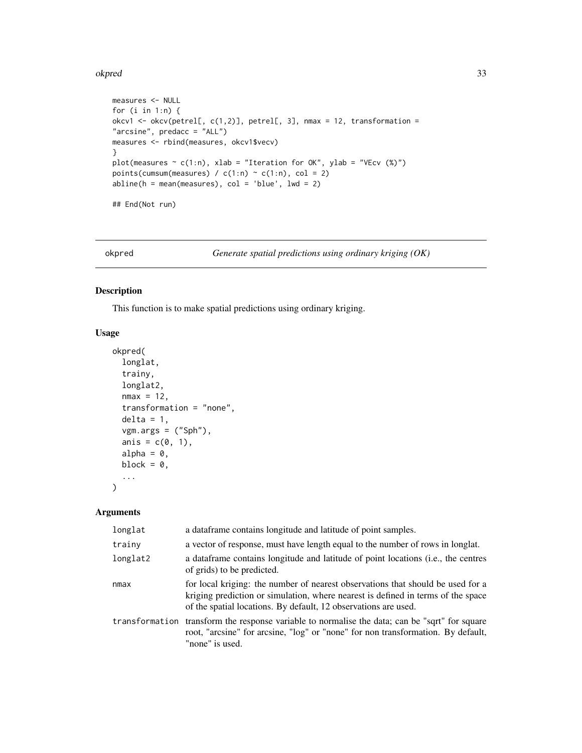```
measures <- NULL
for (i in 1:n) {
okcv1 <- okcv(petrel[, c(1,2)], petrel[, 3], nmax = 12, transformation =
"arcsine", predacc = "ALL")
measures <- rbind(measures, okcv1$vecv)
}
plot(measures ~ c(1:n), xlab = "Iteration for OK", ylab = "VEcv (%)")
points(cumsum(measures) / c(1:n) ~ c(1:n), col = 2)
abline(h = mean(measures), col = 'blue', lwd = 2)

## End(Not run)
```

---

## okpred — *Generate spatial predictions using ordinary kriging (OK)*

### Description

This function is to make spatial predictions using ordinary kriging.

### Usage

```
okpred(
  longlat,
  trainy,
  longlat2,
  nmax = 12,
  transformation = "none",
  delta = 1,
  vgm.args = ("Sph"),
  anis = c(0, 1),
  alpha = 0,
  block = 0,
  ...
)
```

### Arguments

| | |
|---|---|
| longlat | a dataframe contains longitude and latitude of point samples. |
| trainy | a vector of response, must have length equal to the number of rows in longlat. |
| longlat2 | a dataframe contains longitude and latitude of point locations (i.e., the centres of grids) to be predicted. |
| nmax | for local kriging: the number of nearest observations that should be used for a kriging prediction or simulation, where nearest is defined in terms of the space of the spatial locations. By default, 12 observations are used. |
| transformation | transform the response variable to normalise the data; can be "sqrt" for square root, "arcsine" for arcsine, "log" or "none" for non transformation. By default, "none" is used. |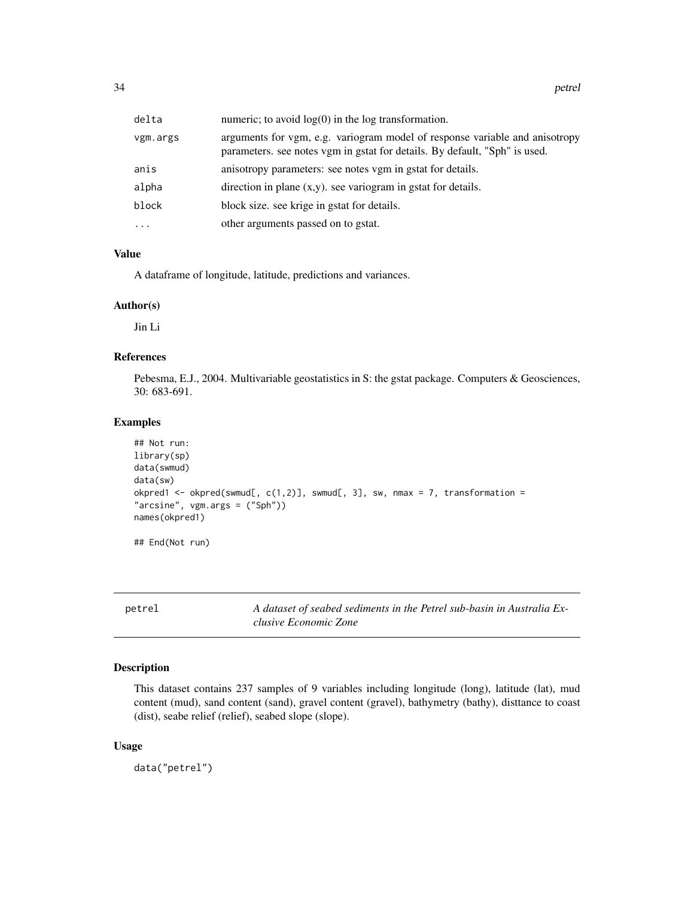| | |
|---|---|
| delta | numeric; to avoid log(0) in the log transformation. |
| vgm.args | arguments for vgm, e.g. variogram model of response variable and anisotropy parameters. see notes vgm in gstat for details. By default, "Sph" is used. |
| anis | anisotropy parameters: see notes vgm in gstat for details. |
| alpha | direction in plane (x,y). see variogram in gstat for details. |
| block | block size. see krige in gstat for details. |
| ... | other arguments passed on to gstat. |

### Value

A dataframe of longitude, latitude, predictions and variances.

### Author(s)

Jin Li

### References

Pebesma, E.J., 2004. Multivariable geostatistics in S: the gstat package. Computers & Geosciences, 30: 683-691.

### Examples

```
## Not run:
library(sp)
data(swmud)
data(sw)
okpred1 <- okpred(swmud[, c(1,2)], swmud[, 3], sw, nmax = 7, transformation =
"arcsine", vgm.args = ("Sph"))
names(okpred1)

## End(Not run)
```

---

## petrel *A dataset of seabed sediments in the Petrel sub-basin in Australia Exclusive Economic Zone*

### Description

This dataset contains 237 samples of 9 variables including longitude (long), latitude (lat), mud content (mud), sand content (sand), gravel content (gravel), bathymetry (bathy), disttance to coast (dist), seabe relief (relief), seabed slope (slope).

### Usage

```
data("petrel")
```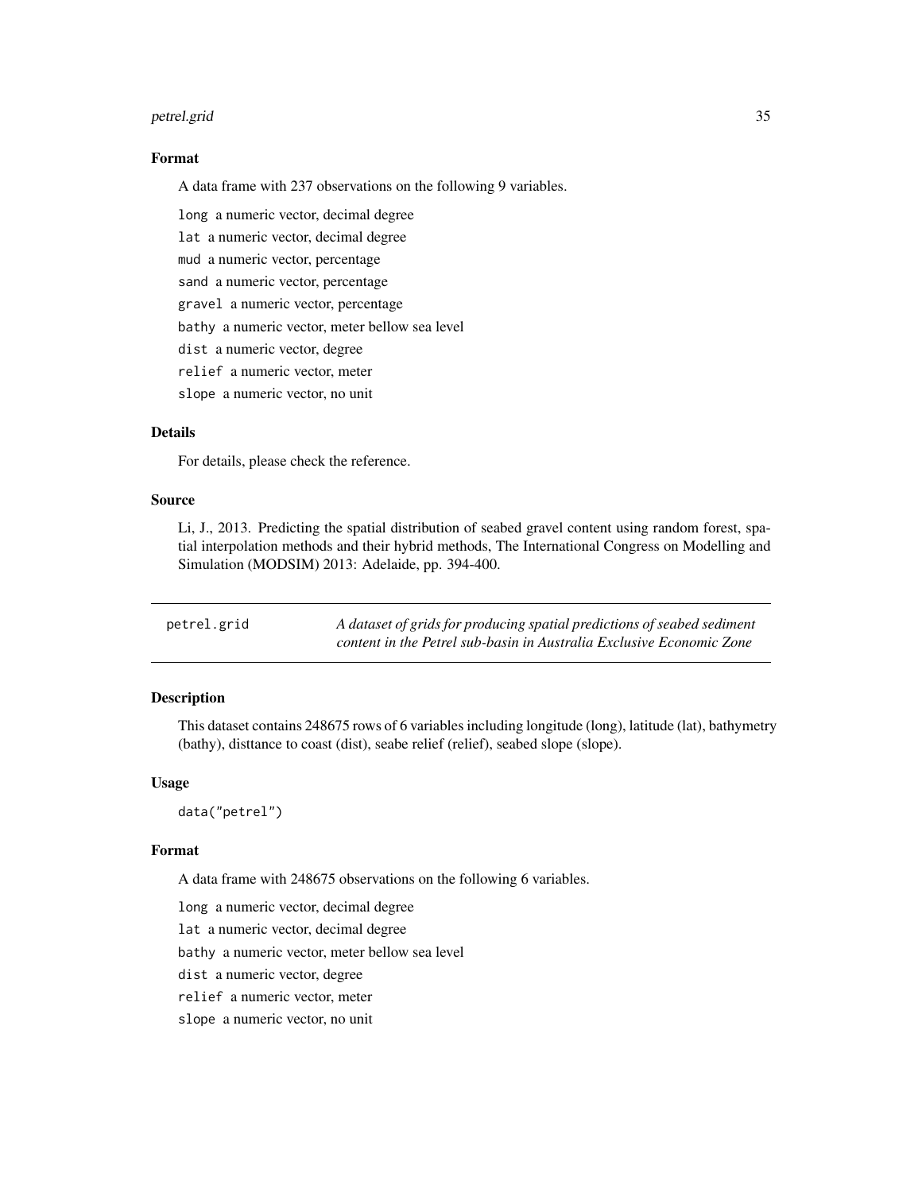### Format

A data frame with 237 observations on the following 9 variables.

- `long` a numeric vector, decimal degree
- `lat` a numeric vector, decimal degree
- `mud` a numeric vector, percentage
- `sand` a numeric vector, percentage
- `gravel` a numeric vector, percentage
- `bathy` a numeric vector, meter bellow sea level
- `dist` a numeric vector, degree
- `relief` a numeric vector, meter
- `slope` a numeric vector, no unit

### Details

For details, please check the reference.

### Source

Li, J., 2013. Predicting the spatial distribution of seabed gravel content using random forest, spatial interpolation methods and their hybrid methods, The International Congress on Modelling and Simulation (MODSIM) 2013: Adelaide, pp. 394-400.

---

## petrel.grid

*A dataset of grids for producing spatial predictions of seabed sediment content in the Petrel sub-basin in Australia Exclusive Economic Zone*

---

### Description

This dataset contains 248675 rows of 6 variables including longitude (long), latitude (lat), bathymetry (bathy), disttance to coast (dist), seabe relief (relief), seabed slope (slope).

### Usage

```
data("petrel")
```

### Format

A data frame with 248675 observations on the following 6 variables.

- `long` a numeric vector, decimal degree
- `lat` a numeric vector, decimal degree
- `bathy` a numeric vector, meter bellow sea level
- `dist` a numeric vector, degree
- `relief` a numeric vector, meter
- `slope` a numeric vector, no unit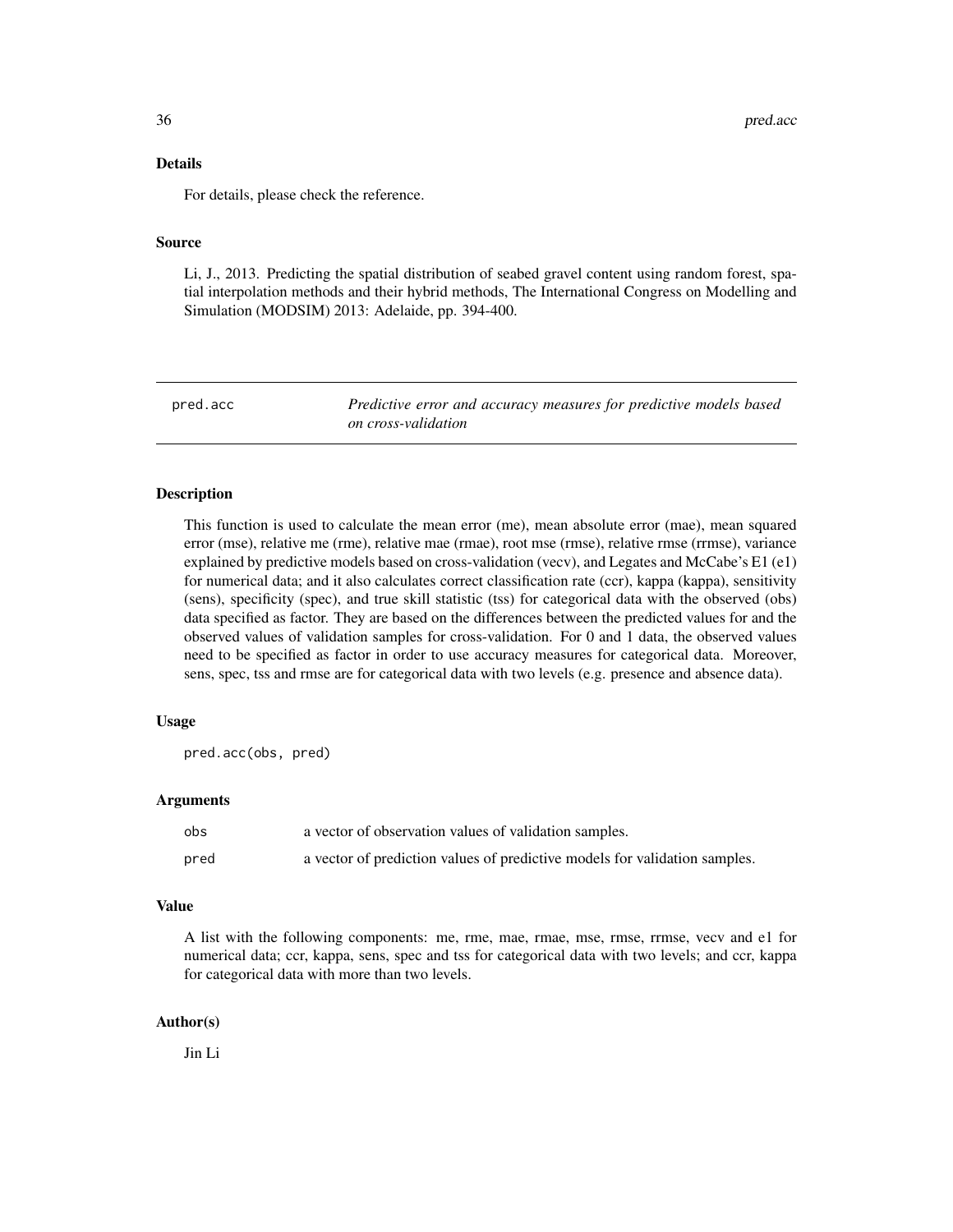### Details

For details, please check the reference.

### Source

Li, J., 2013. Predicting the spatial distribution of seabed gravel content using random forest, spatial interpolation methods and their hybrid methods, The International Congress on Modelling and Simulation (MODSIM) 2013: Adelaide, pp. 394-400.

---

## pred.acc — *Predictive error and accuracy measures for predictive models based on cross-validation*

---

### Description

This function is used to calculate the mean error (me), mean absolute error (mae), mean squared error (mse), relative me (rme), relative mae (rmae), root mse (rmse), relative rmse (rrmse), variance explained by predictive models based on cross-validation (vecv), and Legates and McCabe's E1 (e1) for numerical data; and it also calculates correct classification rate (ccr), kappa (kappa), sensitivity (sens), specificity (spec), and true skill statistic (tss) for categorical data with the observed (obs) data specified as factor. They are based on the differences between the predicted values for and the observed values of validation samples for cross-validation. For 0 and 1 data, the observed values need to be specified as factor in order to use accuracy measures for categorical data. Moreover, sens, spec, tss and rmse are for categorical data with two levels (e.g. presence and absence data).

### Usage

```
pred.acc(obs, pred)
```

### Arguments

| | |
|---|---|
| obs | a vector of observation values of validation samples. |
| pred | a vector of prediction values of predictive models for validation samples. |

### Value

A list with the following components: me, rme, mae, rmae, mse, rmse, rrmse, vecv and e1 for numerical data; ccr, kappa, sens, spec and tss for categorical data with two levels; and ccr, kappa for categorical data with more than two levels.

### Author(s)

Jin Li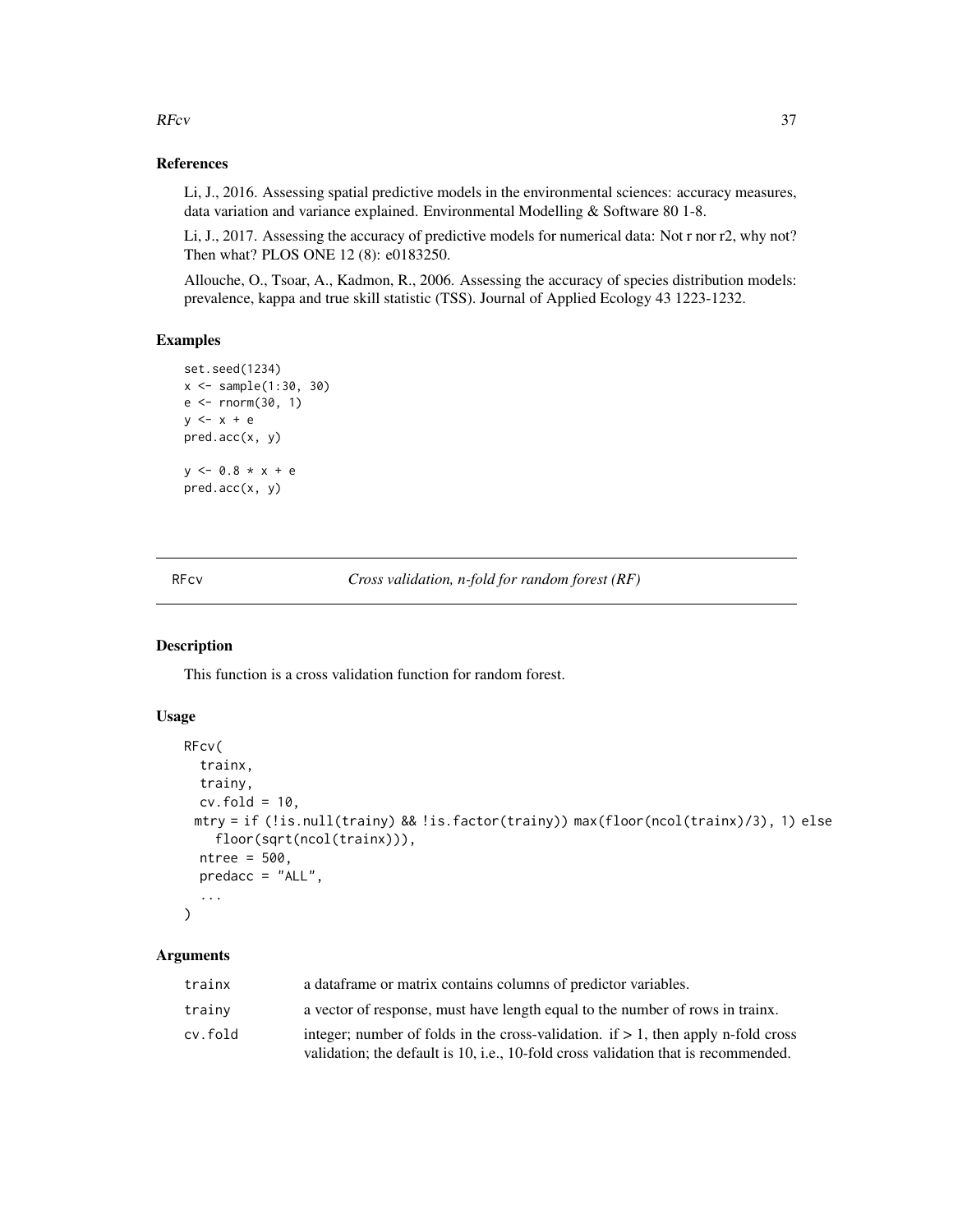### References

Li, J., 2016. Assessing spatial predictive models in the environmental sciences: accuracy measures, data variation and variance explained. Environmental Modelling & Software 80 1-8.

Li, J., 2017. Assessing the accuracy of predictive models for numerical data: Not r nor r2, why not? Then what? PLOS ONE 12 (8): e0183250.

Allouche, O., Tsoar, A., Kadmon, R., 2006. Assessing the accuracy of species distribution models: prevalence, kappa and true skill statistic (TSS). Journal of Applied Ecology 43 1223-1232.

### Examples

```
set.seed(1234)
x <- sample(1:30, 30)
e <- rnorm(30, 1)
y <- x + e
pred.acc(x, y)

y <- 0.8 * x + e
pred.acc(x, y)
```

---

## RFcv — *Cross validation, n-fold for random forest (RF)*

---

### Description

This function is a cross validation function for random forest.

### Usage

```
RFcv(
  trainx,
  trainy,
  cv.fold = 10,
  mtry = if (!is.null(trainy) && !is.factor(trainy)) max(floor(ncol(trainx)/3), 1) else
    floor(sqrt(ncol(trainx))),
  ntree = 500,
  predacc = "ALL",
  ...
)
```

### Arguments

| | |
|---|---|
| trainx | a dataframe or matrix contains columns of predictor variables. |
| trainy | a vector of response, must have length equal to the number of rows in trainx. |
| cv.fold | integer; number of folds in the cross-validation. if > 1, then apply n-fold cross validation; the default is 10, i.e., 10-fold cross validation that is recommended. |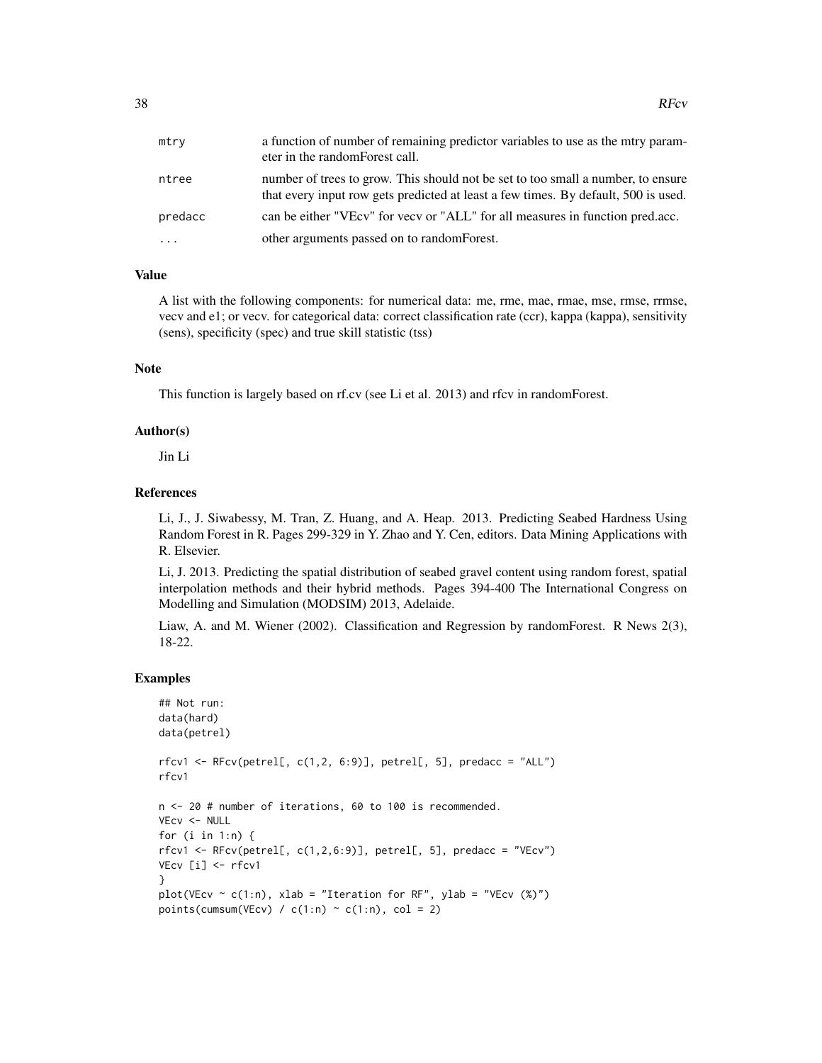| | |
|---|---|
| mtry | a function of number of remaining predictor variables to use as the mtry parameter in the randomForest call. |
| ntree | number of trees to grow. This should not be set to too small a number, to ensure that every input row gets predicted at least a few times. By default, 500 is used. |
| predacc | can be either "VEcv" for vecv or "ALL" for all measures in function pred.acc. |
| ... | other arguments passed on to randomForest. |

### Value

A list with the following components: for numerical data: me, rme, mae, rmae, mse, rmse, rrmse, vecv and e1; or vecv. for categorical data: correct classification rate (ccr), kappa (kappa), sensitivity (sens), specificity (spec) and true skill statistic (tss)

### Note

This function is largely based on rf.cv (see Li et al. 2013) and rfcv in randomForest.

### Author(s)

Jin Li

### References

Li, J., J. Siwabessy, M. Tran, Z. Huang, and A. Heap. 2013. Predicting Seabed Hardness Using Random Forest in R. Pages 299-329 in Y. Zhao and Y. Cen, editors. Data Mining Applications with R. Elsevier.

Li, J. 2013. Predicting the spatial distribution of seabed gravel content using random forest, spatial interpolation methods and their hybrid methods. Pages 394-400 The International Congress on Modelling and Simulation (MODSIM) 2013, Adelaide.

Liaw, A. and M. Wiener (2002). Classification and Regression by randomForest. R News 2(3), 18-22.

### Examples

```
## Not run:
data(hard)
data(petrel)

rfcv1 <- RFcv(petrel[, c(1,2, 6:9)], petrel[, 5], predacc = "ALL")
rfcv1

n <- 20 # number of iterations, 60 to 100 is recommended.
VEcv <- NULL
for (i in 1:n) {
rfcv1 <- RFcv(petrel[, c(1,2,6:9)], petrel[, 5], predacc = "VEcv")
VEcv [i] <- rfcv1
}
plot(VEcv ~ c(1:n), xlab = "Iteration for RF", ylab = "VEcv (%)")
points(cumsum(VEcv) / c(1:n) ~ c(1:n), col = 2)
```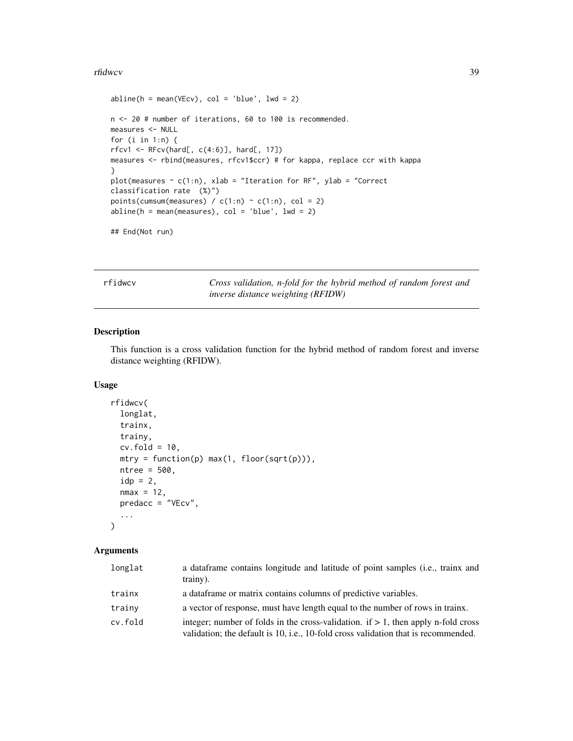```
abline(h = mean(VEcv), col = 'blue', lwd = 2)

n <- 20 # number of iterations, 60 to 100 is recommended.
measures <- NULL
for (i in 1:n) {
rfcv1 <- RFcv(hard[, c(4:6)], hard[, 17])
measures <- rbind(measures, rfcv1$ccr) # for kappa, replace ccr with kappa
}
plot(measures ~ c(1:n), xlab = "Iteration for RF", ylab = "Correct
classification rate  (%)")
points(cumsum(measures) / c(1:n) ~ c(1:n), col = 2)
abline(h = mean(measures), col = 'blue', lwd = 2)

## End(Not run)
```

## rfidwcv — *Cross validation, n-fold for the hybrid method of random forest and inverse distance weighting (RFIDW)*

### Description

This function is a cross validation function for the hybrid method of random forest and inverse distance weighting (RFIDW).

### Usage

```
rfidwcv(
  longlat,
  trainx,
  trainy,
  cv.fold = 10,
  mtry = function(p) max(1, floor(sqrt(p))),
  ntree = 500,
  idp = 2,
  nmax = 12,
  predacc = "VEcv",
  ...
)
```

### Arguments

| | |
|---|---|
| longlat | a dataframe contains longitude and latitude of point samples (i.e., trainx and trainy). |
| trainx | a dataframe or matrix contains columns of predictive variables. |
| trainy | a vector of response, must have length equal to the number of rows in trainx. |
| cv.fold | integer; number of folds in the cross-validation. if > 1, then apply n-fold cross validation; the default is 10, i.e., 10-fold cross validation that is recommended. |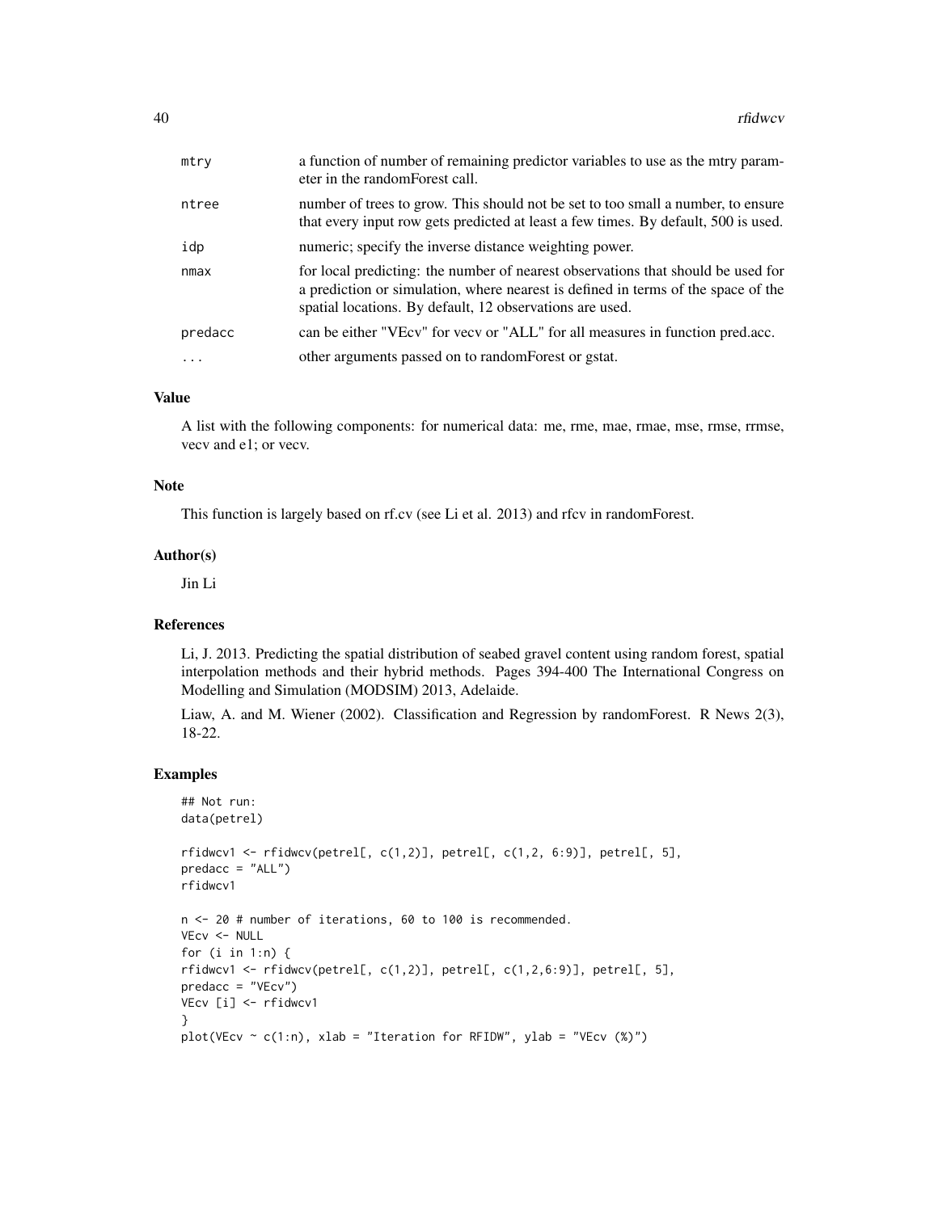| | |
|---|---|
| mtry | a function of number of remaining predictor variables to use as the mtry parameter in the randomForest call. |
| ntree | number of trees to grow. This should not be set to too small a number, to ensure that every input row gets predicted at least a few times. By default, 500 is used. |
| idp | numeric; specify the inverse distance weighting power. |
| nmax | for local predicting: the number of nearest observations that should be used for a prediction or simulation, where nearest is defined in terms of the space of the spatial locations. By default, 12 observations are used. |
| predacc | can be either "VEcv" for vecv or "ALL" for all measures in function pred.acc. |
| ... | other arguments passed on to randomForest or gstat. |

## Value

A list with the following components: for numerical data: me, rme, mae, rmae, mse, rmse, rrmse, vecv and e1; or vecv.

## Note

This function is largely based on rf.cv (see Li et al. 2013) and rfcv in randomForest.

## Author(s)

Jin Li

## References

Li, J. 2013. Predicting the spatial distribution of seabed gravel content using random forest, spatial interpolation methods and their hybrid methods. Pages 394-400 The International Congress on Modelling and Simulation (MODSIM) 2013, Adelaide.

Liaw, A. and M. Wiener (2002). Classification and Regression by randomForest. R News 2(3), 18-22.

## Examples

```
## Not run:
data(petrel)

rfidwcv1 <- rfidwcv(petrel[, c(1,2)], petrel[, c(1,2, 6:9)], petrel[, 5],
predacc = "ALL")
rfidwcv1

n <- 20 # number of iterations, 60 to 100 is recommended.
VEcv <- NULL
for (i in 1:n) {
rfidwcv1 <- rfidwcv(petrel[, c(1,2)], petrel[, c(1,2,6:9)], petrel[, 5],
predacc = "VEcv")
VEcv [i] <- rfidwcv1
}
plot(VEcv ~ c(1:n), xlab = "Iteration for RFIDW", ylab = "VEcv (%)")
```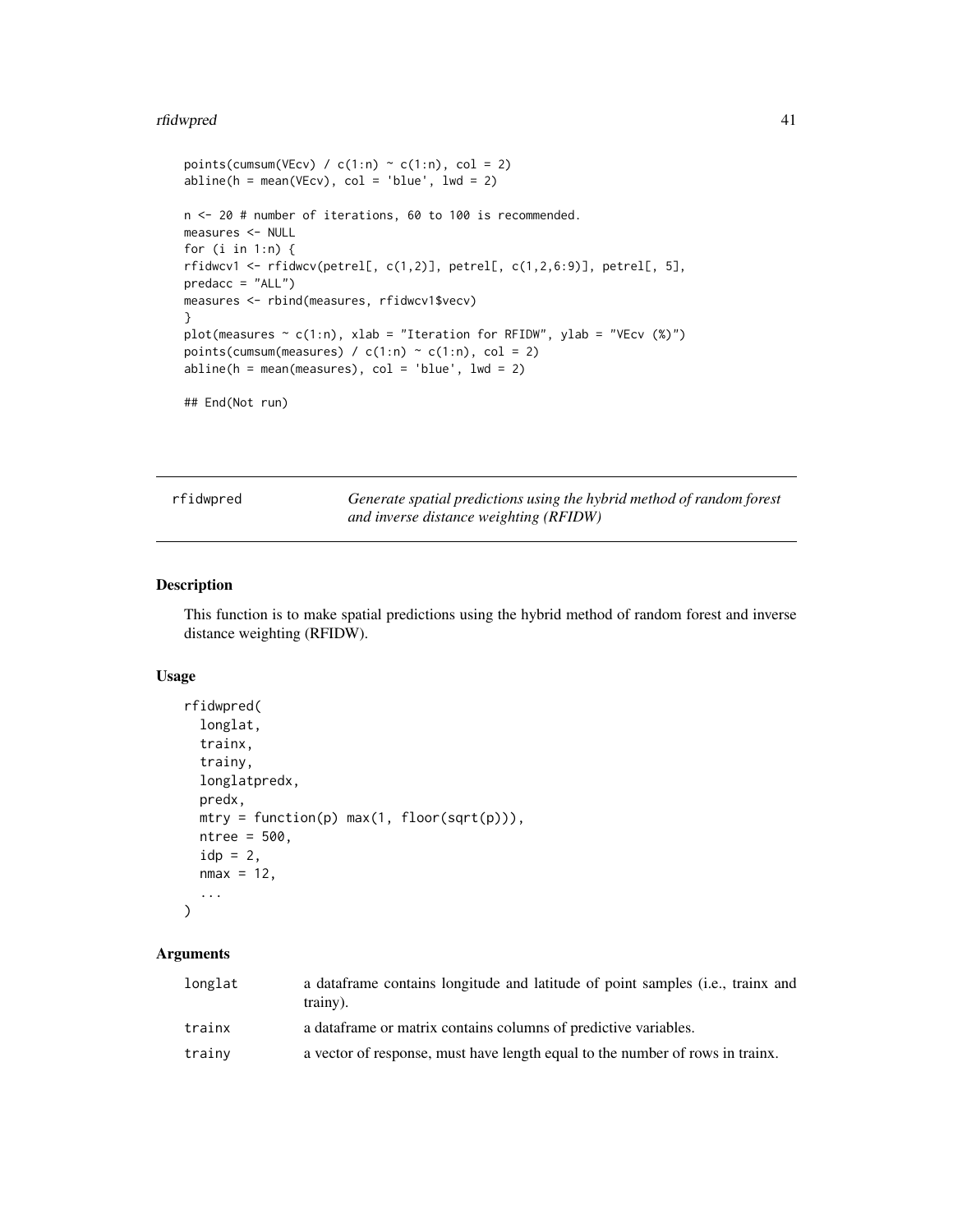```
points(cumsum(VEcv) / c(1:n) ~ c(1:n), col = 2)
abline(h = mean(VEcv), col = 'blue', lwd = 2)

n <- 20 # number of iterations, 60 to 100 is recommended.
measures <- NULL
for (i in 1:n) {
rfidwcv1 <- rfidwcv(petrel[, c(1,2)], petrel[, c(1,2,6:9)], petrel[, 5],
predacc = "ALL")
measures <- rbind(measures, rfidwcv1$vecv)
}
plot(measures ~ c(1:n), xlab = "Iteration for RFIDW", ylab = "VEcv (%)")
points(cumsum(measures) / c(1:n) ~ c(1:n), col = 2)
abline(h = mean(measures), col = 'blue', lwd = 2)

## End(Not run)
```

---

## rfidwpred — *Generate spatial predictions using the hybrid method of random forest and inverse distance weighting (RFIDW)*

### Description

This function is to make spatial predictions using the hybrid method of random forest and inverse distance weighting (RFIDW).

### Usage

```
rfidwpred(
  longlat,
  trainx,
  trainy,
  longlatpredx,
  predx,
  mtry = function(p) max(1, floor(sqrt(p))),
  ntree = 500,
  idp = 2,
  nmax = 12,
  ...
)
```

### Arguments

| | |
|---|---|
| longlat | a dataframe contains longitude and latitude of point samples (i.e., trainx and trainy). |
| trainx | a dataframe or matrix contains columns of predictive variables. |
| trainy | a vector of response, must have length equal to the number of rows in trainx. |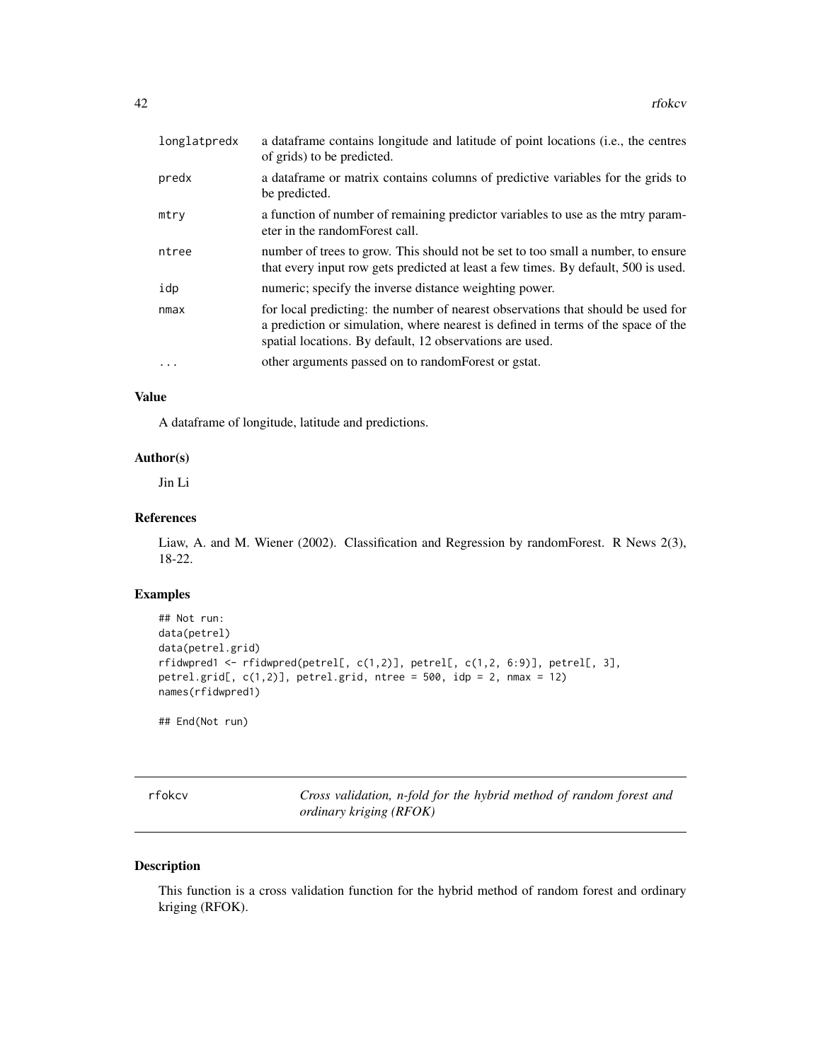| | |
|---|---|
| longlatpredx | a dataframe contains longitude and latitude of point locations (i.e., the centres of grids) to be predicted. |
| predx | a dataframe or matrix contains columns of predictive variables for the grids to be predicted. |
| mtry | a function of number of remaining predictor variables to use as the mtry parameter in the randomForest call. |
| ntree | number of trees to grow. This should not be set to too small a number, to ensure that every input row gets predicted at least a few times. By default, 500 is used. |
| idp | numeric; specify the inverse distance weighting power. |
| nmax | for local predicting: the number of nearest observations that should be used for a prediction or simulation, where nearest is defined in terms of the space of the spatial locations. By default, 12 observations are used. |
| ... | other arguments passed on to randomForest or gstat. |

### Value

A dataframe of longitude, latitude and predictions.

### Author(s)

Jin Li

### References

Liaw, A. and M. Wiener (2002). Classification and Regression by randomForest. R News 2(3), 18-22.

### Examples

```
## Not run:
data(petrel)
data(petrel.grid)
rfidwpred1 <- rfidwpred(petrel[, c(1,2)], petrel[, c(1,2, 6:9)], petrel[, 3],
petrel.grid[, c(1,2)], petrel.grid, ntree = 500, idp = 2, nmax = 12)
names(rfidwpred1)

## End(Not run)
```

---

## rfokcv — *Cross validation, n-fold for the hybrid method of random forest and ordinary kriging (RFOK)*

### Description

This function is a cross validation function for the hybrid method of random forest and ordinary kriging (RFOK).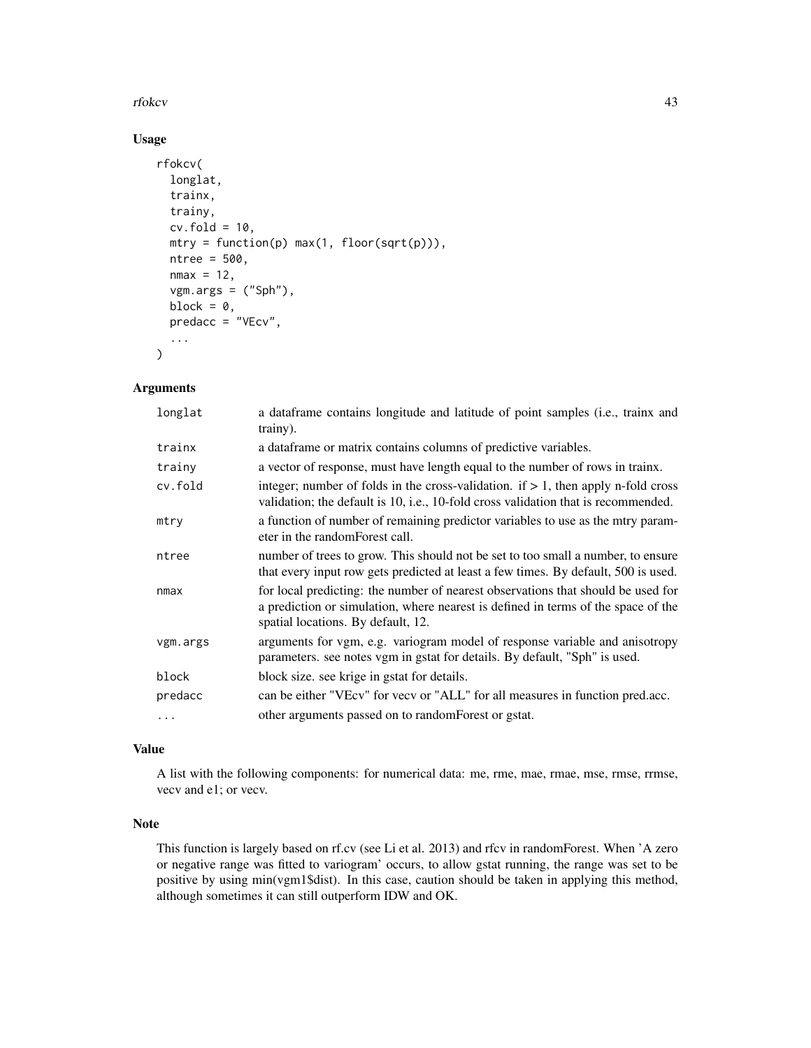## Usage

```
rfokcv(
  longlat,
  trainx,
  trainy,
  cv.fold = 10,
  mtry = function(p) max(1, floor(sqrt(p))),
  ntree = 500,
  nmax = 12,
  vgm.args = ("Sph"),
  block = 0,
  predacc = "VEcv",
  ...
)
```

## Arguments

| | |
|---|---|
| `longlat` | a dataframe contains longitude and latitude of point samples (i.e., trainx and trainy). |
| `trainx` | a dataframe or matrix contains columns of predictive variables. |
| `trainy` | a vector of response, must have length equal to the number of rows in trainx. |
| `cv.fold` | integer; number of folds in the cross-validation. if > 1, then apply n-fold cross validation; the default is 10, i.e., 10-fold cross validation that is recommended. |
| `mtry` | a function of number of remaining predictor variables to use as the mtry parameter in the randomForest call. |
| `ntree` | number of trees to grow. This should not be set to too small a number, to ensure that every input row gets predicted at least a few times. By default, 500 is used. |
| `nmax` | for local predicting: the number of nearest observations that should be used for a prediction or simulation, where nearest is defined in terms of the space of the spatial locations. By default, 12. |
| `vgm.args` | arguments for vgm, e.g. variogram model of response variable and anisotropy parameters. see notes vgm in gstat for details. By default, "Sph" is used. |
| `block` | block size. see krige in gstat for details. |
| `predacc` | can be either "VEcv" for vecv or "ALL" for all measures in function pred.acc. |
| `...` | other arguments passed on to randomForest or gstat. |

## Value

A list with the following components: for numerical data: me, rme, mae, rmae, mse, rmse, rrmse, vecv and e1; or vecv.

## Note

This function is largely based on rf.cv (see Li et al. 2013) and rfcv in randomForest. When 'A zero or negative range was fitted to variogram' occurs, to allow gstat running, the range was set to be positive by using min(vgm1$dist). In this case, caution should be taken in applying this method, although sometimes it can still outperform IDW and OK.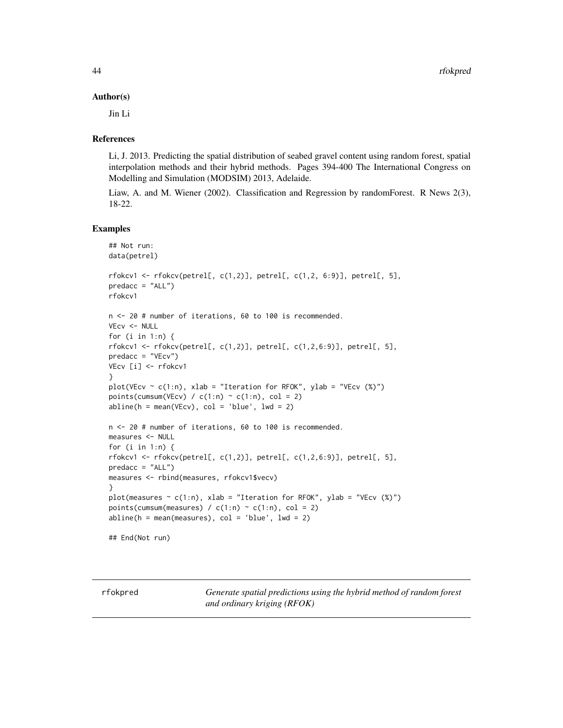## Author(s)

Jin Li

## References

Li, J. 2013. Predicting the spatial distribution of seabed gravel content using random forest, spatial interpolation methods and their hybrid methods. Pages 394-400 The International Congress on Modelling and Simulation (MODSIM) 2013, Adelaide.

Liaw, A. and M. Wiener (2002). Classification and Regression by randomForest. R News 2(3), 18-22.

## Examples

```
## Not run:
data(petrel)

rfokcv1 <- rfokcv(petrel[, c(1,2)], petrel[, c(1,2, 6:9)], petrel[, 5],
predacc = "ALL")
rfokcv1

n <- 20 # number of iterations, 60 to 100 is recommended.
VEcv <- NULL
for (i in 1:n) {
rfokcv1 <- rfokcv(petrel[, c(1,2)], petrel[, c(1,2,6:9)], petrel[, 5],
predacc = "VEcv")
VEcv [i] <- rfokcv1
}
plot(VEcv ~ c(1:n), xlab = "Iteration for RFOK", ylab = "VEcv (%)")
points(cumsum(VEcv) / c(1:n) ~ c(1:n), col = 2)
abline(h = mean(VEcv), col = 'blue', lwd = 2)

n <- 20 # number of iterations, 60 to 100 is recommended.
measures <- NULL
for (i in 1:n) {
rfokcv1 <- rfokcv(petrel[, c(1,2)], petrel[, c(1,2,6:9)], petrel[, 5],
predacc = "ALL")
measures <- rbind(measures, rfokcv1$vecv)
}
plot(measures ~ c(1:n), xlab = "Iteration for RFOK", ylab = "VEcv (%)")
points(cumsum(measures) / c(1:n) ~ c(1:n), col = 2)
abline(h = mean(measures), col = 'blue', lwd = 2)

## End(Not run)
```

---

rfokpred *Generate spatial predictions using the hybrid method of random forest and ordinary kriging (RFOK)*

---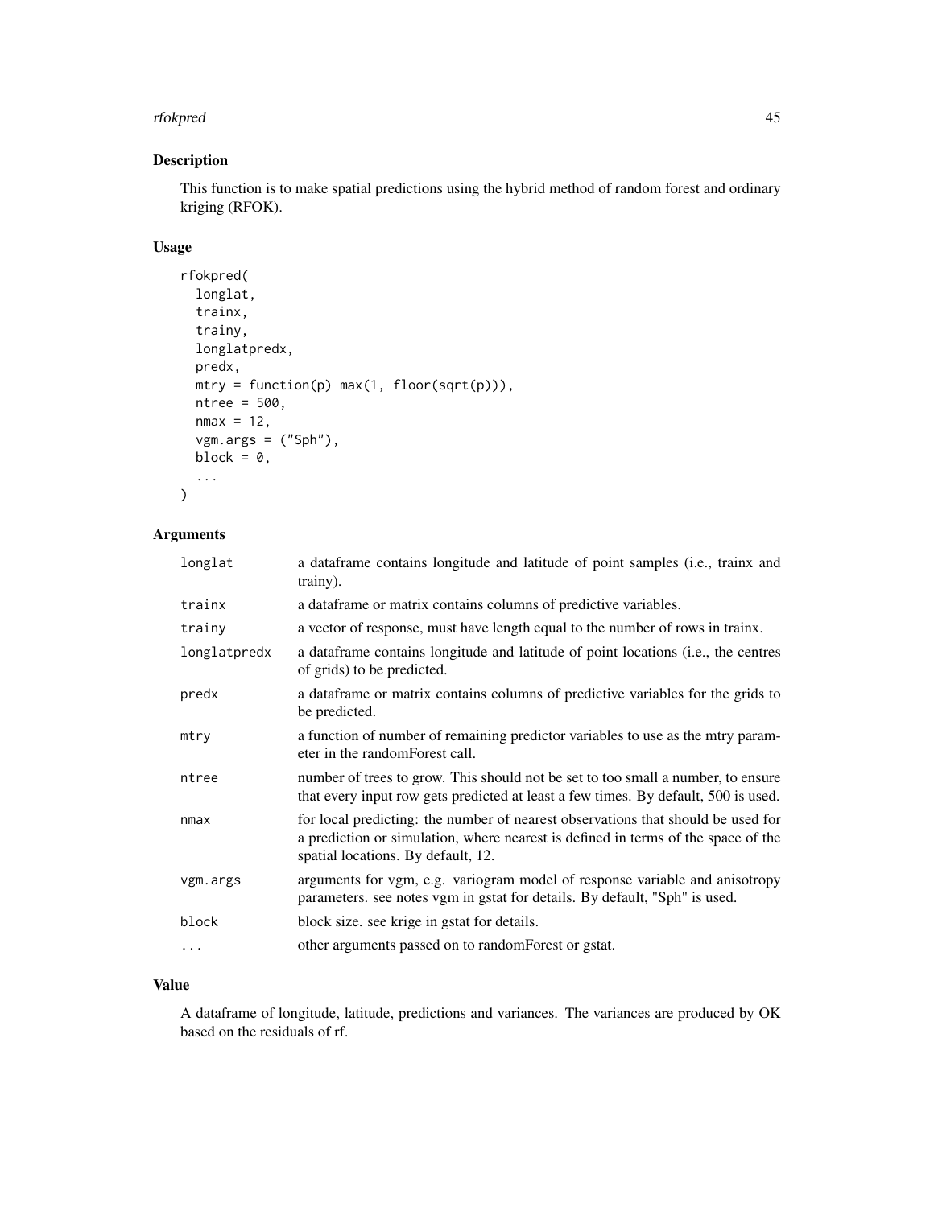## Description

This function is to make spatial predictions using the hybrid method of random forest and ordinary kriging (RFOK).

## Usage

```
rfokpred(
  longlat,
  trainx,
  trainy,
  longlatpredx,
  predx,
  mtry = function(p) max(1, floor(sqrt(p))),
  ntree = 500,
  nmax = 12,
  vgm.args = ("Sph"),
  block = 0,
  ...
)
```

## Arguments

| | |
|---|---|
| longlat | a dataframe contains longitude and latitude of point samples (i.e., trainx and trainy). |
| trainx | a dataframe or matrix contains columns of predictive variables. |
| trainy | a vector of response, must have length equal to the number of rows in trainx. |
| longlatpredx | a dataframe contains longitude and latitude of point locations (i.e., the centres of grids) to be predicted. |
| predx | a dataframe or matrix contains columns of predictive variables for the grids to be predicted. |
| mtry | a function of number of remaining predictor variables to use as the mtry parameter in the randomForest call. |
| ntree | number of trees to grow. This should not be set to too small a number, to ensure that every input row gets predicted at least a few times. By default, 500 is used. |
| nmax | for local predicting: the number of nearest observations that should be used for a prediction or simulation, where nearest is defined in terms of the space of the spatial locations. By default, 12. |
| vgm.args | arguments for vgm, e.g. variogram model of response variable and anisotropy parameters. see notes vgm in gstat for details. By default, "Sph" is used. |
| block | block size. see krige in gstat for details. |
| ... | other arguments passed on to randomForest or gstat. |

## Value

A dataframe of longitude, latitude, predictions and variances. The variances are produced by OK based on the residuals of rf.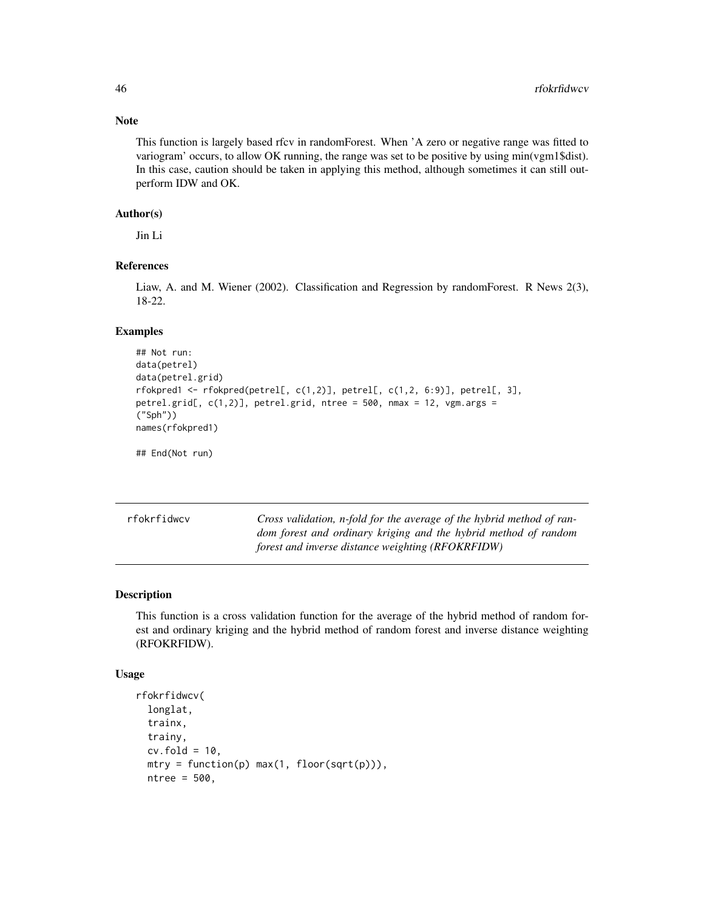### Note

This function is largely based rfcv in randomForest. When 'A zero or negative range was fitted to variogram' occurs, to allow OK running, the range was set to be positive by using min(vgm1$dist). In this case, caution should be taken in applying this method, although sometimes it can still outperform IDW and OK.

### Author(s)

Jin Li

### References

Liaw, A. and M. Wiener (2002). Classification and Regression by randomForest. R News 2(3), 18-22.

### Examples

```
## Not run:
data(petrel)
data(petrel.grid)
rfokpred1 <- rfokpred(petrel[, c(1,2)], petrel[, c(1,2, 6:9)], petrel[, 3],
petrel.grid[, c(1,2)], petrel.grid, ntree = 500, nmax = 12, vgm.args =
("Sph"))
names(rfokpred1)

## End(Not run)
```

---

## rfokrfidwcv

*Cross validation, n-fold for the average of the hybrid method of random forest and ordinary kriging and the hybrid method of random forest and inverse distance weighting (RFOKRFIDW)*

---

### Description

This function is a cross validation function for the average of the hybrid method of random forest and ordinary kriging and the hybrid method of random forest and inverse distance weighting (RFOKRFIDW).

### Usage

```
rfokrfidwcv(
  longlat,
  trainx,
  trainy,
  cv.fold = 10,
  mtry = function(p) max(1, floor(sqrt(p))),
  ntree = 500,
```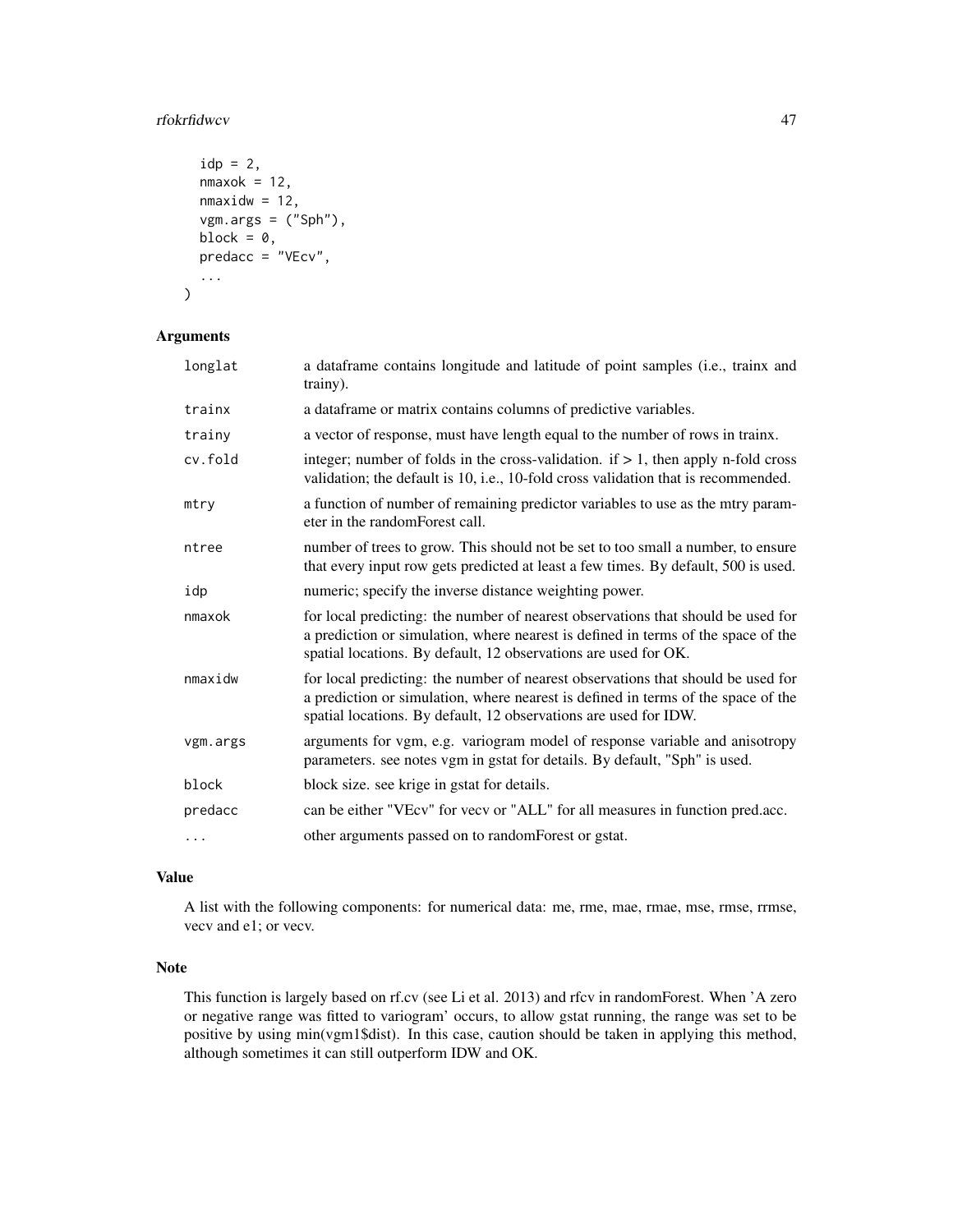```
  idp = 2,
  nmaxok = 12,
  nmaxidw = 12,
  vgm.args = ("Sph"),
  block = 0,
  predacc = "VEcv",
  ...
)
```

## Arguments

| | |
|---|---|
| longlat | a dataframe contains longitude and latitude of point samples (i.e., trainx and trainy). |
| trainx | a dataframe or matrix contains columns of predictive variables. |
| trainy | a vector of response, must have length equal to the number of rows in trainx. |
| cv.fold | integer; number of folds in the cross-validation. if > 1, then apply n-fold cross validation; the default is 10, i.e., 10-fold cross validation that is recommended. |
| mtry | a function of number of remaining predictor variables to use as the mtry parameter in the randomForest call. |
| ntree | number of trees to grow. This should not be set to too small a number, to ensure that every input row gets predicted at least a few times. By default, 500 is used. |
| idp | numeric; specify the inverse distance weighting power. |
| nmaxok | for local predicting: the number of nearest observations that should be used for a prediction or simulation, where nearest is defined in terms of the space of the spatial locations. By default, 12 observations are used for OK. |
| nmaxidw | for local predicting: the number of nearest observations that should be used for a prediction or simulation, where nearest is defined in terms of the space of the spatial locations. By default, 12 observations are used for IDW. |
| vgm.args | arguments for vgm, e.g. variogram model of response variable and anisotropy parameters. see notes vgm in gstat for details. By default, "Sph" is used. |
| block | block size. see krige in gstat for details. |
| predacc | can be either "VEcv" for vecv or "ALL" for all measures in function pred.acc. |
| ... | other arguments passed on to randomForest or gstat. |

## Value

A list with the following components: for numerical data: me, rme, mae, rmae, mse, rmse, rrmse, vecv and e1; or vecv.

## Note

This function is largely based on rf.cv (see Li et al. 2013) and rfcv in randomForest. When 'A zero or negative range was fitted to variogram' occurs, to allow gstat running, the range was set to be positive by using min(vgm1$dist). In this case, caution should be taken in applying this method, although sometimes it can still outperform IDW and OK.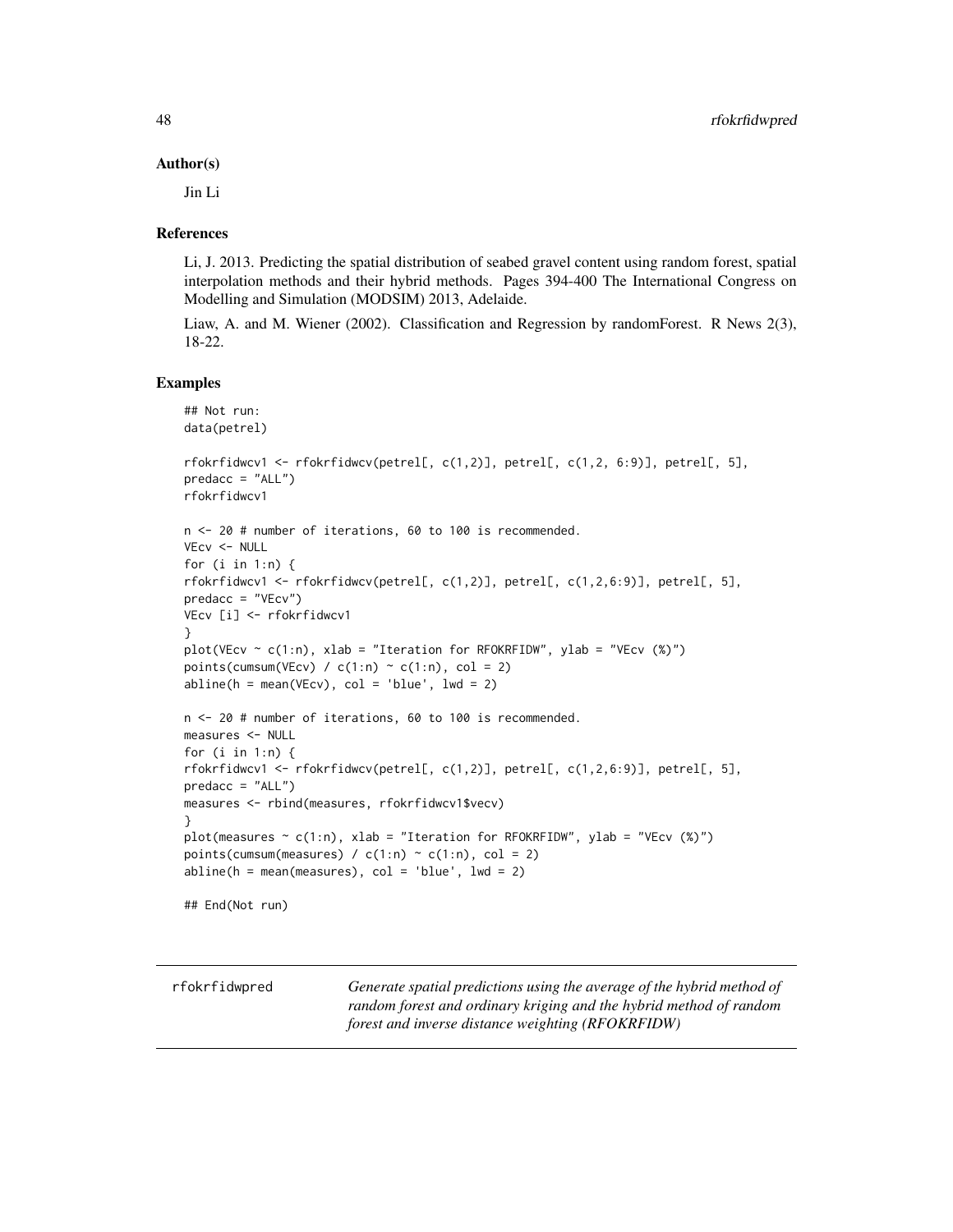### Author(s)

Jin Li

### References

Li, J. 2013. Predicting the spatial distribution of seabed gravel content using random forest, spatial interpolation methods and their hybrid methods. Pages 394-400 The International Congress on Modelling and Simulation (MODSIM) 2013, Adelaide.

Liaw, A. and M. Wiener (2002). Classification and Regression by randomForest. R News 2(3), 18-22.

### Examples

```
## Not run:
data(petrel)

rfokrfidwcv1 <- rfokrfidwcv(petrel[, c(1,2)], petrel[, c(1,2, 6:9)], petrel[, 5],
predacc = "ALL")
rfokrfidwcv1

n <- 20 # number of iterations, 60 to 100 is recommended.
VEcv <- NULL
for (i in 1:n) {
rfokrfidwcv1 <- rfokrfidwcv(petrel[, c(1,2)], petrel[, c(1,2,6:9)], petrel[, 5],
predacc = "VEcv")
VEcv [i] <- rfokrfidwcv1
}
plot(VEcv ~ c(1:n), xlab = "Iteration for RFOKRFIDW", ylab = "VEcv (%)")
points(cumsum(VEcv) / c(1:n) ~ c(1:n), col = 2)
abline(h = mean(VEcv), col = 'blue', lwd = 2)

n <- 20 # number of iterations, 60 to 100 is recommended.
measures <- NULL
for (i in 1:n) {
rfokrfidwcv1 <- rfokrfidwcv(petrel[, c(1,2)], petrel[, c(1,2,6:9)], petrel[, 5],
predacc = "ALL")
measures <- rbind(measures, rfokrfidwcv1$vecv)
}
plot(measures ~ c(1:n), xlab = "Iteration for RFOKRFIDW", ylab = "VEcv (%)")
points(cumsum(measures) / c(1:n) ~ c(1:n), col = 2)
abline(h = mean(measures), col = 'blue', lwd = 2)

## End(Not run)
```

---

## rfokrfidwpred

*Generate spatial predictions using the average of the hybrid method of random forest and ordinary kriging and the hybrid method of random forest and inverse distance weighting (RFOKRFIDW)*

---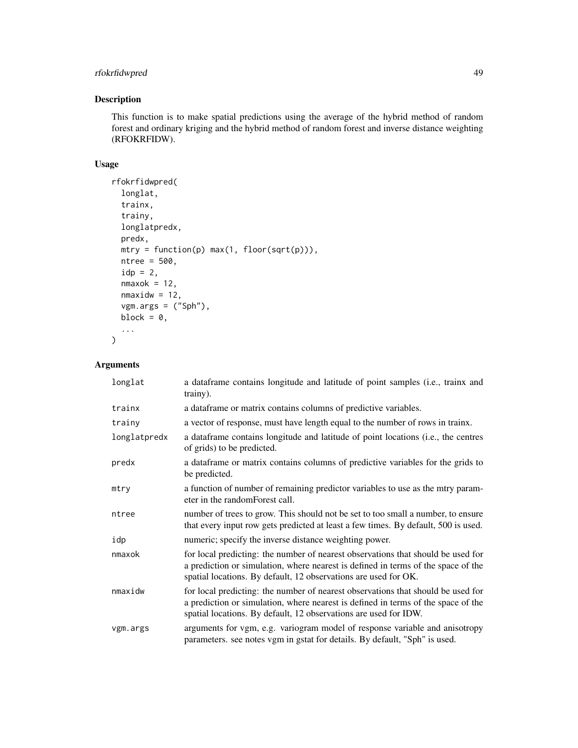## Description

This function is to make spatial predictions using the average of the hybrid method of random forest and ordinary kriging and the hybrid method of random forest and inverse distance weighting (RFOKRFIDW).

## Usage

```
rfokrfidwpred(
  longlat,
  trainx,
  trainy,
  longlatpredx,
  predx,
  mtry = function(p) max(1, floor(sqrt(p))),
  ntree = 500,
  idp = 2,
  nmaxok = 12,
  nmaxidw = 12,
  vgm.args = ("Sph"),
  block = 0,
  ...
)
```

## Arguments

| | |
|---|---|
| longlat | a dataframe contains longitude and latitude of point samples (i.e., trainx and trainy). |
| trainx | a dataframe or matrix contains columns of predictive variables. |
| trainy | a vector of response, must have length equal to the number of rows in trainx. |
| longlatpredx | a dataframe contains longitude and latitude of point locations (i.e., the centres of grids) to be predicted. |
| predx | a dataframe or matrix contains columns of predictive variables for the grids to be predicted. |
| mtry | a function of number of remaining predictor variables to use as the mtry parameter in the randomForest call. |
| ntree | number of trees to grow. This should not be set to too small a number, to ensure that every input row gets predicted at least a few times. By default, 500 is used. |
| idp | numeric; specify the inverse distance weighting power. |
| nmaxok | for local predicting: the number of nearest observations that should be used for a prediction or simulation, where nearest is defined in terms of the space of the spatial locations. By default, 12 observations are used for OK. |
| nmaxidw | for local predicting: the number of nearest observations that should be used for a prediction or simulation, where nearest is defined in terms of the space of the spatial locations. By default, 12 observations are used for IDW. |
| vgm.args | arguments for vgm, e.g. variogram model of response variable and anisotropy parameters. see notes vgm in gstat for details. By default, "Sph" is used. |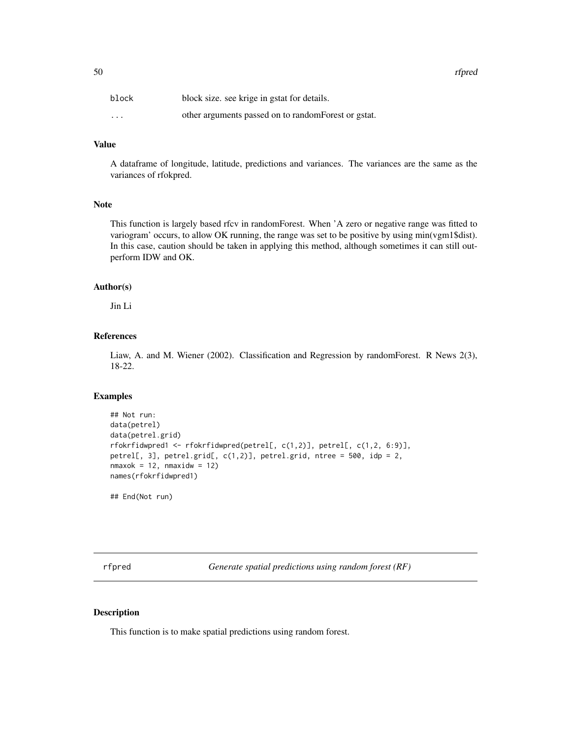| | |
|---|---|
| block | block size. see krige in gstat for details. |
| ... | other arguments passed on to randomForest or gstat. |

### Value

A dataframe of longitude, latitude, predictions and variances. The variances are the same as the variances of rfokpred.

### Note

This function is largely based rfcv in randomForest. When 'A zero or negative range was fitted to variogram' occurs, to allow OK running, the range was set to be positive by using min(vgm1$dist). In this case, caution should be taken in applying this method, although sometimes it can still outperform IDW and OK.

### Author(s)

Jin Li

### References

Liaw, A. and M. Wiener (2002). Classification and Regression by randomForest. R News 2(3), 18-22.

### Examples

```
## Not run:
data(petrel)
data(petrel.grid)
rfokrfidwpred1 <- rfokrfidwpred(petrel[, c(1,2)], petrel[, c(1,2, 6:9)],
petrel[, 3], petrel.grid[, c(1,2)], petrel.grid, ntree = 500, idp = 2,
nmaxok = 12, nmaxidw = 12)
names(rfokrfidwpred1)

## End(Not run)
```

---

## rfpred — *Generate spatial predictions using random forest (RF)*

### Description

This function is to make spatial predictions using random forest.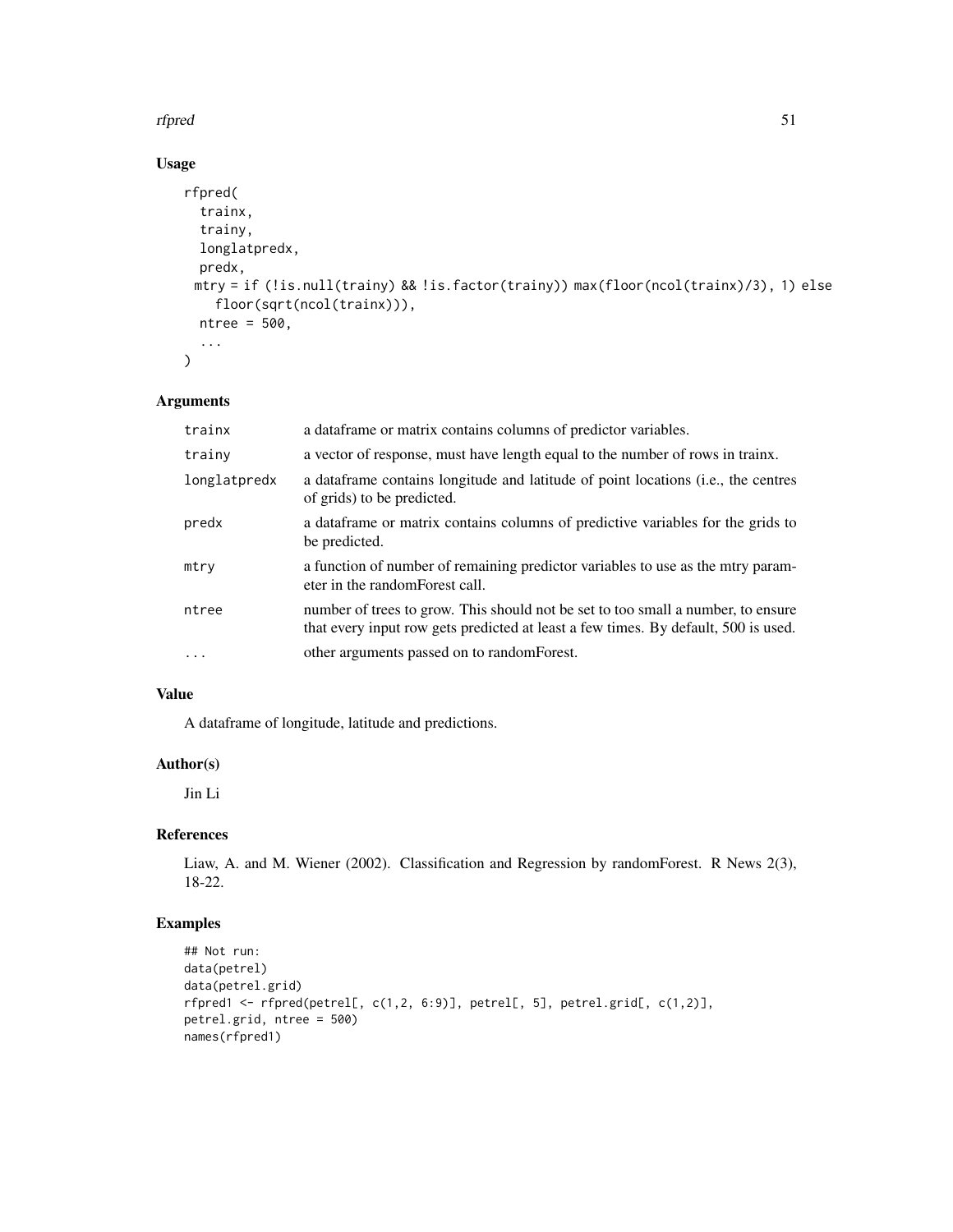### Usage

```
rfpred(
  trainx,
  trainy,
  longlatpredx,
  predx,
  mtry = if (!is.null(trainy) && !is.factor(trainy)) max(floor(ncol(trainx)/3), 1) else
    floor(sqrt(ncol(trainx))),
  ntree = 500,
  ...
)
```

### Arguments

| | |
|---|---|
| trainx | a dataframe or matrix contains columns of predictor variables. |
| trainy | a vector of response, must have length equal to the number of rows in trainx. |
| longlatpredx | a dataframe contains longitude and latitude of point locations (i.e., the centres of grids) to be predicted. |
| predx | a dataframe or matrix contains columns of predictive variables for the grids to be predicted. |
| mtry | a function of number of remaining predictor variables to use as the mtry parameter in the randomForest call. |
| ntree | number of trees to grow. This should not be set to too small a number, to ensure that every input row gets predicted at least a few times. By default, 500 is used. |
| ... | other arguments passed on to randomForest. |

### Value

A dataframe of longitude, latitude and predictions.

### Author(s)

Jin Li

### References

Liaw, A. and M. Wiener (2002). Classification and Regression by randomForest. R News 2(3), 18-22.

### Examples

```
## Not run:
data(petrel)
data(petrel.grid)
rfpred1 <- rfpred(petrel[, c(1,2, 6:9)], petrel[, 5], petrel.grid[, c(1,2)],
petrel.grid, ntree = 500)
names(rfpred1)
```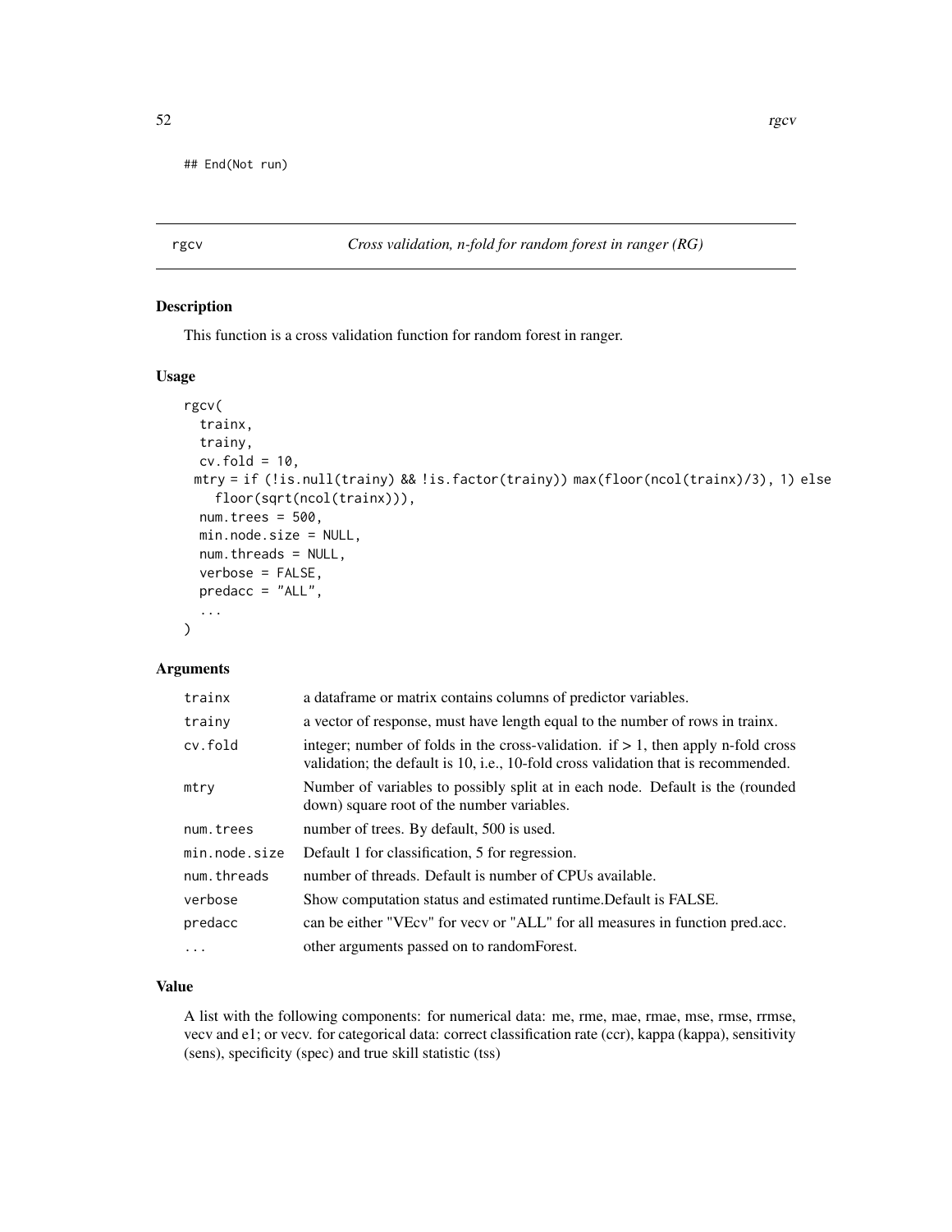```
## End(Not run)
```

## rgcv — *Cross validation, n-fold for random forest in ranger (RG)*

### Description

This function is a cross validation function for random forest in ranger.

### Usage

```
rgcv(
  trainx,
  trainy,
  cv.fold = 10,
  mtry = if (!is.null(trainy) && !is.factor(trainy)) max(floor(ncol(trainx)/3), 1) else
    floor(sqrt(ncol(trainx))),
  num.trees = 500,
  min.node.size = NULL,
  num.threads = NULL,
  verbose = FALSE,
  predacc = "ALL",
  ...
)
```

### Arguments

| Argument | Description |
|---|---|
| trainx | a dataframe or matrix contains columns of predictor variables. |
| trainy | a vector of response, must have length equal to the number of rows in trainx. |
| cv.fold | integer; number of folds in the cross-validation. if > 1, then apply n-fold cross validation; the default is 10, i.e., 10-fold cross validation that is recommended. |
| mtry | Number of variables to possibly split at in each node. Default is the (rounded down) square root of the number variables. |
| num.trees | number of trees. By default, 500 is used. |
| min.node.size | Default 1 for classification, 5 for regression. |
| num.threads | number of threads. Default is number of CPUs available. |
| verbose | Show computation status and estimated runtime.Default is FALSE. |
| predacc | can be either "VEcv" for vecv or "ALL" for all measures in function pred.acc. |
| ... | other arguments passed on to randomForest. |

### Value

A list with the following components: for numerical data: me, rme, mae, rmae, mse, rmse, rrmse, vecv and e1; or vecv. for categorical data: correct classification rate (ccr), kappa (kappa), sensitivity (sens), specificity (spec) and true skill statistic (tss)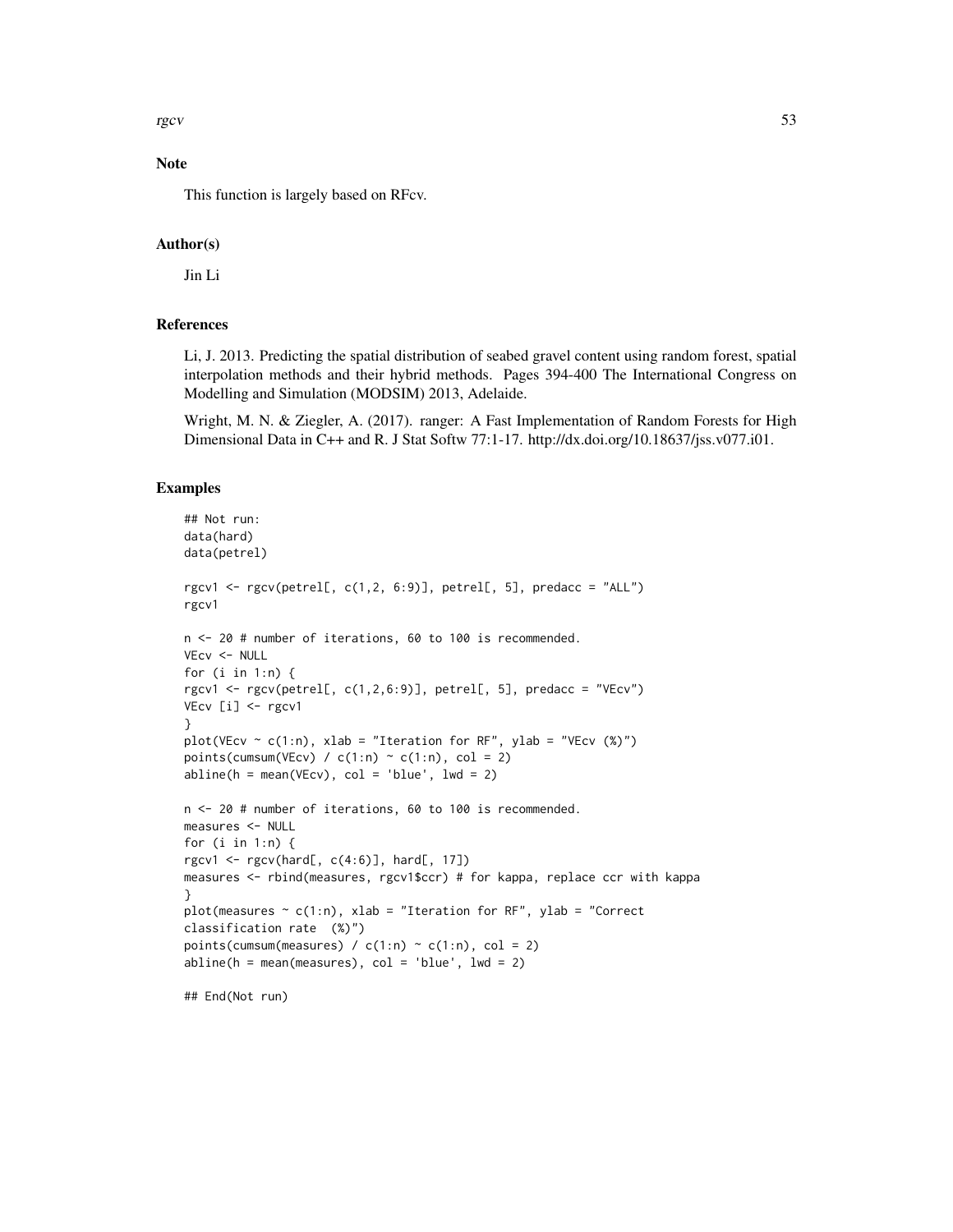## Note

This function is largely based on RFcv.

## Author(s)

Jin Li

## References

Li, J. 2013. Predicting the spatial distribution of seabed gravel content using random forest, spatial interpolation methods and their hybrid methods. Pages 394-400 The International Congress on Modelling and Simulation (MODSIM) 2013, Adelaide.

Wright, M. N. & Ziegler, A. (2017). ranger: A Fast Implementation of Random Forests for High Dimensional Data in C++ and R. J Stat Softw 77:1-17. http://dx.doi.org/10.18637/jss.v077.i01.

## Examples

```
## Not run:
data(hard)
data(petrel)

rgcv1 <- rgcv(petrel[, c(1,2, 6:9)], petrel[, 5], predacc = "ALL")
rgcv1

n <- 20 # number of iterations, 60 to 100 is recommended.
VEcv <- NULL
for (i in 1:n) {
rgcv1 <- rgcv(petrel[, c(1,2,6:9)], petrel[, 5], predacc = "VEcv")
VEcv [i] <- rgcv1
}
plot(VEcv ~ c(1:n), xlab = "Iteration for RF", ylab = "VEcv (%)")
points(cumsum(VEcv) / c(1:n) ~ c(1:n), col = 2)
abline(h = mean(VEcv), col = 'blue', lwd = 2)

n <- 20 # number of iterations, 60 to 100 is recommended.
measures <- NULL
for (i in 1:n) {
rgcv1 <- rgcv(hard[, c(4:6)], hard[, 17])
measures <- rbind(measures, rgcv1$ccr) # for kappa, replace ccr with kappa
}
plot(measures ~ c(1:n), xlab = "Iteration for RF", ylab = "Correct
classification rate  (%)")
points(cumsum(measures) / c(1:n) ~ c(1:n), col = 2)
abline(h = mean(measures), col = 'blue', lwd = 2)

## End(Not run)
```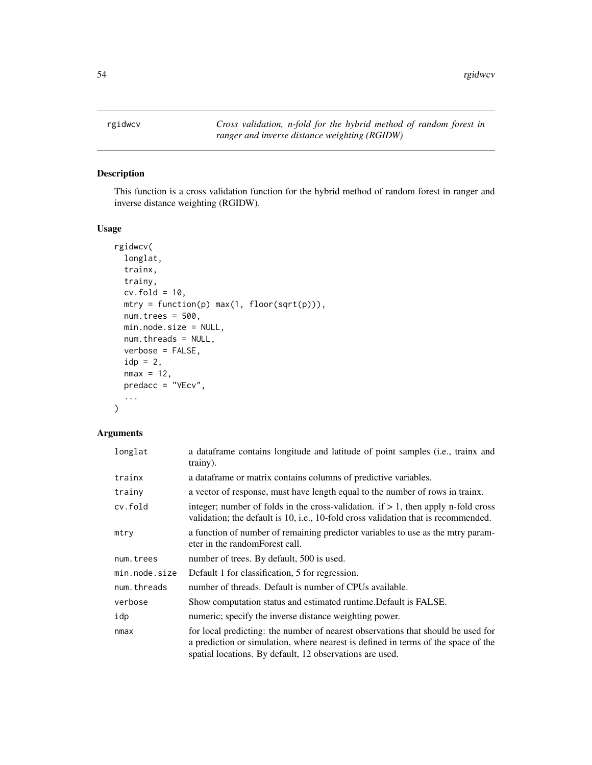# rgidwcv

*Cross validation, n-fold for the hybrid method of random forest in ranger and inverse distance weighting (RGIDW)*

## Description

This function is a cross validation function for the hybrid method of random forest in ranger and inverse distance weighting (RGIDW).

## Usage

```
rgidwcv(
  longlat,
  trainx,
  trainy,
  cv.fold = 10,
  mtry = function(p) max(1, floor(sqrt(p))),
  num.trees = 500,
  min.node.size = NULL,
  num.threads = NULL,
  verbose = FALSE,
  idp = 2,
  nmax = 12,
  predacc = "VEcv",
  ...
)
```

## Arguments

| | |
|---|---|
| longlat | a dataframe contains longitude and latitude of point samples (i.e., trainx and trainy). |
| trainx | a dataframe or matrix contains columns of predictive variables. |
| trainy | a vector of response, must have length equal to the number of rows in trainx. |
| cv.fold | integer; number of folds in the cross-validation. if > 1, then apply n-fold cross validation; the default is 10, i.e., 10-fold cross validation that is recommended. |
| mtry | a function of number of remaining predictor variables to use as the mtry parameter in the randomForest call. |
| num.trees | number of trees. By default, 500 is used. |
| min.node.size | Default 1 for classification, 5 for regression. |
| num.threads | number of threads. Default is number of CPUs available. |
| verbose | Show computation status and estimated runtime.Default is FALSE. |
| idp | numeric; specify the inverse distance weighting power. |
| nmax | for local predicting: the number of nearest observations that should be used for a prediction or simulation, where nearest is defined in terms of the space of the spatial locations. By default, 12 observations are used. |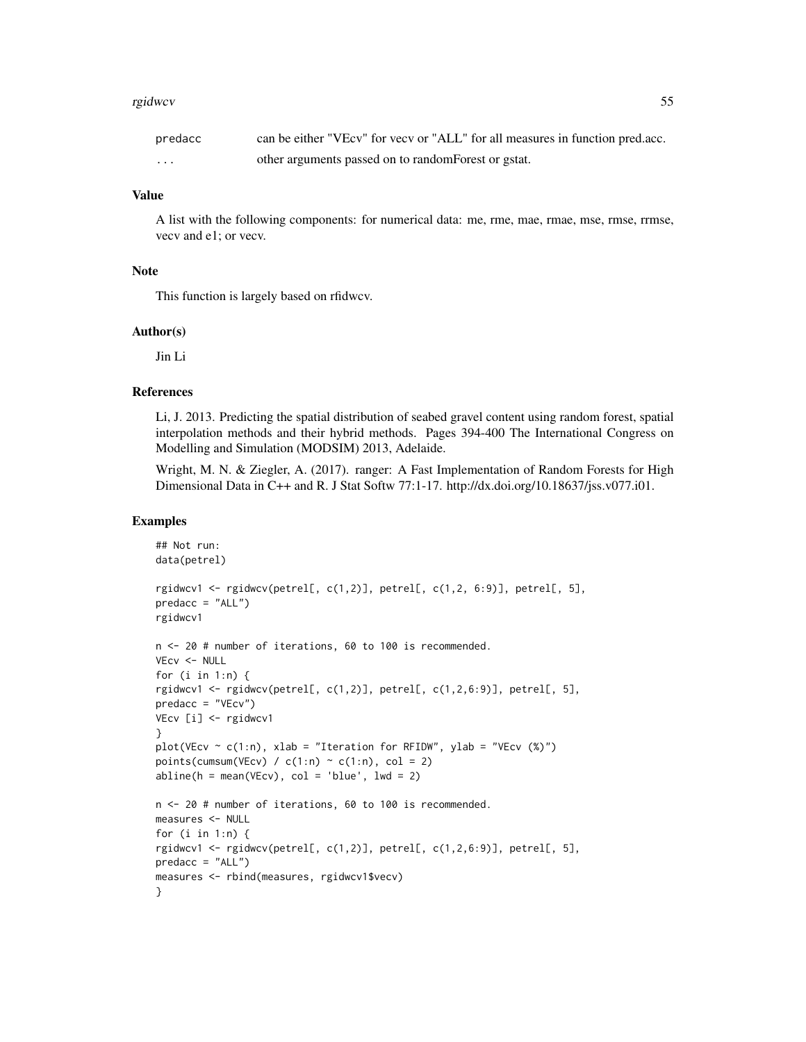| | |
|---|---|
| predacc | can be either "VEcv" for vecv or "ALL" for all measures in function pred.acc. |
| ... | other arguments passed on to randomForest or gstat. |

## Value

A list with the following components: for numerical data: me, rme, mae, rmae, mse, rmse, rrmse, vecv and e1; or vecv.

## Note

This function is largely based on rfidwcv.

## Author(s)

Jin Li

## References

Li, J. 2013. Predicting the spatial distribution of seabed gravel content using random forest, spatial interpolation methods and their hybrid methods. Pages 394-400 The International Congress on Modelling and Simulation (MODSIM) 2013, Adelaide.

Wright, M. N. & Ziegler, A. (2017). ranger: A Fast Implementation of Random Forests for High Dimensional Data in C++ and R. J Stat Softw 77:1-17. http://dx.doi.org/10.18637/jss.v077.i01.

## Examples

```
## Not run:
data(petrel)

rgidwcv1 <- rgidwcv(petrel[, c(1,2)], petrel[, c(1,2, 6:9)], petrel[, 5],
predacc = "ALL")
rgidwcv1

n <- 20 # number of iterations, 60 to 100 is recommended.
VEcv <- NULL
for (i in 1:n) {
rgidwcv1 <- rgidwcv(petrel[, c(1,2)], petrel[, c(1,2,6:9)], petrel[, 5],
predacc = "VEcv")
VEcv [i] <- rgidwcv1
}
plot(VEcv ~ c(1:n), xlab = "Iteration for RFIDW", ylab = "VEcv (%)")
points(cumsum(VEcv) / c(1:n) ~ c(1:n), col = 2)
abline(h = mean(VEcv), col = 'blue', lwd = 2)

n <- 20 # number of iterations, 60 to 100 is recommended.
measures <- NULL
for (i in 1:n) {
rgidwcv1 <- rgidwcv(petrel[, c(1,2)], petrel[, c(1,2,6:9)], petrel[, 5],
predacc = "ALL")
measures <- rbind(measures, rgidwcv1$vecv)
}
```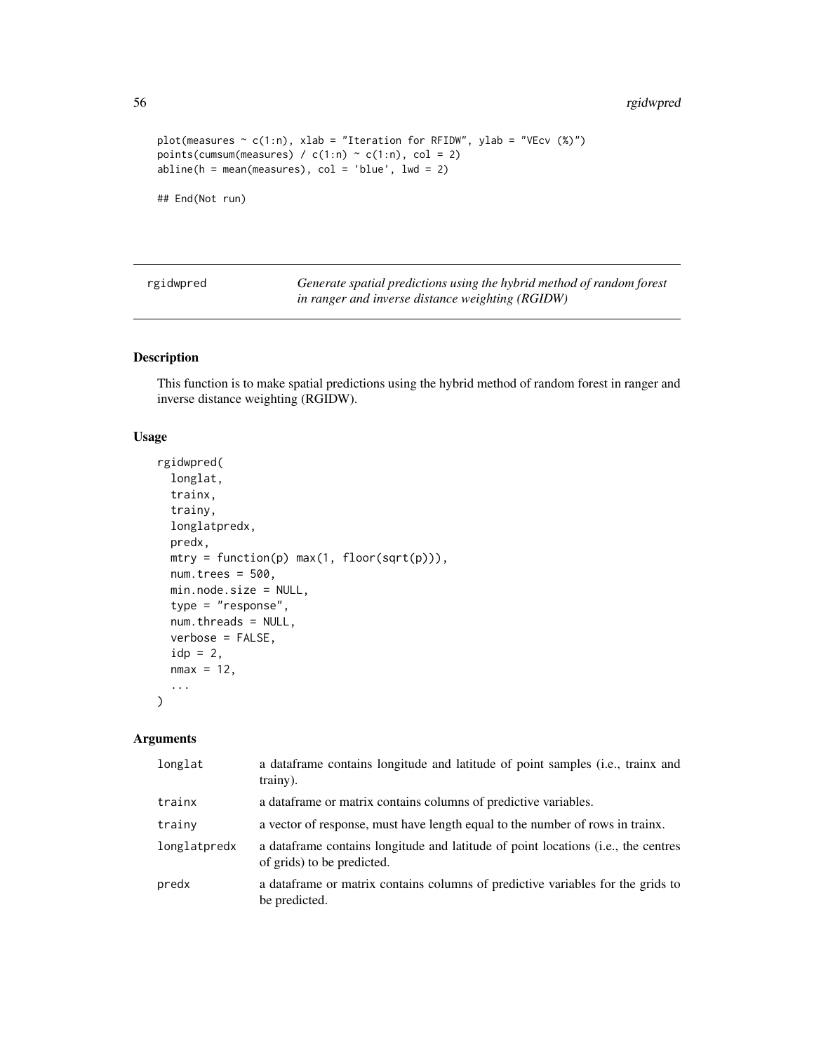```
plot(measures ~ c(1:n), xlab = "Iteration for RFIDW", ylab = "VEcv (%)")
points(cumsum(measures) / c(1:n) ~ c(1:n), col = 2)
abline(h = mean(measures), col = 'blue', lwd = 2)

## End(Not run)
```

## rgidwpred

*Generate spatial predictions using the hybrid method of random forest in ranger and inverse distance weighting (RGIDW)*

### Description

This function is to make spatial predictions using the hybrid method of random forest in ranger and inverse distance weighting (RGIDW).

### Usage

```
rgidwpred(
  longlat,
  trainx,
  trainy,
  longlatpredx,
  predx,
  mtry = function(p) max(1, floor(sqrt(p))),
  num.trees = 500,
  min.node.size = NULL,
  type = "response",
  num.threads = NULL,
  verbose = FALSE,
  idp = 2,
  nmax = 12,
  ...
)
```

### Arguments

| | |
|---|---|
| longlat | a dataframe contains longitude and latitude of point samples (i.e., trainx and trainy). |
| trainx | a dataframe or matrix contains columns of predictive variables. |
| trainy | a vector of response, must have length equal to the number of rows in trainx. |
| longlatpredx | a dataframe contains longitude and latitude of point locations (i.e., the centres of grids) to be predicted. |
| predx | a dataframe or matrix contains columns of predictive variables for the grids to be predicted. |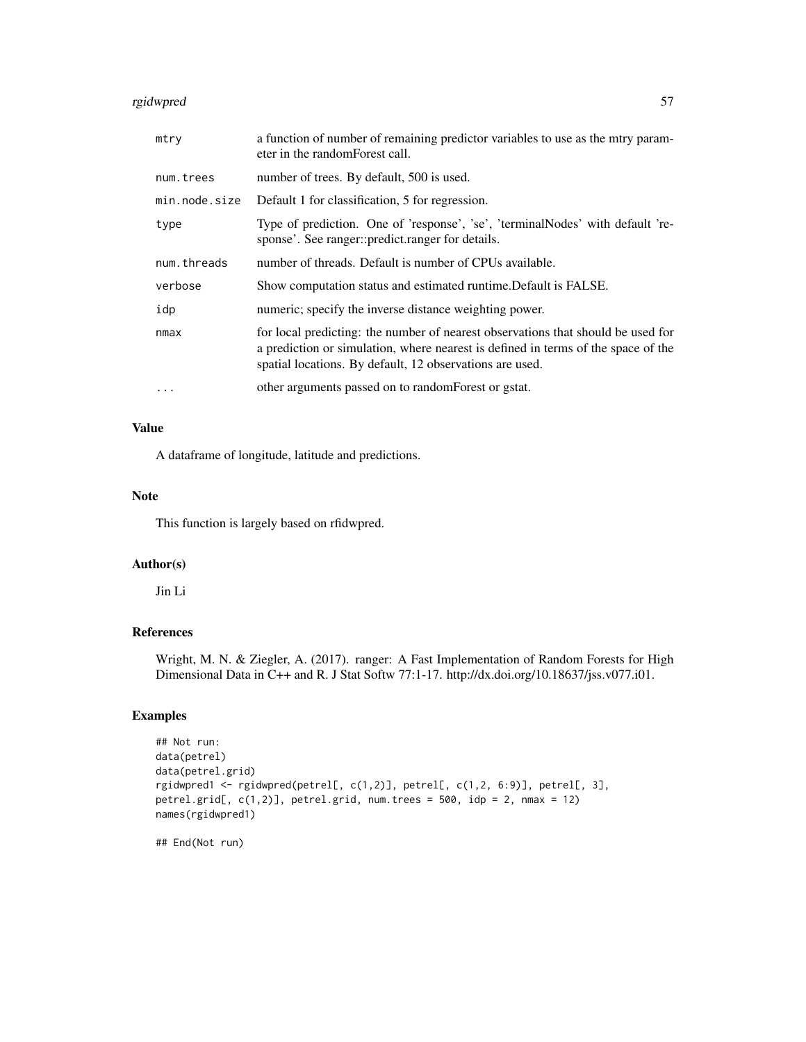| | |
|---|---|
| mtry | a function of number of remaining predictor variables to use as the mtry parameter in the randomForest call. |
| num.trees | number of trees. By default, 500 is used. |
| min.node.size | Default 1 for classification, 5 for regression. |
| type | Type of prediction. One of 'response', 'se', 'terminalNodes' with default 'response'. See ranger::predict.ranger for details. |
| num.threads | number of threads. Default is number of CPUs available. |
| verbose | Show computation status and estimated runtime.Default is FALSE. |
| idp | numeric; specify the inverse distance weighting power. |
| nmax | for local predicting: the number of nearest observations that should be used for a prediction or simulation, where nearest is defined in terms of the space of the spatial locations. By default, 12 observations are used. |
| ... | other arguments passed on to randomForest or gstat. |

## Value

A dataframe of longitude, latitude and predictions.

## Note

This function is largely based on rfidwpred.

## Author(s)

Jin Li

## References

Wright, M. N. & Ziegler, A. (2017). ranger: A Fast Implementation of Random Forests for High Dimensional Data in C++ and R. J Stat Softw 77:1-17. http://dx.doi.org/10.18637/jss.v077.i01.

## Examples

```
## Not run:
data(petrel)
data(petrel.grid)
rgidwpred1 <- rgidwpred(petrel[, c(1,2)], petrel[, c(1,2, 6:9)], petrel[, 3],
petrel.grid[, c(1,2)], petrel.grid, num.trees = 500, idp = 2, nmax = 12)
names(rgidwpred1)

## End(Not run)
```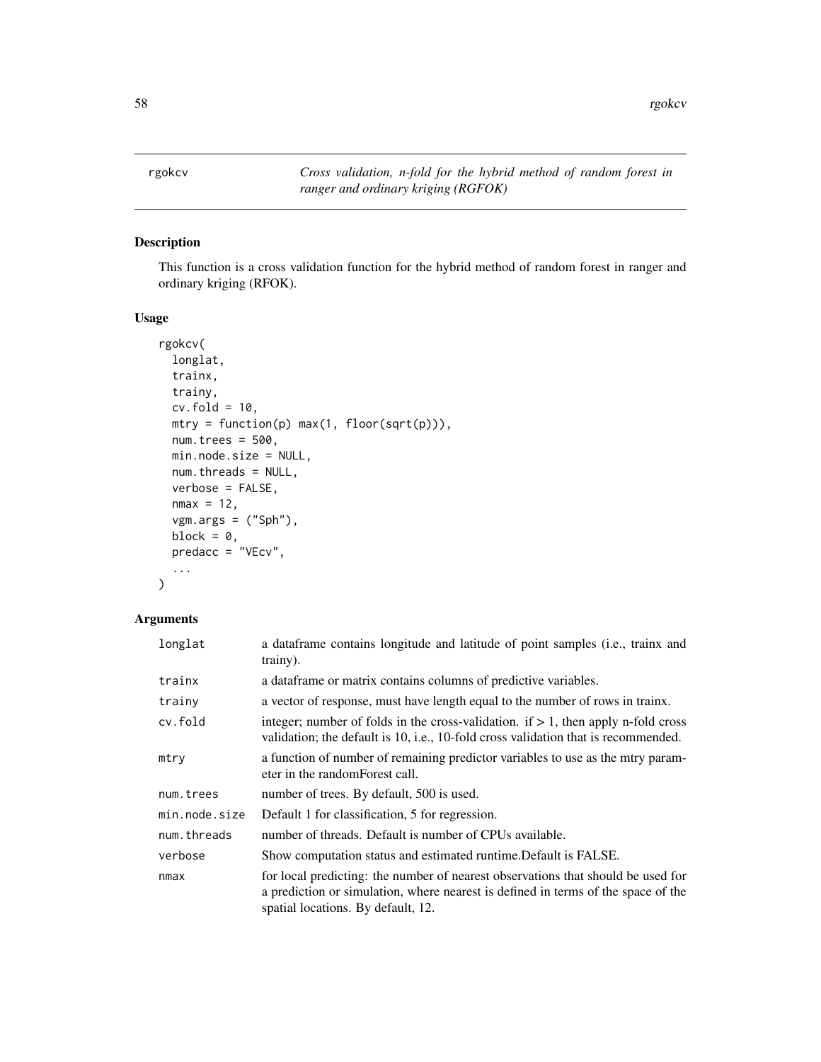# rgokcv

*Cross validation, n-fold for the hybrid method of random forest in ranger and ordinary kriging (RGFOK)*

## Description

This function is a cross validation function for the hybrid method of random forest in ranger and ordinary kriging (RFOK).

## Usage

```
rgokcv(
  longlat,
  trainx,
  trainy,
  cv.fold = 10,
  mtry = function(p) max(1, floor(sqrt(p))),
  num.trees = 500,
  min.node.size = NULL,
  num.threads = NULL,
  verbose = FALSE,
  nmax = 12,
  vgm.args = ("Sph"),
  block = 0,
  predacc = "VEcv",
  ...
)
```

## Arguments

| | |
|---|---|
| longlat | a dataframe contains longitude and latitude of point samples (i.e., trainx and trainy). |
| trainx | a dataframe or matrix contains columns of predictive variables. |
| trainy | a vector of response, must have length equal to the number of rows in trainx. |
| cv.fold | integer; number of folds in the cross-validation. if > 1, then apply n-fold cross validation; the default is 10, i.e., 10-fold cross validation that is recommended. |
| mtry | a function of number of remaining predictor variables to use as the mtry parameter in the randomForest call. |
| num.trees | number of trees. By default, 500 is used. |
| min.node.size | Default 1 for classification, 5 for regression. |
| num.threads | number of threads. Default is number of CPUs available. |
| verbose | Show computation status and estimated runtime.Default is FALSE. |
| nmax | for local predicting: the number of nearest observations that should be used for a prediction or simulation, where nearest is defined in terms of the space of the spatial locations. By default, 12. |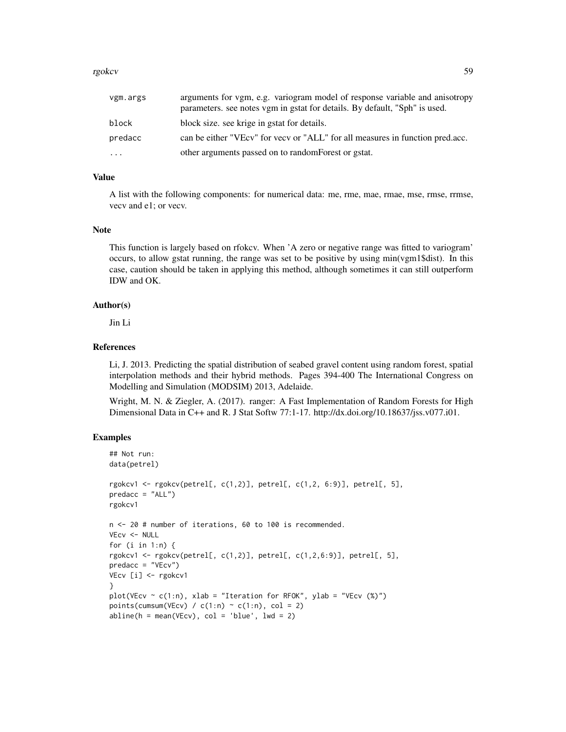| | |
|---|---|
| vgm.args | arguments for vgm, e.g. variogram model of response variable and anisotropy parameters. see notes vgm in gstat for details. By default, "Sph" is used. |
| block | block size. see krige in gstat for details. |
| predacc | can be either "VEcv" for vecv or "ALL" for all measures in function pred.acc. |
| ... | other arguments passed on to randomForest or gstat. |

### Value

A list with the following components: for numerical data: me, rme, mae, rmae, mse, rmse, rrmse, vecv and e1; or vecv.

### Note

This function is largely based on rfokcv. When 'A zero or negative range was fitted to variogram' occurs, to allow gstat running, the range was set to be positive by using min(vgm1$dist). In this case, caution should be taken in applying this method, although sometimes it can still outperform IDW and OK.

### Author(s)

Jin Li

### References

Li, J. 2013. Predicting the spatial distribution of seabed gravel content using random forest, spatial interpolation methods and their hybrid methods. Pages 394-400 The International Congress on Modelling and Simulation (MODSIM) 2013, Adelaide.

Wright, M. N. & Ziegler, A. (2017). ranger: A Fast Implementation of Random Forests for High Dimensional Data in C++ and R. J Stat Softw 77:1-17. http://dx.doi.org/10.18637/jss.v077.i01.

### Examples

```
## Not run:
data(petrel)

rgokcv1 <- rgokcv(petrel[, c(1,2)], petrel[, c(1,2, 6:9)], petrel[, 5],
predacc = "ALL")
rgokcv1

n <- 20 # number of iterations, 60 to 100 is recommended.
VEcv <- NULL
for (i in 1:n) {
rgokcv1 <- rgokcv(petrel[, c(1,2)], petrel[, c(1,2,6:9)], petrel[, 5],
predacc = "VEcv")
VEcv [i] <- rgokcv1
}
plot(VEcv ~ c(1:n), xlab = "Iteration for RFOK", ylab = "VEcv (%)")
points(cumsum(VEcv) / c(1:n) ~ c(1:n), col = 2)
abline(h = mean(VEcv), col = 'blue', lwd = 2)
```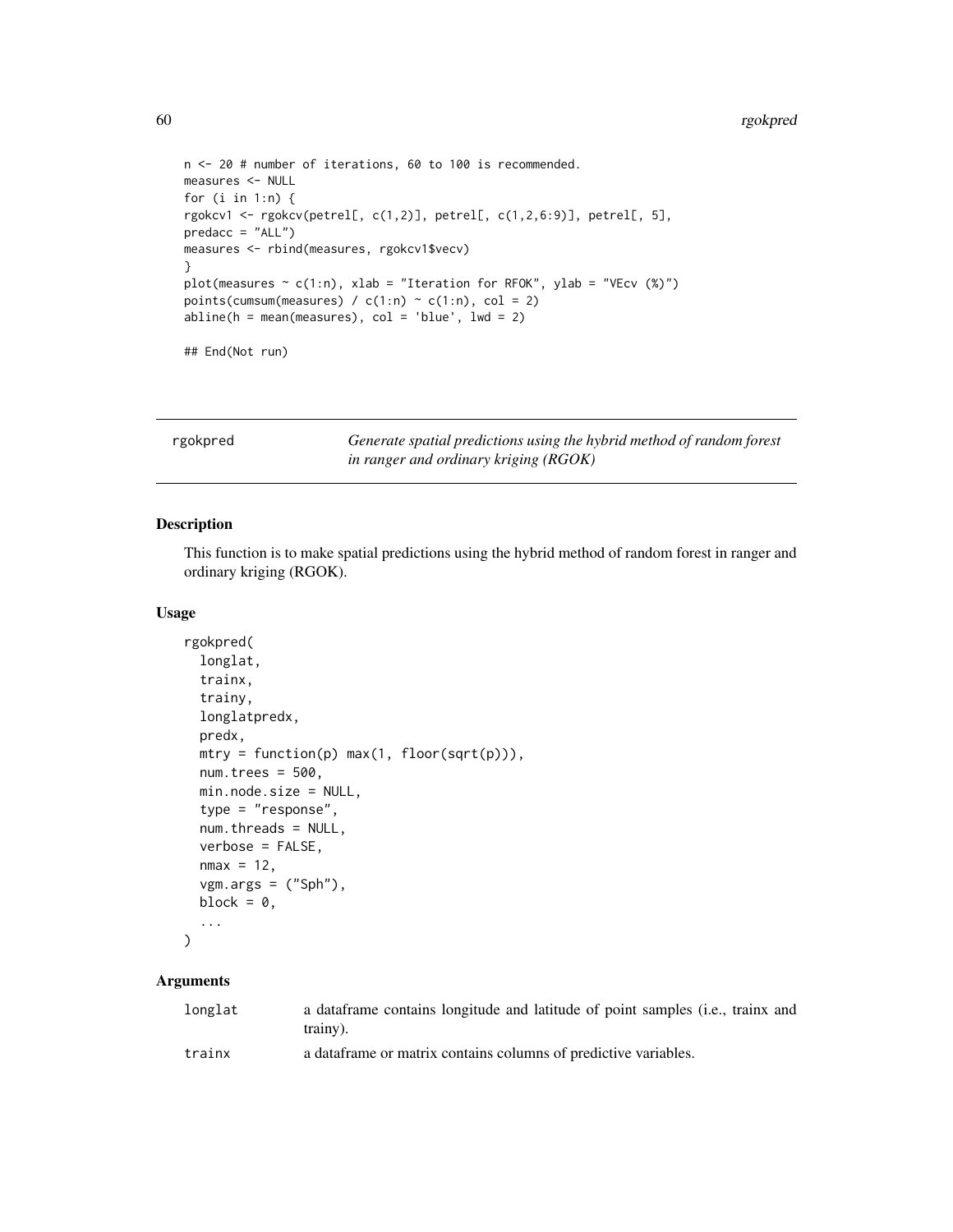```
n <- 20 # number of iterations, 60 to 100 is recommended.
measures <- NULL
for (i in 1:n) {
rgokcv1 <- rgokcv(petrel[, c(1,2)], petrel[, c(1,2,6:9)], petrel[, 5],
predacc = "ALL")
measures <- rbind(measures, rgokcv1$vecv)
}
plot(measures ~ c(1:n), xlab = "Iteration for RFOK", ylab = "VEcv (%)")
points(cumsum(measures) / c(1:n) ~ c(1:n), col = 2)
abline(h = mean(measures), col = 'blue', lwd = 2)

## End(Not run)
```

## rgokpred — *Generate spatial predictions using the hybrid method of random forest in ranger and ordinary kriging (RGOK)*

### Description

This function is to make spatial predictions using the hybrid method of random forest in ranger and ordinary kriging (RGOK).

### Usage

```
rgokpred(
  longlat,
  trainx,
  trainy,
  longlatpredx,
  predx,
  mtry = function(p) max(1, floor(sqrt(p))),
  num.trees = 500,
  min.node.size = NULL,
  type = "response",
  num.threads = NULL,
  verbose = FALSE,
  nmax = 12,
  vgm.args = ("Sph"),
  block = 0,
  ...
)
```

### Arguments

| | |
|---|---|
| longlat | a dataframe contains longitude and latitude of point samples (i.e., trainx and trainy). |
| trainx | a dataframe or matrix contains columns of predictive variables. |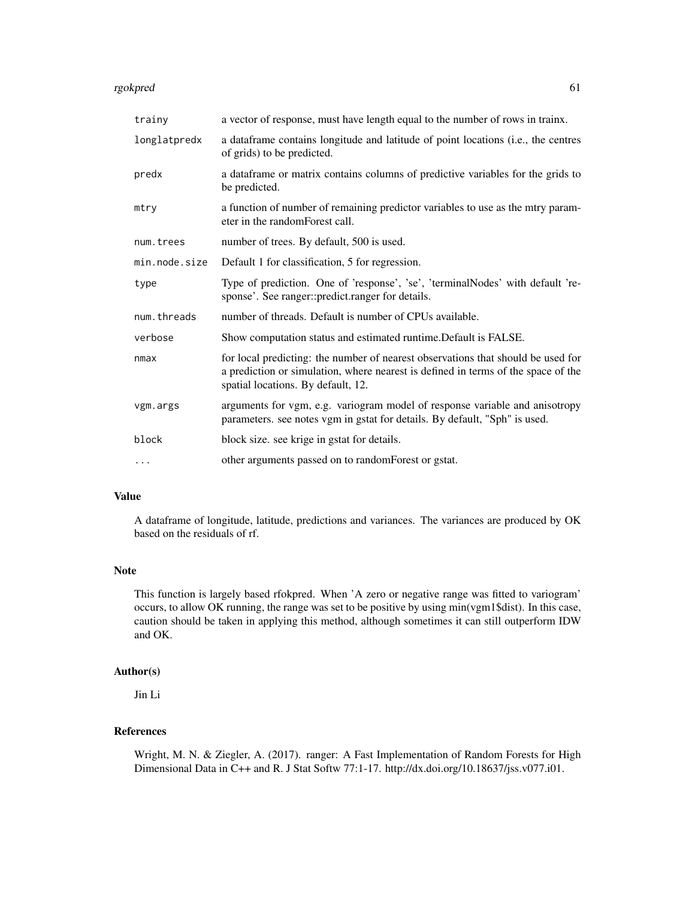| | |
|---|---|
| trainy | a vector of response, must have length equal to the number of rows in trainx. |
| longlatpredx | a dataframe contains longitude and latitude of point locations (i.e., the centres of grids) to be predicted. |
| predx | a dataframe or matrix contains columns of predictive variables for the grids to be predicted. |
| mtry | a function of number of remaining predictor variables to use as the mtry parameter in the randomForest call. |
| num.trees | number of trees. By default, 500 is used. |
| min.node.size | Default 1 for classification, 5 for regression. |
| type | Type of prediction. One of 'response', 'se', 'terminalNodes' with default 'response'. See ranger::predict.ranger for details. |
| num.threads | number of threads. Default is number of CPUs available. |
| verbose | Show computation status and estimated runtime.Default is FALSE. |
| nmax | for local predicting: the number of nearest observations that should be used for a prediction or simulation, where nearest is defined in terms of the space of the spatial locations. By default, 12. |
| vgm.args | arguments for vgm, e.g. variogram model of response variable and anisotropy parameters. see notes vgm in gstat for details. By default, "Sph" is used. |
| block | block size. see krige in gstat for details. |
| ... | other arguments passed on to randomForest or gstat. |

### Value

A dataframe of longitude, latitude, predictions and variances. The variances are produced by OK based on the residuals of rf.

### Note

This function is largely based rfokpred. When 'A zero or negative range was fitted to variogram' occurs, to allow OK running, the range was set to be positive by using min(vgm1$dist). In this case, caution should be taken in applying this method, although sometimes it can still outperform IDW and OK.

### Author(s)

Jin Li

### References

Wright, M. N. & Ziegler, A. (2017). ranger: A Fast Implementation of Random Forests for High Dimensional Data in C++ and R. J Stat Softw 77:1-17. http://dx.doi.org/10.18637/jss.v077.i01.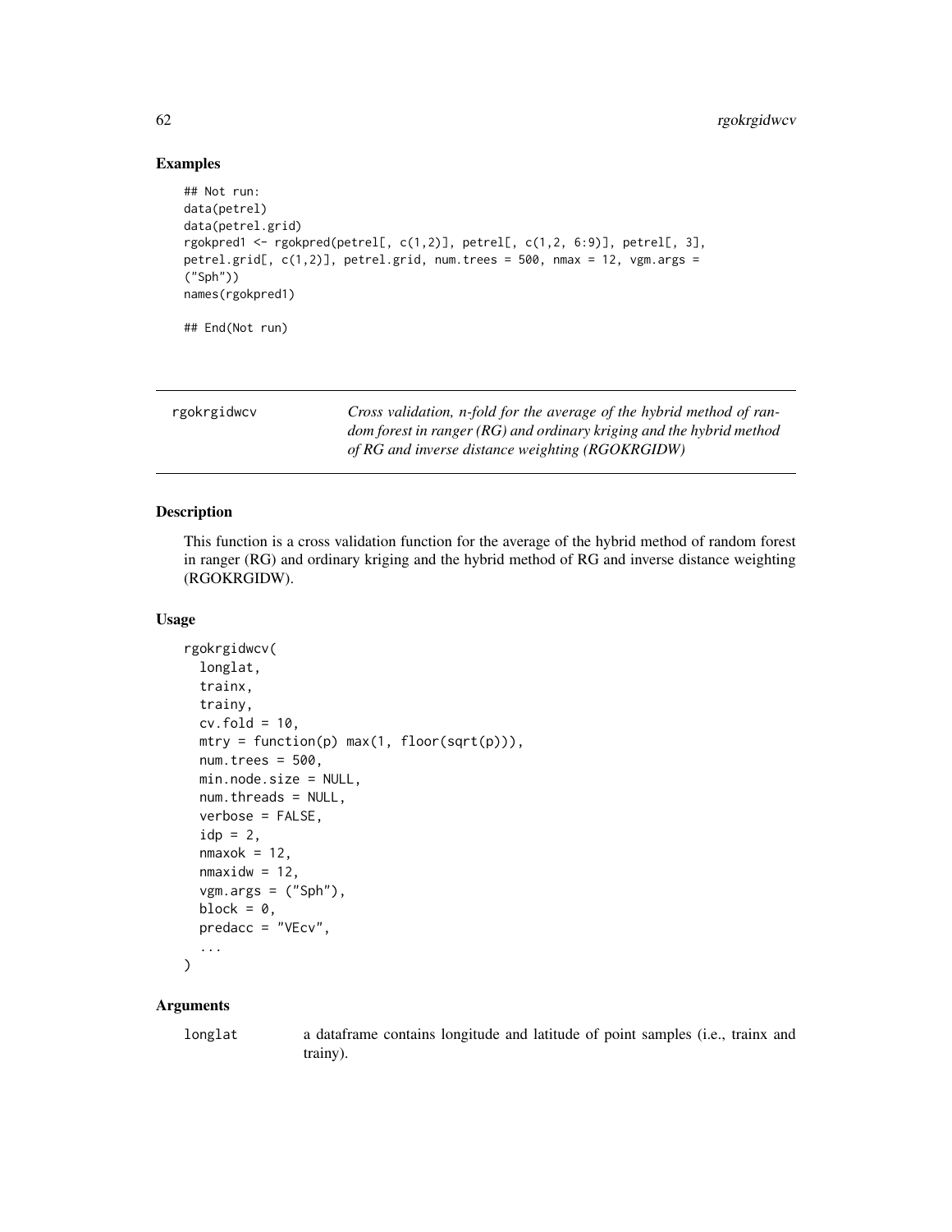### Examples

```
## Not run:
data(petrel)
data(petrel.grid)
rgokpred1 <- rgokpred(petrel[, c(1,2)], petrel[, c(1,2, 6:9)], petrel[, 3],
petrel.grid[, c(1,2)], petrel.grid, num.trees = 500, nmax = 12, vgm.args =
("Sph"))
names(rgokpred1)

## End(Not run)
```

---

## rgokrgidwcv

*Cross validation, n-fold for the average of the hybrid method of random forest in ranger (RG) and ordinary kriging and the hybrid method of RG and inverse distance weighting (RGOKRGIDW)*

---

### Description

This function is a cross validation function for the average of the hybrid method of random forest in ranger (RG) and ordinary kriging and the hybrid method of RG and inverse distance weighting (RGOKRGIDW).

### Usage

```
rgokrgidwcv(
  longlat,
  trainx,
  trainy,
  cv.fold = 10,
  mtry = function(p) max(1, floor(sqrt(p))),
  num.trees = 500,
  min.node.size = NULL,
  num.threads = NULL,
  verbose = FALSE,
  idp = 2,
  nmaxok = 12,
  nmaxidw = 12,
  vgm.args = ("Sph"),
  block = 0,
  predacc = "VEcv",
  ...
)
```

### Arguments

`longlat` a dataframe contains longitude and latitude of point samples (i.e., trainx and trainy).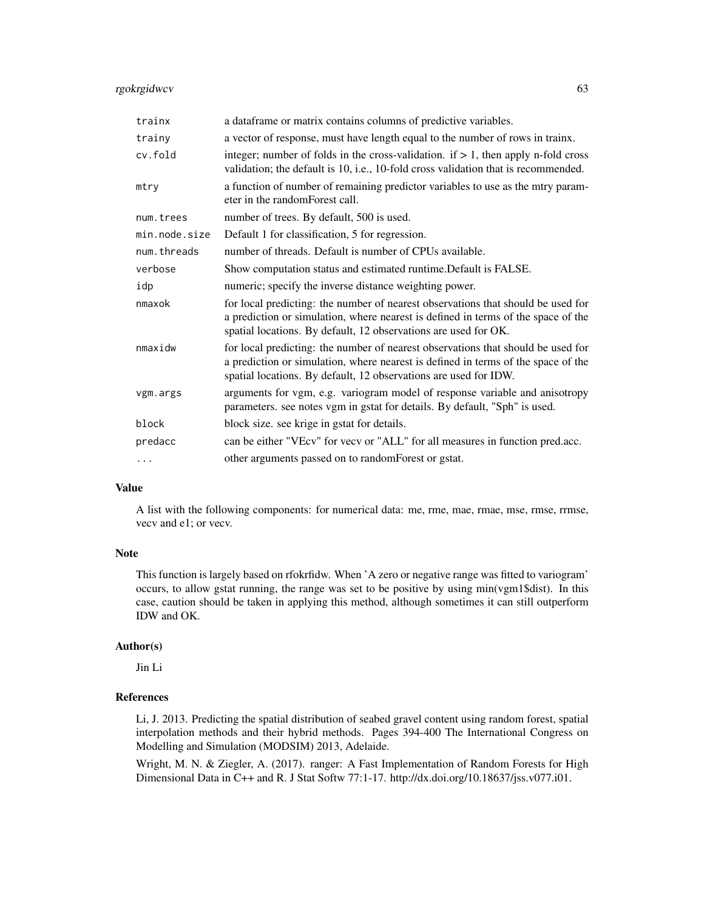| | |
|---|---|
| trainx | a dataframe or matrix contains columns of predictive variables. |
| trainy | a vector of response, must have length equal to the number of rows in trainx. |
| cv.fold | integer; number of folds in the cross-validation. if > 1, then apply n-fold cross validation; the default is 10, i.e., 10-fold cross validation that is recommended. |
| mtry | a function of number of remaining predictor variables to use as the mtry parameter in the randomForest call. |
| num.trees | number of trees. By default, 500 is used. |
| min.node.size | Default 1 for classification, 5 for regression. |
| num.threads | number of threads. Default is number of CPUs available. |
| verbose | Show computation status and estimated runtime.Default is FALSE. |
| idp | numeric; specify the inverse distance weighting power. |
| nmaxok | for local predicting: the number of nearest observations that should be used for a prediction or simulation, where nearest is defined in terms of the space of the spatial locations. By default, 12 observations are used for OK. |
| nmaxidw | for local predicting: the number of nearest observations that should be used for a prediction or simulation, where nearest is defined in terms of the space of the spatial locations. By default, 12 observations are used for IDW. |
| vgm.args | arguments for vgm, e.g. variogram model of response variable and anisotropy parameters. see notes vgm in gstat for details. By default, "Sph" is used. |
| block | block size. see krige in gstat for details. |
| predacc | can be either "VEcv" for vecv or "ALL" for all measures in function pred.acc. |
| ... | other arguments passed on to randomForest or gstat. |

## Value

A list with the following components: for numerical data: me, rme, mae, rmae, mse, rmse, rrmse, vecv and e1; or vecv.

## Note

This function is largely based on rfokrfidw. When 'A zero or negative range was fitted to variogram' occurs, to allow gstat running, the range was set to be positive by using min(vgm1$dist). In this case, caution should be taken in applying this method, although sometimes it can still outperform IDW and OK.

## Author(s)

Jin Li

## References

Li, J. 2013. Predicting the spatial distribution of seabed gravel content using random forest, spatial interpolation methods and their hybrid methods. Pages 394-400 The International Congress on Modelling and Simulation (MODSIM) 2013, Adelaide.

Wright, M. N. & Ziegler, A. (2017). ranger: A Fast Implementation of Random Forests for High Dimensional Data in C++ and R. J Stat Softw 77:1-17. http://dx.doi.org/10.18637/jss.v077.i01.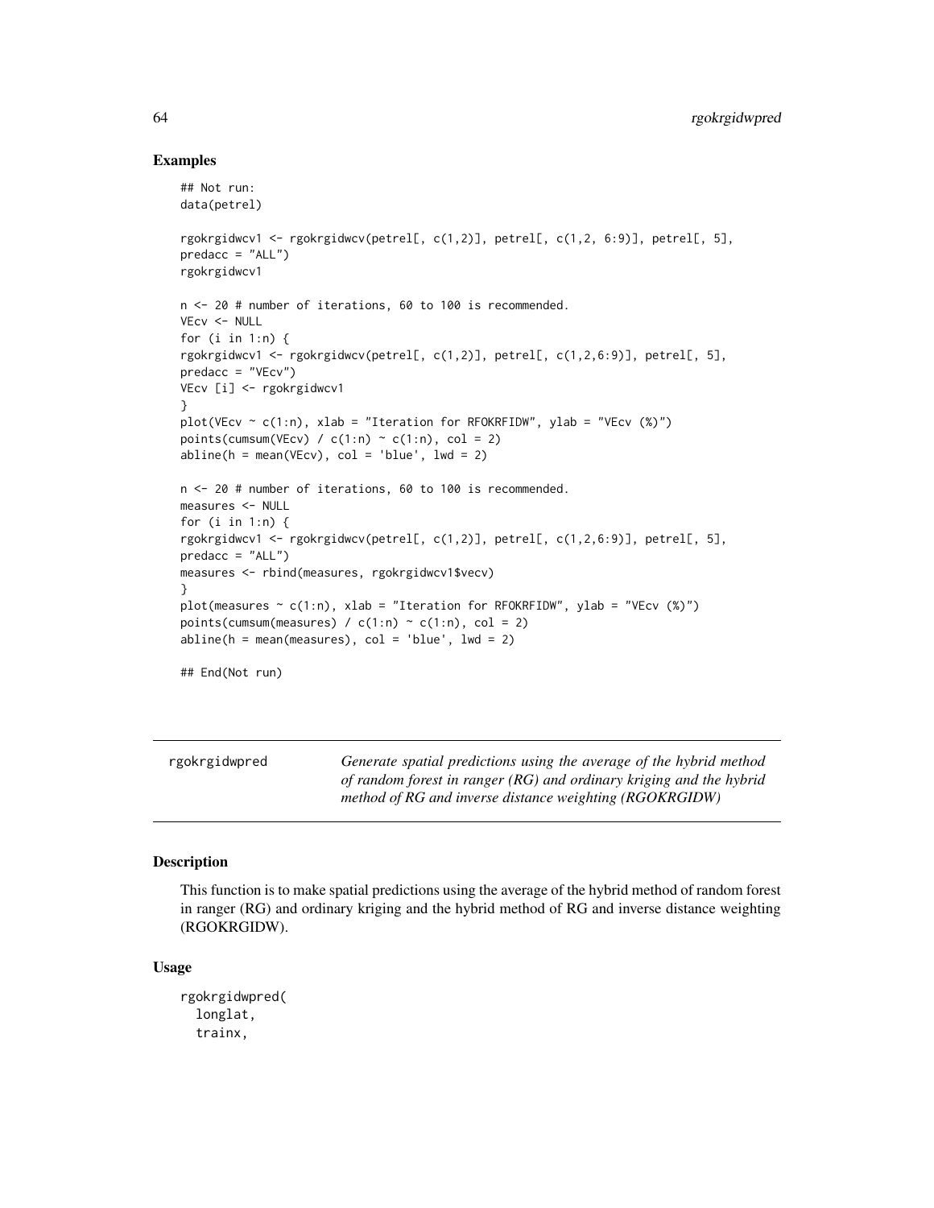## Examples

```
## Not run:
data(petrel)

rgokrgidwcv1 <- rgokrgidwcv(petrel[, c(1,2)], petrel[, c(1,2, 6:9)], petrel[, 5],
predacc = "ALL")
rgokrgidwcv1

n <- 20 # number of iterations, 60 to 100 is recommended.
VEcv <- NULL
for (i in 1:n) {
rgokrgidwcv1 <- rgokrgidwcv(petrel[, c(1,2)], petrel[, c(1,2,6:9)], petrel[, 5],
predacc = "VEcv")
VEcv [i] <- rgokrgidwcv1
}
plot(VEcv ~ c(1:n), xlab = "Iteration for RFOKRFIDW", ylab = "VEcv (%)")
points(cumsum(VEcv) / c(1:n) ~ c(1:n), col = 2)
abline(h = mean(VEcv), col = 'blue', lwd = 2)

n <- 20 # number of iterations, 60 to 100 is recommended.
measures <- NULL
for (i in 1:n) {
rgokrgidwcv1 <- rgokrgidwcv(petrel[, c(1,2)], petrel[, c(1,2,6:9)], petrel[, 5],
predacc = "ALL")
measures <- rbind(measures, rgokrgidwcv1$vecv)
}
plot(measures ~ c(1:n), xlab = "Iteration for RFOKRFIDW", ylab = "VEcv (%)")
points(cumsum(measures) / c(1:n) ~ c(1:n), col = 2)
abline(h = mean(measures), col = 'blue', lwd = 2)

## End(Not run)
```

---

# rgokrgidwpred

*Generate spatial predictions using the average of the hybrid method of random forest in ranger (RG) and ordinary kriging and the hybrid method of RG and inverse distance weighting (RGOKRGIDW)*

---

## Description

This function is to make spatial predictions using the average of the hybrid method of random forest in ranger (RG) and ordinary kriging and the hybrid method of RG and inverse distance weighting (RGOKRGIDW).

## Usage

```
rgokrgidwpred(
  longlat,
  trainx,
```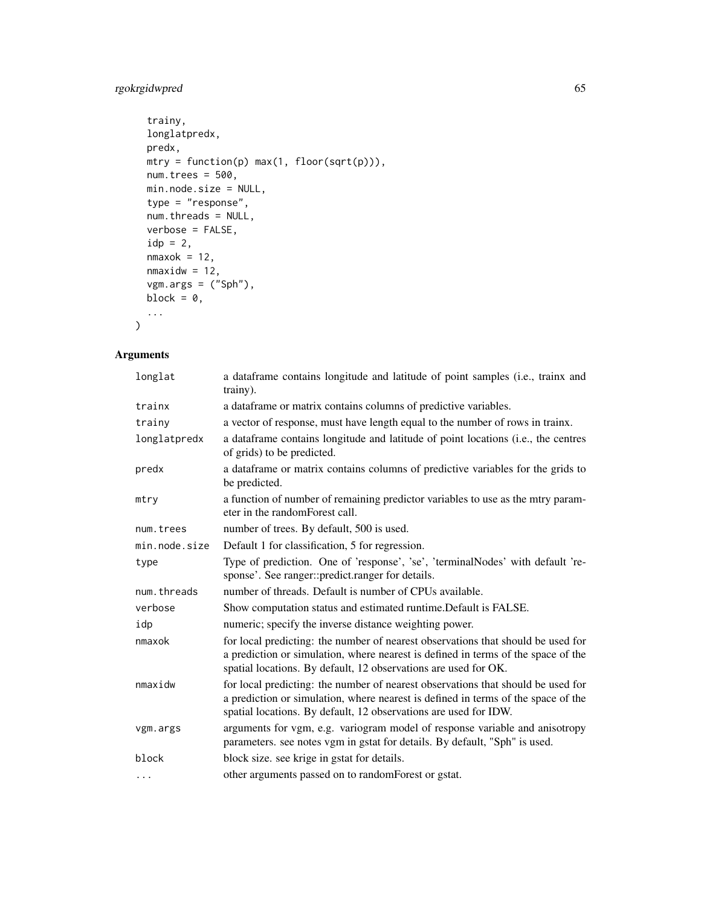```
  trainy,
  longlatpredx,
  predx,
  mtry = function(p) max(1, floor(sqrt(p))),
  num.trees = 500,
  min.node.size = NULL,
  type = "response",
  num.threads = NULL,
  verbose = FALSE,
  idp = 2,
  nmaxok = 12,
  nmaxidw = 12,
  vgm.args = ("Sph"),
  block = 0,
  ...
)
```

## Arguments

| | |
|---|---|
| longlat | a dataframe contains longitude and latitude of point samples (i.e., trainx and trainy). |
| trainx | a dataframe or matrix contains columns of predictive variables. |
| trainy | a vector of response, must have length equal to the number of rows in trainx. |
| longlatpredx | a dataframe contains longitude and latitude of point locations (i.e., the centres of grids) to be predicted. |
| predx | a dataframe or matrix contains columns of predictive variables for the grids to be predicted. |
| mtry | a function of number of remaining predictor variables to use as the mtry parameter in the randomForest call. |
| num.trees | number of trees. By default, 500 is used. |
| min.node.size | Default 1 for classification, 5 for regression. |
| type | Type of prediction. One of 'response', 'se', 'terminalNodes' with default 'response'. See ranger::predict.ranger for details. |
| num.threads | number of threads. Default is number of CPUs available. |
| verbose | Show computation status and estimated runtime.Default is FALSE. |
| idp | numeric; specify the inverse distance weighting power. |
| nmaxok | for local predicting: the number of nearest observations that should be used for a prediction or simulation, where nearest is defined in terms of the space of the spatial locations. By default, 12 observations are used for OK. |
| nmaxidw | for local predicting: the number of nearest observations that should be used for a prediction or simulation, where nearest is defined in terms of the space of the spatial locations. By default, 12 observations are used for IDW. |
| vgm.args | arguments for vgm, e.g. variogram model of response variable and anisotropy parameters. see notes vgm in gstat for details. By default, "Sph" is used. |
| block | block size. see krige in gstat for details. |
| ... | other arguments passed on to randomForest or gstat. |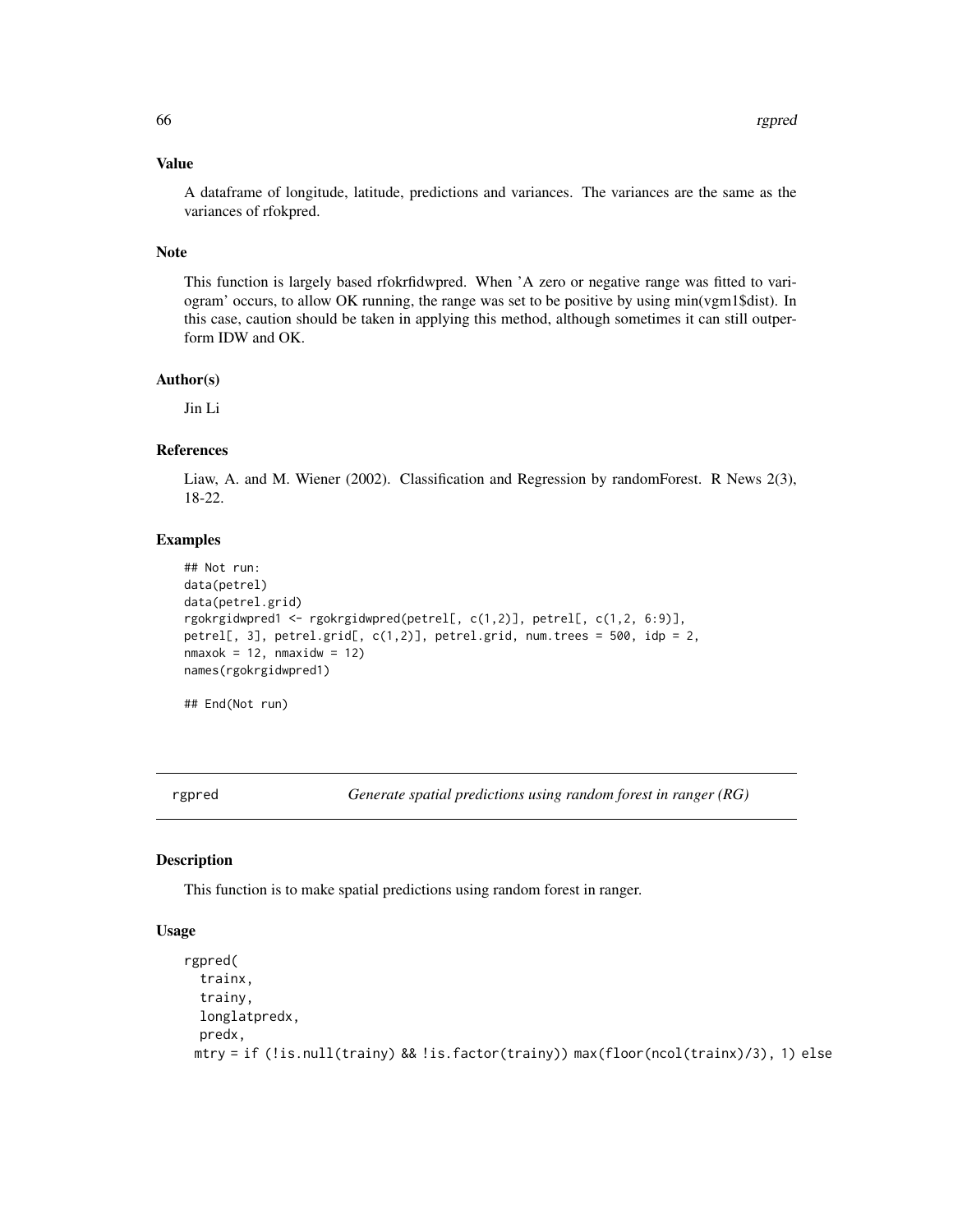### Value

A dataframe of longitude, latitude, predictions and variances. The variances are the same as the variances of rfokpred.

### Note

This function is largely based rfokrfidwpred. When 'A zero or negative range was fitted to variogram' occurs, to allow OK running, the range was set to be positive by using min(vgm1$dist). In this case, caution should be taken in applying this method, although sometimes it can still outperform IDW and OK.

### Author(s)

Jin Li

### References

Liaw, A. and M. Wiener (2002). Classification and Regression by randomForest. R News 2(3), 18-22.

### Examples

```
## Not run:
data(petrel)
data(petrel.grid)
rgokrgidwpred1 <- rgokrgidwpred(petrel[, c(1,2)], petrel[, c(1,2, 6:9)],
petrel[, 3], petrel.grid[, c(1,2)], petrel.grid, num.trees = 500, idp = 2,
nmaxok = 12, nmaxidw = 12)
names(rgokrgidwpred1)

## End(Not run)
```

---

## rgpred — *Generate spatial predictions using random forest in ranger (RG)*

### Description

This function is to make spatial predictions using random forest in ranger.

### Usage

```
rgpred(
  trainx,
  trainy,
  longlatpredx,
  predx,
  mtry = if (!is.null(trainy) && !is.factor(trainy)) max(floor(ncol(trainx)/3), 1) else
```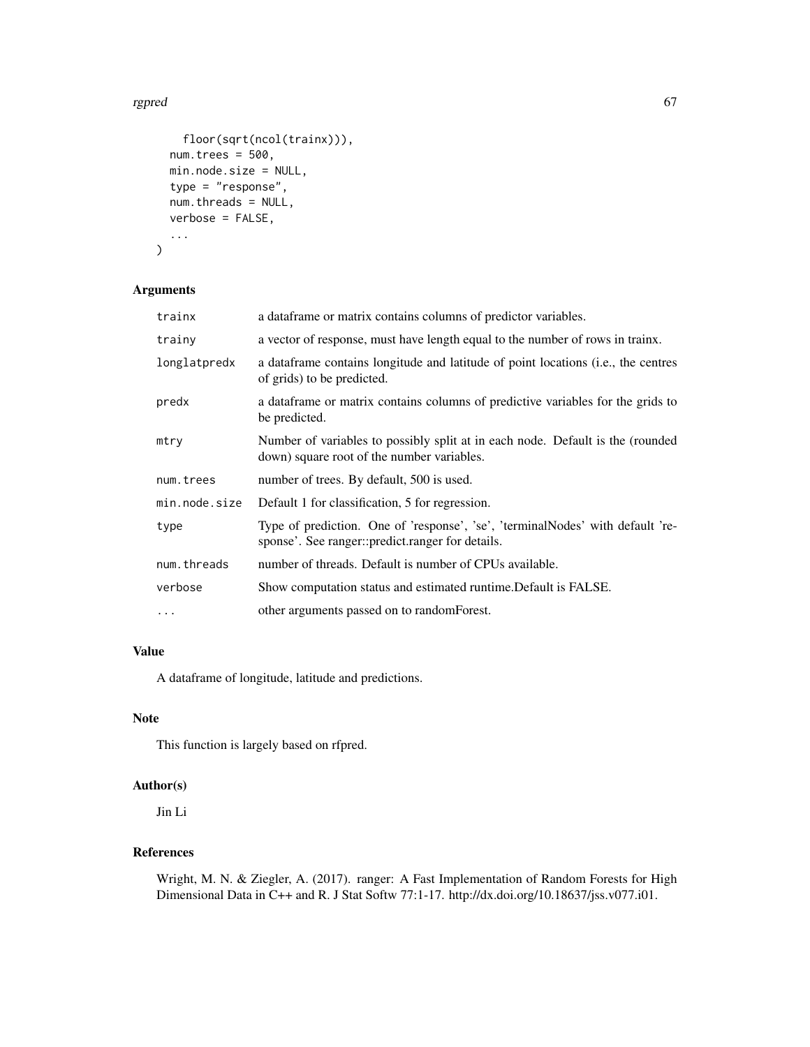```
    floor(sqrt(ncol(trainx))),
  num.trees = 500,
  min.node.size = NULL,
  type = "response",
  num.threads = NULL,
  verbose = FALSE,
  ...
)
```

## Arguments

| | |
|---|---|
| trainx | a dataframe or matrix contains columns of predictor variables. |
| trainy | a vector of response, must have length equal to the number of rows in trainx. |
| longlatpredx | a dataframe contains longitude and latitude of point locations (i.e., the centres of grids) to be predicted. |
| predx | a dataframe or matrix contains columns of predictive variables for the grids to be predicted. |
| mtry | Number of variables to possibly split at in each node. Default is the (rounded down) square root of the number variables. |
| num.trees | number of trees. By default, 500 is used. |
| min.node.size | Default 1 for classification, 5 for regression. |
| type | Type of prediction. One of 'response', 'se', 'terminalNodes' with default 'response'. See ranger::predict.ranger for details. |
| num.threads | number of threads. Default is number of CPUs available. |
| verbose | Show computation status and estimated runtime.Default is FALSE. |
| ... | other arguments passed on to randomForest. |

## Value

A dataframe of longitude, latitude and predictions.

## Note

This function is largely based on rfpred.

## Author(s)

Jin Li

## References

Wright, M. N. & Ziegler, A. (2017). ranger: A Fast Implementation of Random Forests for High Dimensional Data in C++ and R. J Stat Softw 77:1-17. http://dx.doi.org/10.18637/jss.v077.i01.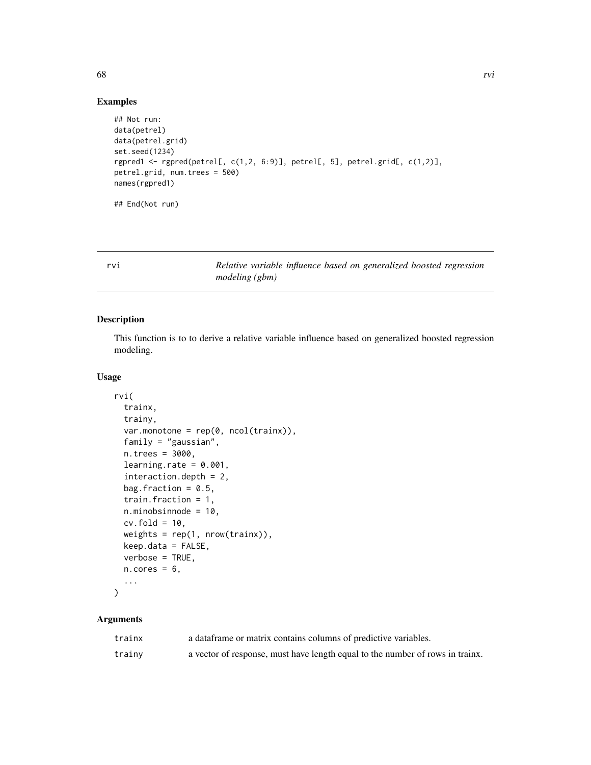## Examples

```
## Not run:
data(petrel)
data(petrel.grid)
set.seed(1234)
rgpred1 <- rgpred(petrel[, c(1,2, 6:9)], petrel[, 5], petrel.grid[, c(1,2)],
petrel.grid, num.trees = 500)
names(rgpred1)

## End(Not run)
```

---

rvi *Relative variable influence based on generalized boosted regression modeling (gbm)*

---

## Description

This function is to to derive a relative variable influence based on generalized boosted regression modeling.

## Usage

```
rvi(
  trainx,
  trainy,
  var.monotone = rep(0, ncol(trainx)),
  family = "gaussian",
  n.trees = 3000,
  learning.rate = 0.001,
  interaction.depth = 2,
  bag.fraction = 0.5,
  train.fraction = 1,
  n.minobsinnode = 10,
  cv.fold = 10,
  weights = rep(1, nrow(trainx)),
  keep.data = FALSE,
  verbose = TRUE,
  n.cores = 6,
  ...
)
```

## Arguments

| | |
|---|---|
| trainx | a dataframe or matrix contains columns of predictive variables. |
| trainy | a vector of response, must have length equal to the number of rows in trainx. |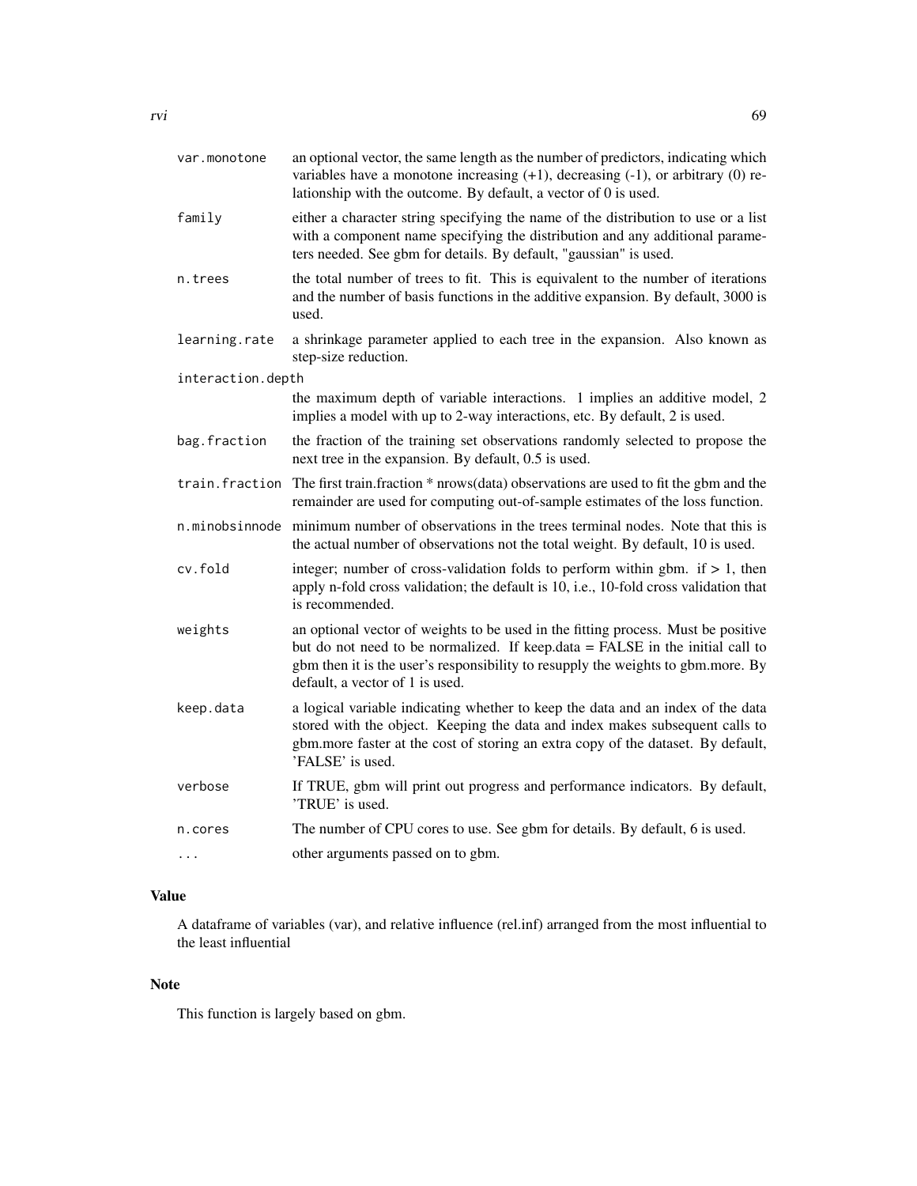| | |
|---|---|
| `var.monotone` | an optional vector, the same length as the number of predictors, indicating which variables have a monotone increasing (+1), decreasing (-1), or arbitrary (0) relationship with the outcome. By default, a vector of 0 is used. |
| `family` | either a character string specifying the name of the distribution to use or a list with a component name specifying the distribution and any additional parameters needed. See gbm for details. By default, "gaussian" is used. |
| `n.trees` | the total number of trees to fit. This is equivalent to the number of iterations and the number of basis functions in the additive expansion. By default, 3000 is used. |
| `learning.rate` | a shrinkage parameter applied to each tree in the expansion. Also known as step-size reduction. |
| `interaction.depth` | the maximum depth of variable interactions. 1 implies an additive model, 2 implies a model with up to 2-way interactions, etc. By default, 2 is used. |
| `bag.fraction` | the fraction of the training set observations randomly selected to propose the next tree in the expansion. By default, 0.5 is used. |
| `train.fraction` | The first train.fraction * nrows(data) observations are used to fit the gbm and the remainder are used for computing out-of-sample estimates of the loss function. |
| `n.minobsinnode` | minimum number of observations in the trees terminal nodes. Note that this is the actual number of observations not the total weight. By default, 10 is used. |
| `cv.fold` | integer; number of cross-validation folds to perform within gbm. if > 1, then apply n-fold cross validation; the default is 10, i.e., 10-fold cross validation that is recommended. |
| `weights` | an optional vector of weights to be used in the fitting process. Must be positive but do not need to be normalized. If keep.data = FALSE in the initial call to gbm then it is the user's responsibility to resupply the weights to gbm.more. By default, a vector of 1 is used. |
| `keep.data` | a logical variable indicating whether to keep the data and an index of the data stored with the object. Keeping the data and index makes subsequent calls to gbm.more faster at the cost of storing an extra copy of the dataset. By default, 'FALSE' is used. |
| `verbose` | If TRUE, gbm will print out progress and performance indicators. By default, 'TRUE' is used. |
| `n.cores` | The number of CPU cores to use. See gbm for details. By default, 6 is used. |
| `...` | other arguments passed on to gbm. |

## Value

A dataframe of variables (var), and relative influence (rel.inf) arranged from the most influential to the least influential

## Note

This function is largely based on gbm.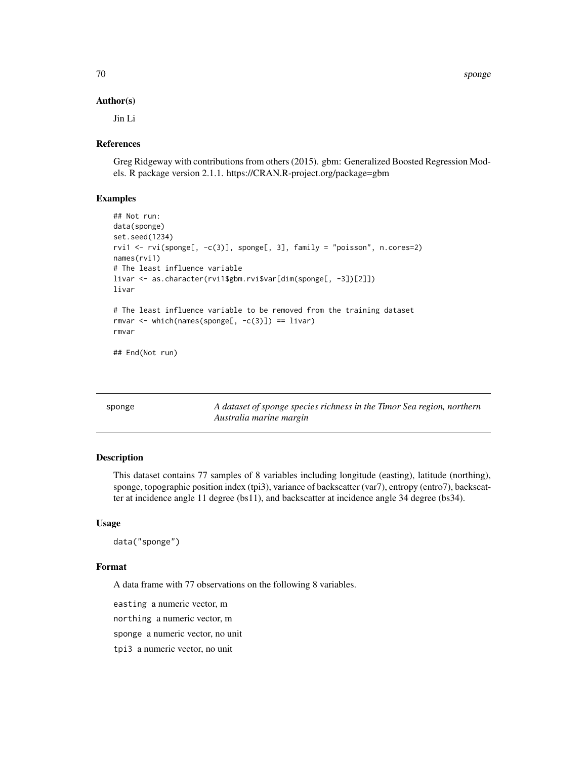### Author(s)

Jin Li

### References

Greg Ridgeway with contributions from others (2015). gbm: Generalized Boosted Regression Models. R package version 2.1.1. https://CRAN.R-project.org/package=gbm

### Examples

```
## Not run:
data(sponge)
set.seed(1234)
rvi1 <- rvi(sponge[, -c(3)], sponge[, 3], family = "poisson", n.cores=2)
names(rvi1)
# The least influence variable
livar <- as.character(rvi1$gbm.rvi$var[dim(sponge[, -3])[2]])
livar

# The least influence variable to be removed from the training dataset
rmvar <- which(names(sponge[, -c(3)]) == livar)
rmvar

## End(Not run)
```

---

## sponge — *A dataset of sponge species richness in the Timor Sea region, northern Australia marine margin*

### Description

This dataset contains 77 samples of 8 variables including longitude (easting), latitude (northing), sponge, topographic position index (tpi3), variance of backscatter (var7), entropy (entro7), backscatter at incidence angle 11 degree (bs11), and backscatter at incidence angle 34 degree (bs34).

### Usage

```
data("sponge")
```

### Format

A data frame with 77 observations on the following 8 variables.

`easting` a numeric vector, m

`northing` a numeric vector, m

`sponge` a numeric vector, no unit

`tpi3` a numeric vector, no unit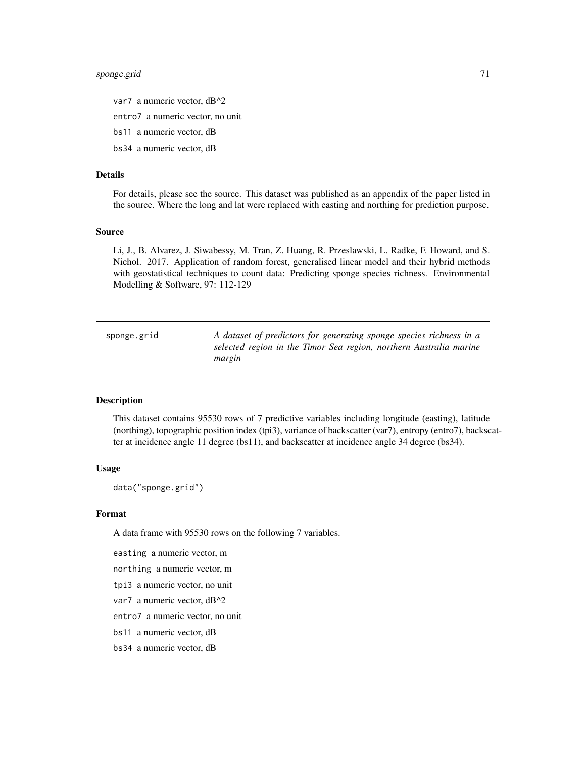var7 a numeric vector, dB^2

entro7 a numeric vector, no unit

bs11 a numeric vector, dB

bs34 a numeric vector, dB

### Details

For details, please see the source. This dataset was published as an appendix of the paper listed in the source. Where the long and lat were replaced with easting and northing for prediction purpose.

### Source

Li, J., B. Alvarez, J. Siwabessy, M. Tran, Z. Huang, R. Przeslawski, L. Radke, F. Howard, and S. Nichol. 2017. Application of random forest, generalised linear model and their hybrid methods with geostatistical techniques to count data: Predicting sponge species richness. Environmental Modelling & Software, 97: 112-129

---

## sponge.grid — *A dataset of predictors for generating sponge species richness in a selected region in the Timor Sea region, northern Australia marine margin*

---

### Description

This dataset contains 95530 rows of 7 predictive variables including longitude (easting), latitude (northing), topographic position index (tpi3), variance of backscatter (var7), entropy (entro7), backscatter at incidence angle 11 degree (bs11), and backscatter at incidence angle 34 degree (bs34).

### Usage

```
data("sponge.grid")
```

### Format

A data frame with 95530 rows on the following 7 variables.

easting a numeric vector, m

northing a numeric vector, m

tpi3 a numeric vector, no unit

var7 a numeric vector, dB^2

entro7 a numeric vector, no unit

bs11 a numeric vector, dB

bs34 a numeric vector, dB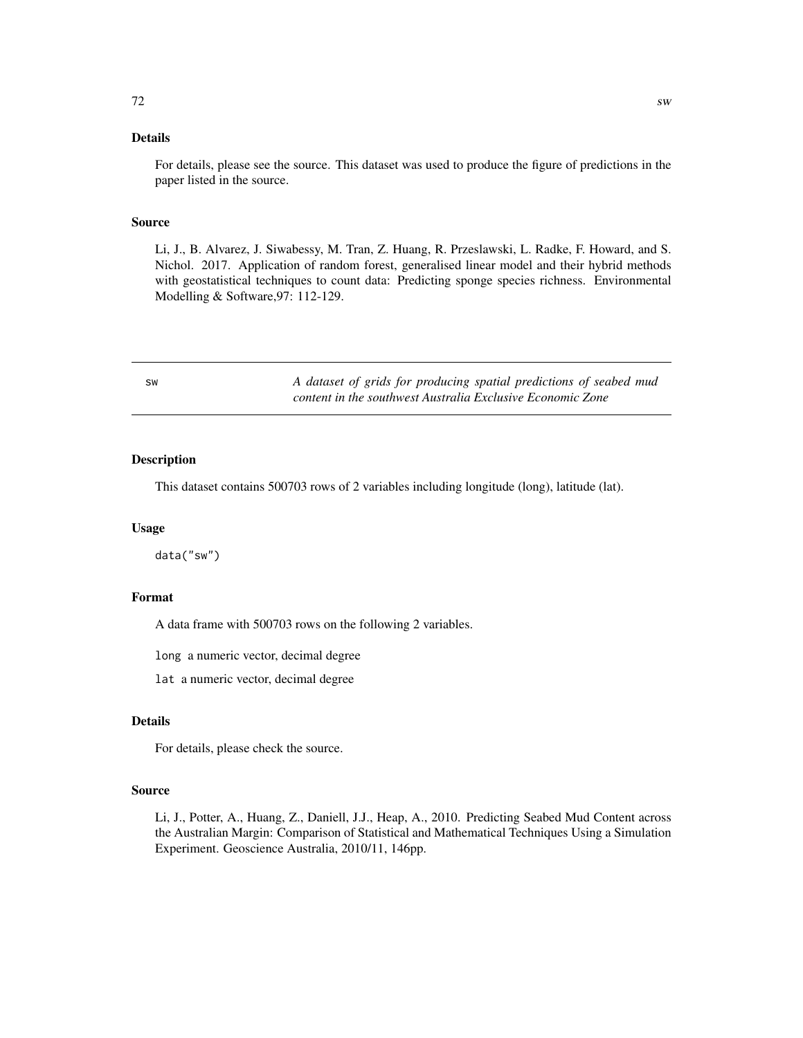### Details

For details, please see the source. This dataset was used to produce the figure of predictions in the paper listed in the source.

### Source

Li, J., B. Alvarez, J. Siwabessy, M. Tran, Z. Huang, R. Przeslawski, L. Radke, F. Howard, and S. Nichol. 2017. Application of random forest, generalised linear model and their hybrid methods with geostatistical techniques to count data: Predicting sponge species richness. Environmental Modelling & Software,97: 112-129.

---

## sw — *A dataset of grids for producing spatial predictions of seabed mud content in the southwest Australia Exclusive Economic Zone*

---

### Description

This dataset contains 500703 rows of 2 variables including longitude (long), latitude (lat).

### Usage

```
data("sw")
```

### Format

A data frame with 500703 rows on the following 2 variables.

`long` a numeric vector, decimal degree

`lat` a numeric vector, decimal degree

### Details

For details, please check the source.

### Source

Li, J., Potter, A., Huang, Z., Daniell, J.J., Heap, A., 2010. Predicting Seabed Mud Content across the Australian Margin: Comparison of Statistical and Mathematical Techniques Using a Simulation Experiment. Geoscience Australia, 2010/11, 146pp.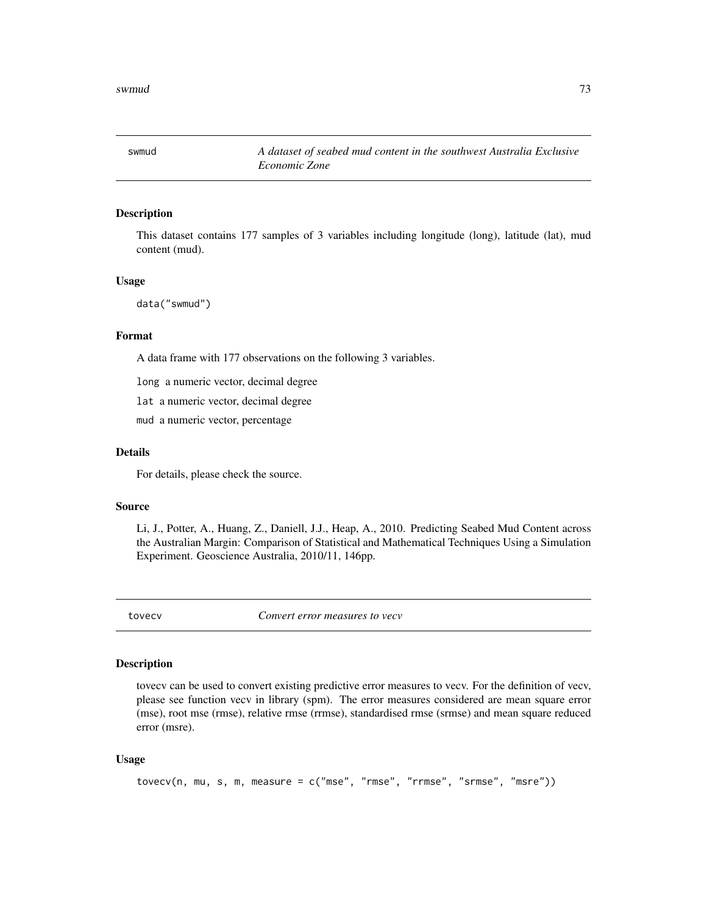## swmud — *A dataset of seabed mud content in the southwest Australia Exclusive Economic Zone*

### Description

This dataset contains 177 samples of 3 variables including longitude (long), latitude (lat), mud content (mud).

### Usage

```
data("swmud")
```

### Format

A data frame with 177 observations on the following 3 variables.

`long` a numeric vector, decimal degree

`lat` a numeric vector, decimal degree

`mud` a numeric vector, percentage

### Details

For details, please check the source.

### Source

Li, J., Potter, A., Huang, Z., Daniell, J.J., Heap, A., 2010. Predicting Seabed Mud Content across the Australian Margin: Comparison of Statistical and Mathematical Techniques Using a Simulation Experiment. Geoscience Australia, 2010/11, 146pp.

## tovecv — *Convert error measures to vecv*

### Description

tovecv can be used to convert existing predictive error measures to vecv. For the definition of vecv, please see function vecv in library (spm). The error measures considered are mean square error (mse), root mse (rmse), relative rmse (rrmse), standardised rmse (srmse) and mean square reduced error (msre).

### Usage

```
tovecv(n, mu, s, m, measure = c("mse", "rmse", "rrmse", "srmse", "msre"))
```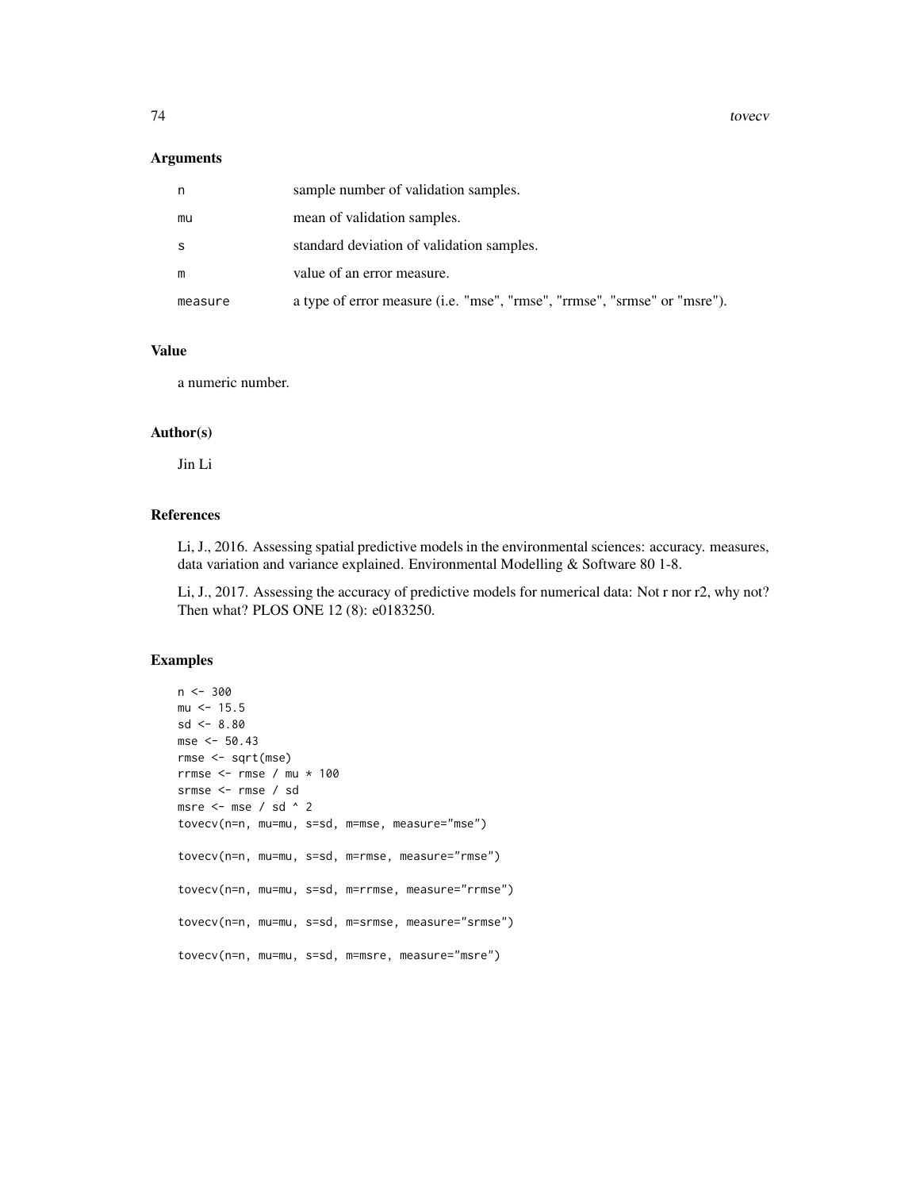### Arguments

| | |
|---|---|
| n | sample number of validation samples. |
| mu | mean of validation samples. |
| s | standard deviation of validation samples. |
| m | value of an error measure. |
| measure | a type of error measure (i.e. "mse", "rmse", "rrmse", "srmse" or "msre"). |

### Value

a numeric number.

### Author(s)

Jin Li

### References

Li, J., 2016. Assessing spatial predictive models in the environmental sciences: accuracy. measures, data variation and variance explained. Environmental Modelling & Software 80 1-8.

Li, J., 2017. Assessing the accuracy of predictive models for numerical data: Not r nor r2, why not? Then what? PLOS ONE 12 (8): e0183250.

### Examples

```
n <- 300
mu <- 15.5
sd <- 8.80
mse <- 50.43
rmse <- sqrt(mse)
rrmse <- rmse / mu * 100
srmse <- rmse / sd
msre <- mse / sd ^ 2
tovecv(n=n, mu=mu, s=sd, m=mse, measure="mse")

tovecv(n=n, mu=mu, s=sd, m=rmse, measure="rmse")

tovecv(n=n, mu=mu, s=sd, m=rrmse, measure="rrmse")

tovecv(n=n, mu=mu, s=sd, m=srmse, measure="srmse")

tovecv(n=n, mu=mu, s=sd, m=msre, measure="msre")
```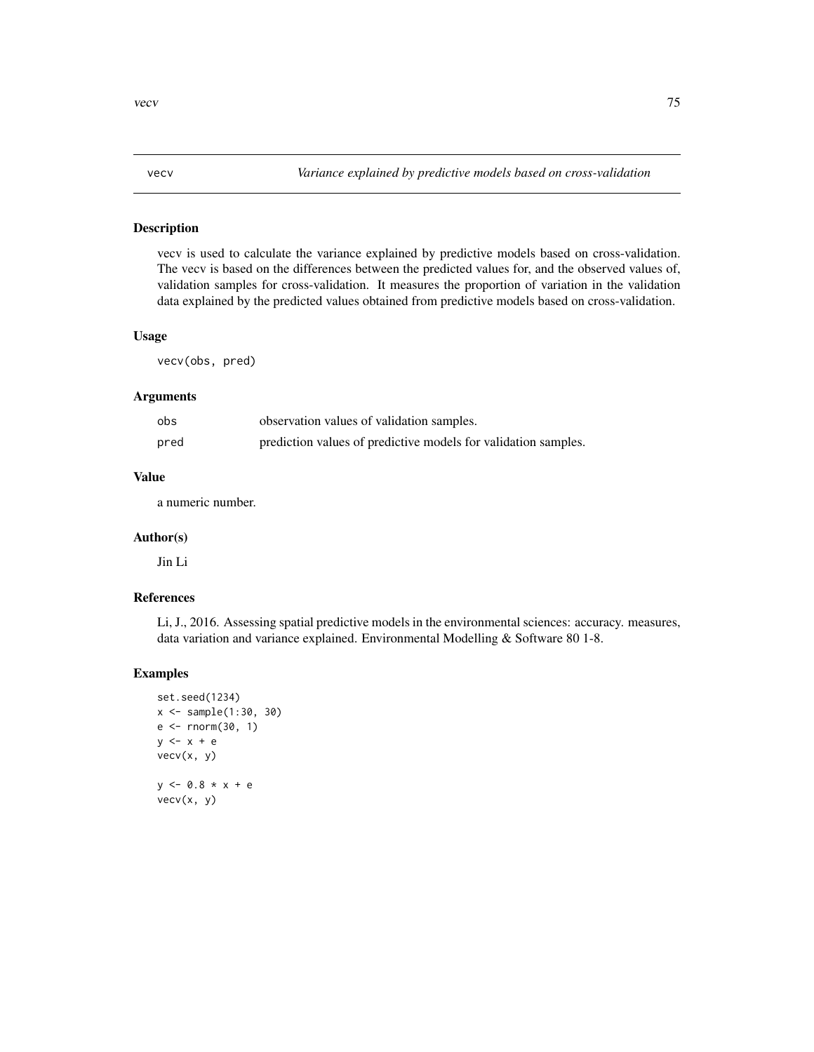# vecv — *Variance explained by predictive models based on cross-validation*

## Description

vecv is used to calculate the variance explained by predictive models based on cross-validation. The vecv is based on the differences between the predicted values for, and the observed values of, validation samples for cross-validation. It measures the proportion of variation in the validation data explained by the predicted values obtained from predictive models based on cross-validation.

## Usage

```
vecv(obs, pred)
```

## Arguments

| | |
|---|---|
| obs | observation values of validation samples. |
| pred | prediction values of predictive models for validation samples. |

## Value

a numeric number.

## Author(s)

Jin Li

## References

Li, J., 2016. Assessing spatial predictive models in the environmental sciences: accuracy. measures, data variation and variance explained. Environmental Modelling & Software 80 1-8.

## Examples

```
set.seed(1234)
x <- sample(1:30, 30)
e <- rnorm(30, 1)
y <- x + e
vecv(x, y)

y <- 0.8 * x + e
vecv(x, y)
```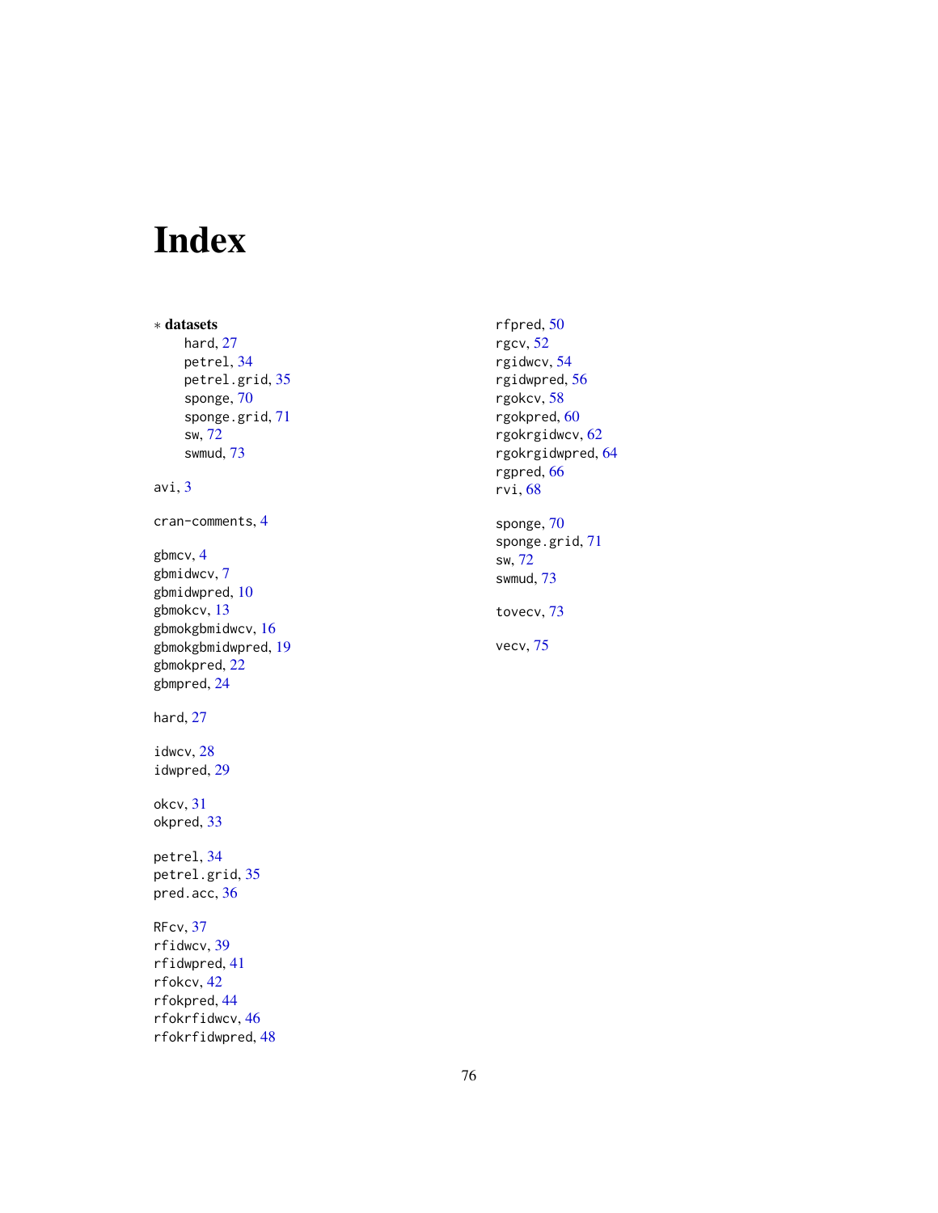# Index

∗ **datasets**

- hard, 27
- petrel, 34
- petrel.grid, 35
- sponge, 70
- sponge.grid, 71
- sw, 72
- swmud, 73

avi, 3

cran-comments, 4

gbmcv, 4
gbmidwcv, 7
gbmidwpred, 10
gbmokcv, 13
gbmokgbmidwcv, 16
gbmokgbmidwpred, 19
gbmokpred, 22
gbmpred, 24

hard, 27

idwcv, 28
idwpred, 29

okcv, 31
okpred, 33

petrel, 34
petrel.grid, 35
pred.acc, 36

RFcv, 37
rfidwcv, 39
rfidwpred, 41
rfokcv, 42
rfokpred, 44
rfokrfidwcv, 46
rfokrfidwpred, 48
rfpred, 50
rgcv, 52
rgidwcv, 54
rgidwpred, 56
rgokcv, 58
rgokpred, 60
rgokrgidwcv, 62
rgokrgidwpred, 64
rgpred, 66
rvi, 68

sponge, 70
sponge.grid, 71
sw, 72
swmud, 73

tovecv, 73

vecv, 75